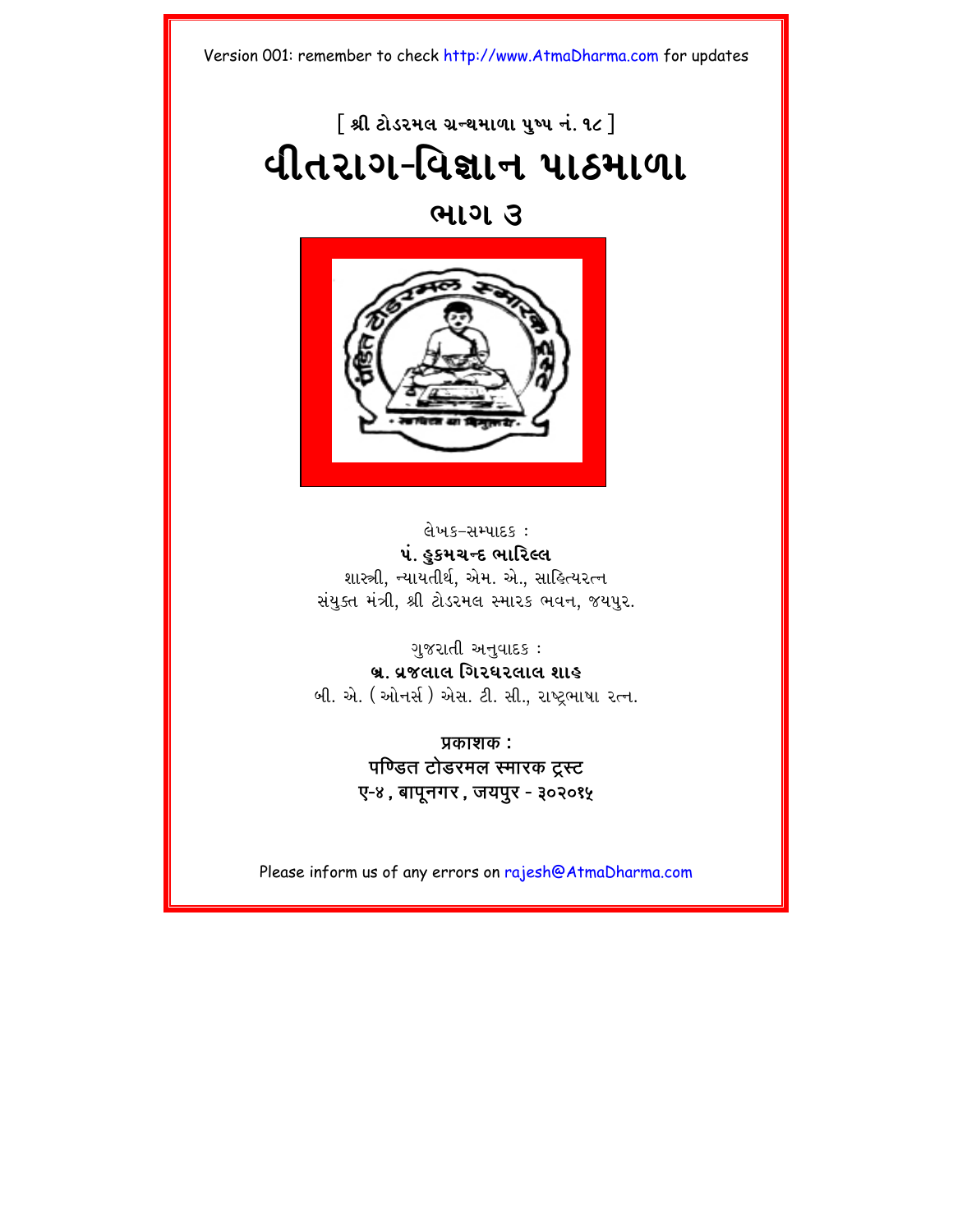Version 001: remember to check http://www.AtmaDharma.com for updates

[ શ્રી ટોડરમલ ગ્રન્થમાળા પુષ્પ નં. ૧૮ ]

# વીતરાગ-વિજ્ઞાન પાઠમાળા

## ભાગ ૩

લેખક–સમ્પાદક :

**પં. હુકમચન્દ ભારિલ્લ**

શાસ્ત્રી, ન્યાયતીર્થ, એમ. એ., સાહિત્યરત્ન

સંયુક્ત મંત્રી, શ્રી ટોડરમલ સ્મારક ભવન, જયપુર.

ગુજરાતી અનુવાદક :

**બ્ર. વ્રજલાલ ગિરધરલાલ શાહ**

બી. એ. ( ઓનર્સ ) એસ. ટી. સી., રાષ્ટ્રભાષા રત્ન.

**प्रकाशक :**

**पण्डित टोडरमल स्मारक ट्रस्ट**

**ए-४ , बापूनगर , जयपुर - ३०२०१५**

Please inform us of any errors on rajesh@AtmaDharma.com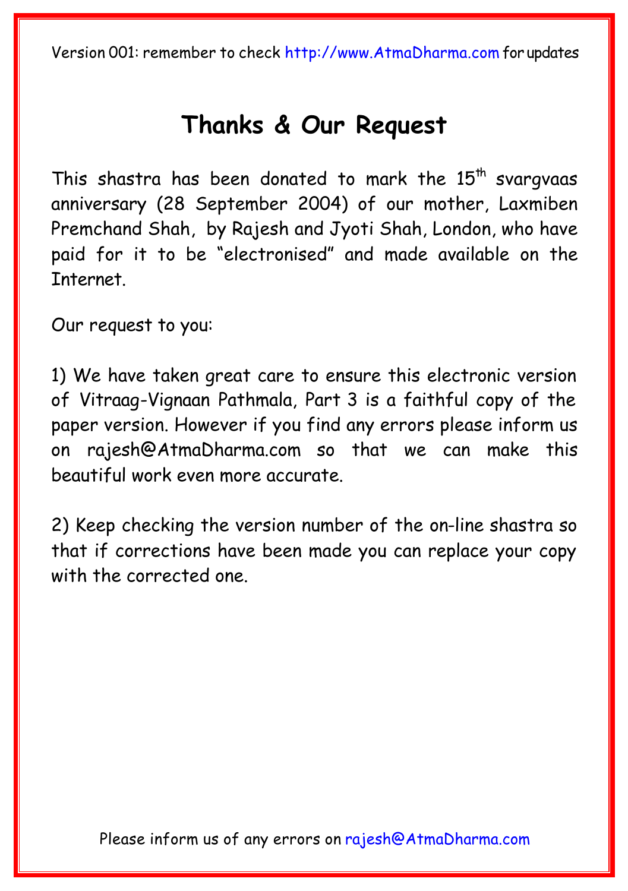Version 001: remember to check http://www.AtmaDharma.com for updates

# Thanks & Our Request

This shastra has been donated to mark the 15th svargvaas anniversary (28 September 2004) of our mother, Laxmiben Premchand Shah, by Rajesh and Jyoti Shah, London, who have paid for it to be "electronised" and made available on the Internet.

Our request to you:

1) We have taken great care to ensure this electronic version of Vitraag-Vignaan Pathmala, Part 3 is a faithful copy of the paper version. However if you find any errors please inform us on rajesh@AtmaDharma.com so that we can make this beautiful work even more accurate.

2) Keep checking the version number of the on-line shastra so that if corrections have been made you can replace your copy with the corrected one.

Please inform us of any errors on rajesh@AtmaDharma.com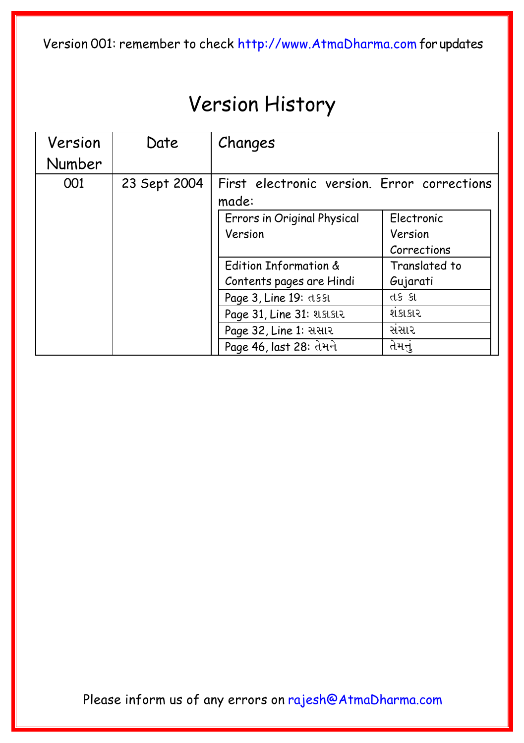Version 001: remember to check http://www.AtmaDharma.com for updates

# Version History

| Version Number | Date | Changes |
|---|---|---|
| 001 | 23 Sept 2004 | First electronic version. Error corrections made: |

| Errors in Original Physical Version | Electronic Version Corrections |
|---|---|
| Edition Information & Contents pages are Hindi | Translated to Gujarati |
| Page 3, Line 19: તકકા | તક કા |
| Page 31, Line 31: શકાકાર | શંકાકાર |
| Page 32, Line 1: સસાર | સંસાર |
| Page 46, last 28: તેમને | તેમનું |

Please inform us of any errors on rajesh@AtmaDharma.com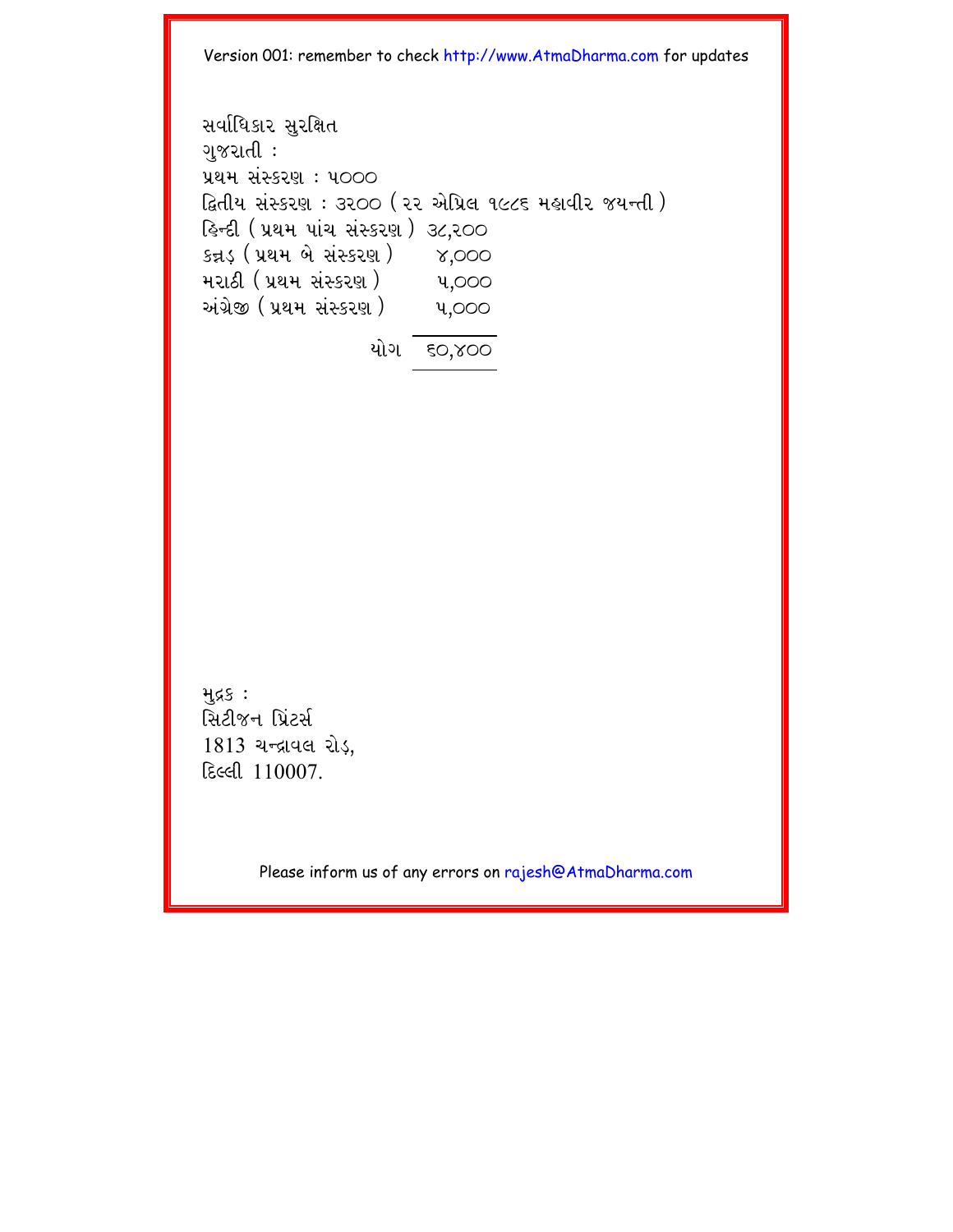Version 001: remember to check http://www.AtmaDharma.com for updates

સર્વાધિકાર સુરક્ષિત
ગુજરાતી :
પ્રથમ સંસ્કરણ : ૫૦૦૦
દ્વિતીય સંસ્કરણ : ૩૨૦૦ ( ૨૨ એપ્રિલ ૧૯૮૬ મહાવીર જયન્તી )
હિન્દી ( પ્રથમ પાંચ સંસ્કરણ ) ૩૮,૨૦૦
કન્નડ ( પ્રથમ બે સંસ્કરણ ) ૪,૦૦૦
મરાઠી ( પ્રથમ સંસ્કરણ ) ૫,૦૦૦
અંગ્રેજી ( પ્રથમ સંસ્કરણ ) ૫,૦૦૦

યોગ ૬૦,૪૦૦

મુદ્રક :
સિટીજન પ્રિંટર્સ
1813 ચન્દ્રાવલ રોડ,
દિલ્લી 110007.

Please inform us of any errors on rajesh@AtmaDharma.com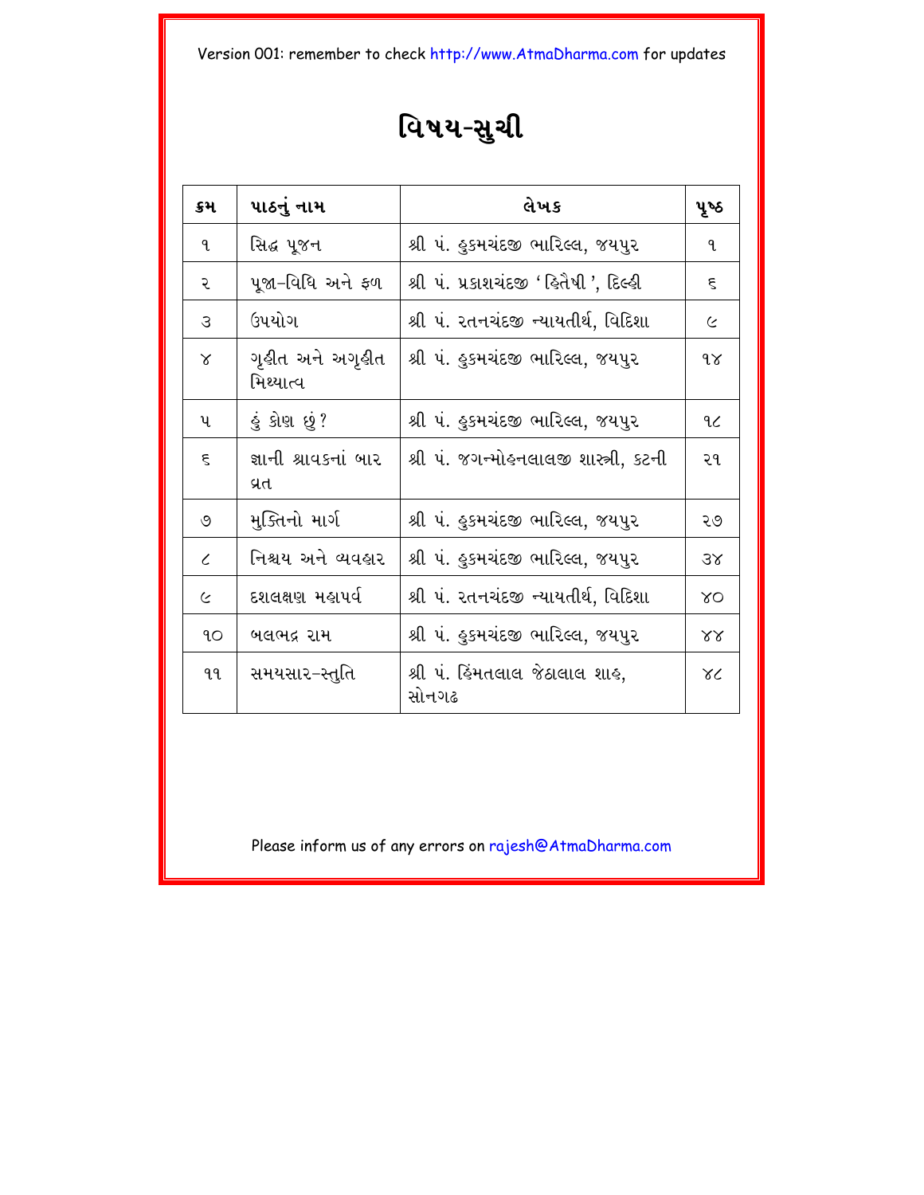Version 001: remember to check http://www.AtmaDharma.com for updates

# વિષય-સુચી

| ક્રમ | પાઠનું નામ | લેખક | પૃષ્ઠ |
|---|---|---|---|
| ૧ | સિદ્ધ પૂજન | શ્રી પં. હુકમચંદજી ભારિલ્લ, જયપુર | ૧ |
| ૨ | પૂજા-વિધિ અને ફળ | શ્રી પં. પ્રકાશચંદજી 'હિતૈષી', દિલ્હી | ૬ |
| ૩ | ઉપયોગ | શ્રી પં. રતનચંદજી ન્યાયતીર્થ, વિદિશા | ૯ |
| ૪ | ગૃહીત અને અગૃહીત મિથ્યાત્વ | શ્રી પં. હુકમચંદજી ભારિલ્લ, જયપુર | ૧૪ |
| ૫ | હું કોણ છું? | શ્રી પં. હુકમચંદજી ભારિલ્લ, જયપુર | ૧૮ |
| ૬ | જ્ઞાની શ્રાવકનાં બાર વ્રત | શ્રી પં. જગન્મોહનલાલજી શાસ્ત્રી, કટની | ૨૧ |
| ૭ | મુક્તિનો માર્ગ | શ્રી પં. હુકમચંદજી ભારિલ્લ, જયપુર | ૨૭ |
| ૮ | નિશ્ચય અને વ્યવહાર | શ્રી પં. હુકમચંદજી ભારિલ્લ, જયપુર | ૩૪ |
| ૯ | દશલક્ષણ મહાપર્વ | શ્રી પં. રતનચંદજી ન્યાયતીર્થ, વિદિશા | ૪૦ |
| ૧૦ | બલભદ્ર રામ | શ્રી પં. હુકમચંદજી ભારિલ્લ, જયપુર | ૪૪ |
| ૧૧ | સમયસાર-સ્તુતિ | શ્રી પં. હિંમતલાલ જેઠાલાલ શાહ, સોનગઢ | ૪૮ |

Please inform us of any errors on rajesh@AtmaDharma.com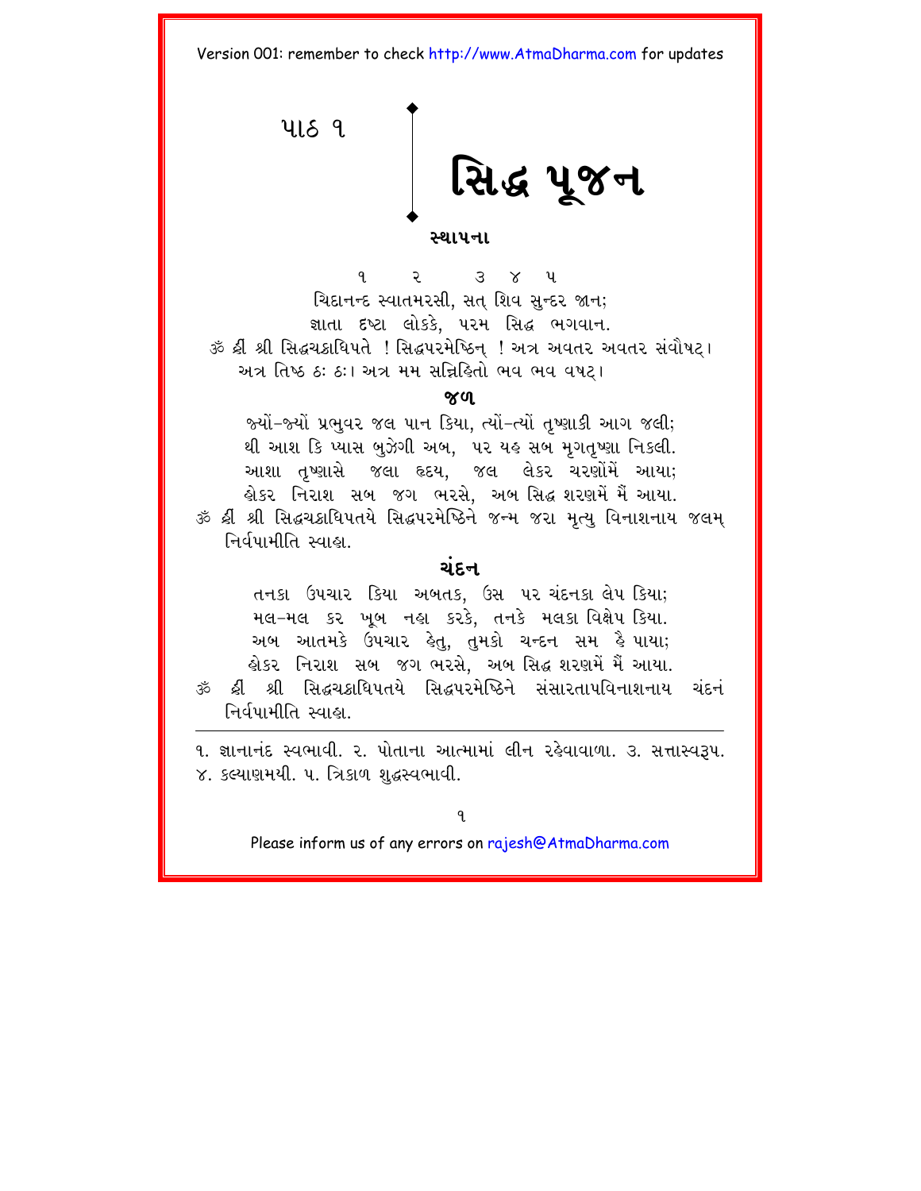પાઠ ૧

# સિદ્ધ પૂજન

### સ્થાપના

૧ ૨ ૩ ૪ ૫

ચિદાનન્દ સ્વાતમરસી, સત્ શિવ સુન્દર જાન;
જ્ઞાતા દષ્ટા લોકકે, પરમ સિદ્ધ ભગવાન.

ૐ હ્રીં શ્રી સિદ્ધચક્રાધિપતે ! સિદ્ધપરમેષ્ઠિન્ ! અત્ર અવતર અવતર સંવૌષટ્। અત્ર તિષ્ઠ ઠઃ ઠઃ। અત્ર મમ સન્નિહિતો ભવ ભવ વષટ્।

### જળ

જ્યોં-જ્યોં પ્રભુવર જલ પાન કિયા, ત્યોં-ત્યોં તૃષ્ણાકી આગ જલી;
થી આશ કિ પ્યાસ બુઝેગી અબ, પર યહ સબ મૃગતૃષ્ણા નિકલી.
આશા તૃષ્ણાસે જલા હૃદય, જલ લેકર ચરણોંમેં આયા;
હોકર નિરાશ સબ જગ ભરસે, અબ સિદ્ધ શરણમેં મૈં આયા.

ૐ હ્રીં શ્રી સિદ્ધચક્રાધિપતયે સિદ્ધપરમેષ્ઠિને જન્મ જરા મૃત્યુ વિનાશનાય જલમ્ નિર્વપામીતિ સ્વાહા.

### ચંદન

તનકા ઉપચાર કિયા અબતક, ઉસ પર ચંદનકા લેપ કિયા;
મલ-મલ કર ખૂબ નહા કરકે, તનકે મલકા વિક્ષેપ કિયા.
અબ આતમકે ઉપચાર હેતુ, તુમકો ચન્દન સમ હૈ પાયા;
હોકર નિરાશ સબ જગ ભરસે, અબ સિદ્ધ શરણમેં મૈં આયા.

ૐ હ્રીં શ્રી સિદ્ધચક્રાધિપતયે સિદ્ધપરમેષ્ઠિને સંસારતાપવિનાશનાય ચંદનં નિર્વપામીતિ સ્વાહા.

---

૧. જ્ઞાનાનંદ સ્વભાવી. ૨. પોતાના આત્મામાં લીન રહેવાવાળા. ૩. સત્તાસ્વરૂપ. ૪. કલ્યાણમયી. ૫. ત્રિકાળ શુદ્ધસ્વભાવી.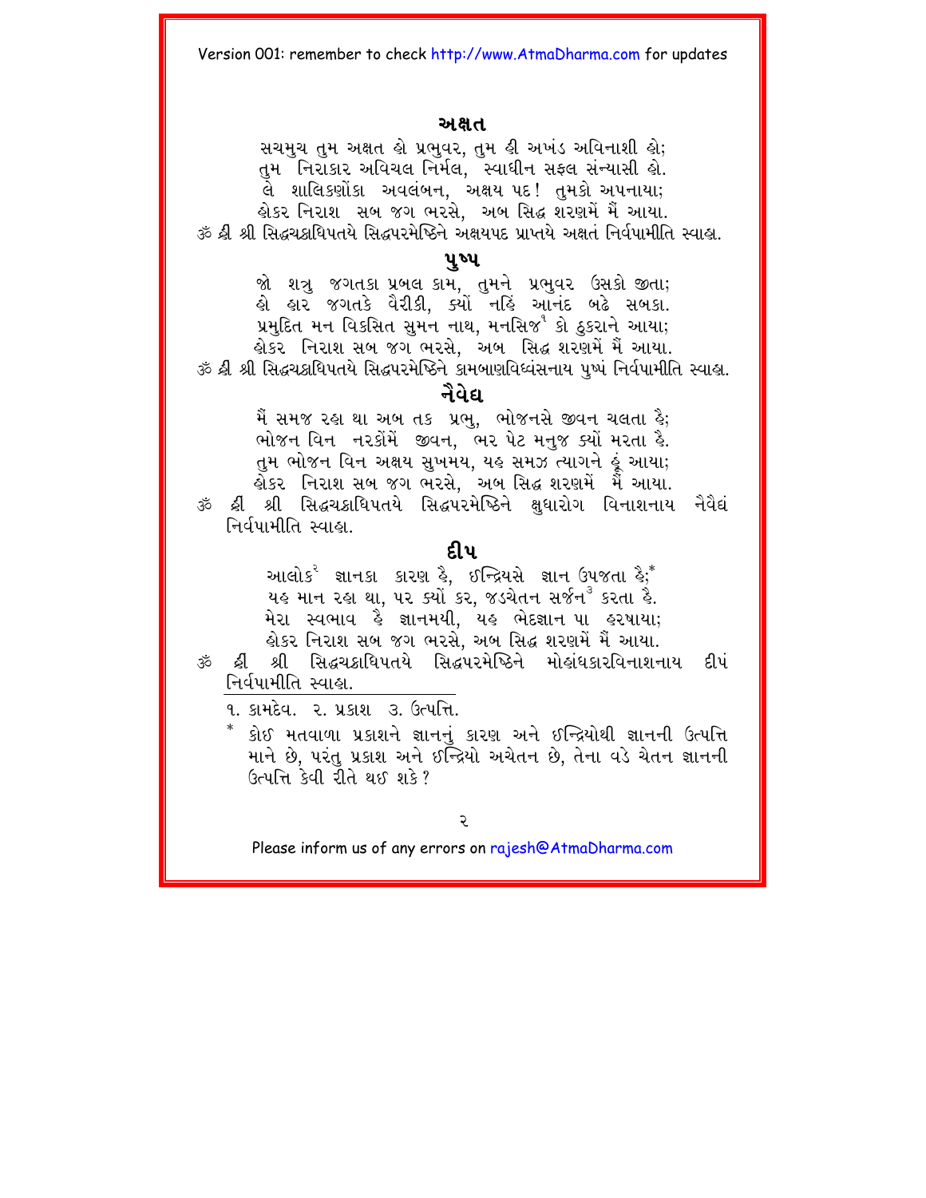## અક્ષત

સચમુચ તુમ અક્ષત હો પ્રભુવર, તુમ હી અખંડ અવિનાશી હો;
તુમ નિરાકાર અવિચલ નિર્મલ, સ્વાધીન સફલ સંન્યાસી હો.
લે શાલિકણોંકા અવલંબન, અક્ષય પદ! તુમકો અપનાયા;
હોકર નિરાશ સબ જગ ભરસે, અબ સિદ્ધ શરણમેં મૈં આયા.

ૐ હ્રી શ્રી સિદ્ધચક્રાધિપતયે સિદ્ધપરમેષ્ઠિને અક્ષયપદ પ્રાપ્તયે અક્ષતં નિર્વપામીતિ સ્વાહા.

## પુષ્પ

જો શત્રુ જગતકા પ્રબલ કામ, તુમને પ્રભુવર ઉસકો જીતા;
હો હાર જગતકે વૈરીકી, ક્યોં નહિં આનંદ બઢે સબકા.
પ્રમુદિત મન વિકસિત સુમન નાથ, મનસિજ[1] કો ઠુકરાને આયા;
હોકર નિરાશ સબ જગ ભરસે, અબ સિદ્ધ શરણમેં મૈં આયા.

ૐ હ્રી શ્રી સિદ્ધચક્રાધિપતયે સિદ્ધપરમેષ્ઠિને કામબાણવિધ્વંસનાય પુષ્પં નિર્વપામીતિ સ્વાહા.

## નૈવેદ્ય

મૈં સમજ રહા થા અબ તક પ્રભુ, ભોજનસે જીવન ચલતા હૈ;
ભોજન વિન નરકોંમેં જીવન, ભર પેટ મનુજ ક્યોં મરતા હૈ.
તુમ ભોજન વિન અક્ષય સુખમય, યહ સમઝ ત્યાગને હૂં આયા;
હોકર નિરાશ સબ જગ ભરસે, અબ સિદ્ધ શરણમેં મૈં આયા.

ૐ હ્રી શ્રી સિદ્ધચક્રાધિપતયે સિદ્ધપરમેષ્ઠિને ક્ષુધારોગ વિનાશનાય નૈવેદ્યં નિર્વપામીતિ સ્વાહા.

## દીપ

આલોક[2] જ્ઞાનકા કારણ હૈ, ઇન્દ્રિયસે જ્ઞાન ઉપજતા હૈ;*
યહ માન રહા થા, પર ક્યોં કર, જડચેતન સર્જન[3] કરતા હૈ.
મેરા સ્વભાવ હૈ જ્ઞાનમયી, યહ ભેદજ્ઞાન પા હરષાયા;
હોકર નિરાશ સબ જગ ભરસે, અબ સિદ્ધ શરણમેં મૈં આયા.

ૐ હ્રી શ્રી સિદ્ધચક્રાધિપતયે સિદ્ધપરમેષ્ઠિને મોહાંધકારવિનાશનાય દીપં નિર્વપામીતિ સ્વાહા.

---

૧. કામદેવ. ૨. પ્રકાશ ૩. ઉત્પત્તિ.

* કોઈ મતવાળા પ્રકાશને જ્ઞાનનું કારણ અને ઇન્દ્રિયોથી જ્ઞાનની ઉત્પત્તિ માને છે, પરંતુ પ્રકાશ અને ઇન્દ્રિયો અચેતન છે, તેના વડે ચેતન જ્ઞાનની ઉત્પત્તિ કેવી રીતે થઈ શકે?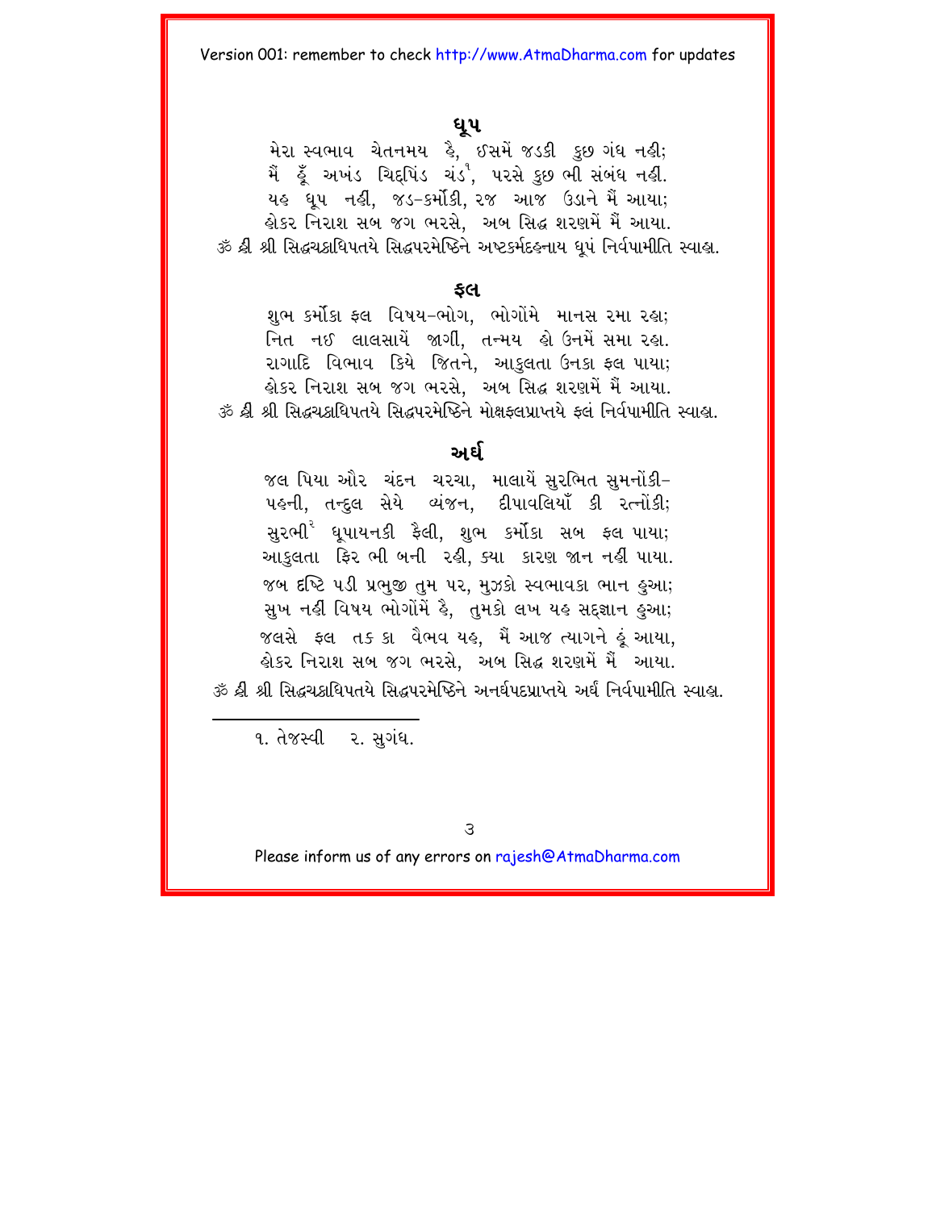## ધૂપ

મેરા સ્વભાવ ચેતનમય હૈ, ઈસમેં જડકી કુછ ગંધ નહીં;
મૈં હૂઁ અખંડ ચિદ્‌પિંડ ચંડ[1], પરસે કુછ ભી સંબંધ નહીં.
યહ ધૂપ નહીં, જડ-કર્મોકી, રજ આજ ઉડાને મૈં આયા;
હોકર નિરાશ સબ જગ ભરસે, અબ સિદ્ધ શરણમેં મૈં આયા.
ૐ હ્રીં શ્રી સિદ્ધચક્રાધિપતયે સિદ્ધપરમેષ્ઠિને અષ્ટકર્મદહનાય ધૂપં નિર્વપામીતિ સ્વાહા.

## ફલ

શુભ કર્મોકા ફલ વિષય-ભોગ, ભોગોંમે માનસ રમા રહા;
નિત નઈ લાલસાયેં જાગીં, તન્મય હો ઉનમેં સમા રહા.
રાગાદિ વિભાવ કિયે જિતને, આકુલતા ઉનકા ફલ પાયા;
હોકર નિરાશ સબ જગ ભરસે, અબ સિદ્ધ શરણમેં મૈં આયા.
ૐ હ્રીં શ્રી સિદ્ધચક્રાધિપતયે સિદ્ધપરમેષ્ઠિને મોક્ષફલપ્રાપ્તયે ફલં નિર્વપામીતિ સ્વાહા.

## અર્ઘ

જલ પિયા ઔર ચંદન ચરચા, માલાયેં સુરભિત સુમનોંકી–
પહની, તન્દુલ સેયે વ્યંજન, દીપાવલિયાઁ કી રત્નોંકી;
સુરભી[2] ધૂપાયનકી ફૈલી, શુભ કર્મોકા સબ ફલ પાયા;
આકુલતા ફિર ભી બની રહી, ક્યા કારણ જાન નહીં પાયા.
જબ દૃષ્ટિ પડી પ્રભુજી તુમ પર, મુઝકો સ્વભાવકા ભાન હુઆ;
સુખ નહીં વિષય ભોગોંમેં હૈ, તુમકો લખ યહ સદ્‌જ્ઞાન હુઆ;
જલસે ફલ તક કા વૈભવ યહ, મૈં આજ ત્યાગને હૂં આયા,
હોકર નિરાશ સબ જગ ભરસે, અબ સિદ્ધ શરણમેં મૈં આયા.
ૐ હ્રીં શ્રી સિદ્ધચક્રાધિપતયે સિદ્ધપરમેષ્ઠિને અનર્ઘપદપ્રાપ્તયે અર્ઘં નિર્વપામીતિ સ્વાહા.

---

૧. તેજસ્વી ૨. સુગંધ.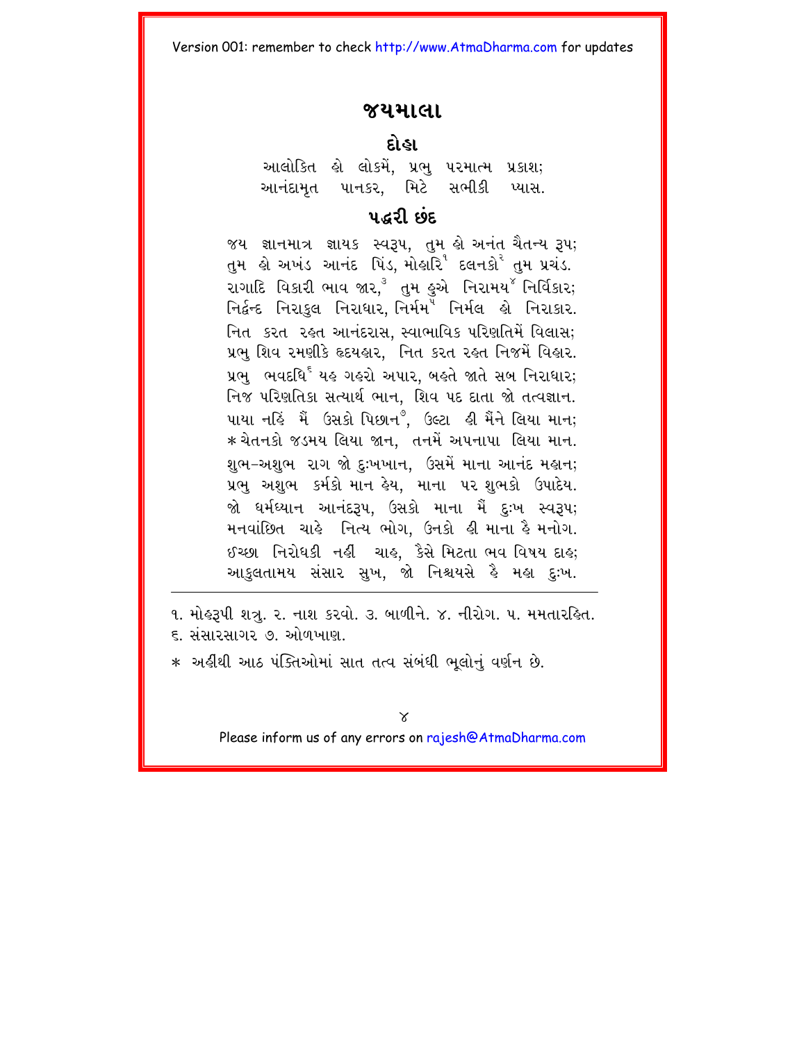## જયમાલા

### દોહા

આલોકિત હો લોકમેં, પ્રભુ પરમાત્મ પ્રકાશ;
આનંદામૃત પાનકર, મિટે સભીકી પ્યાસ.

### પદ્ધરી છંદ

જય જ્ઞાનમાત્ર જ્ઞાયક સ્વરૂપ, તુમ હો અનંત ચૈતન્ય રૂપ;
તુમ હો અખંડ આનંદ પિંડ, મોહારિ[1] દલનકો[2] તુમ પ્રચંડ.
રાગાદિ વિકારી ભાવ જાર,[3] તુમ હુએ નિરામય[4] નિર્વિકાર;
નિર્દ્વન્દ નિરાકુલ નિરાધાર, નિર્મમ[5] નિર્મલ હો નિરાકાર.
નિત કરત રહત આનંદરાસ, સ્વાભાવિક પરિણતિમેં વિલાસ;
પ્રભુ શિવ રમણીકે હૃદયહાર, નિત કરત રહત નિજમેં વિહાર.
પ્રભુ ભવદધિ[6] યહ ગહરો અપાર, બહતે જાતે સબ નિરાધાર;
નિજ પરિણતિકા સત્યાર્થ ભાન, શિવ પદ દાતા જો તત્વજ્ઞાન.
પાયા નહિં મૈં ઉસકો પિછાન[7], ઉલ્ટા હી મૈંને લિયા માન;
\* ચેતનકો જડમય લિયા જાન, તનમેં અપનાપા લિયા માન.
શુભ–અશુભ રાગ જો દુઃખખાન, ઉસમેં માના આનંદ મહાન;
પ્રભુ અશુભ કર્મકો માન હેય, માના પર શુભકો ઉપાદેય.
જો ધર્મધ્યાન આનંદરૂપ, ઉસકો માના મૈં દુઃખ સ્વરૂપ;
મનવાંછિત ચાહે નિત્ય ભોગ, ઉનકો હી માના હૈ મનોગ.
ઈચ્છા નિરોધકી નહીં ચાહ, કૈસે મિટતા ભવ વિષય દાહ;
આકુલતામય સંસાર સુખ, જો નિશ્ચયસે હૈ મહા દુઃખ.

---

૧. મોહરૂપી શત્રુ. ૨. નાશ કરવો. ૩. બાળીને. ૪. નીરોગ. ૫. મમતારહિત.
૬. સંસારસાગર ૭. ઓળખાણ.

\* અહીંથી આઠ પંક્તિઓમાં સાત તત્વ સંબંધી ભૂલોનું વર્ણન છે.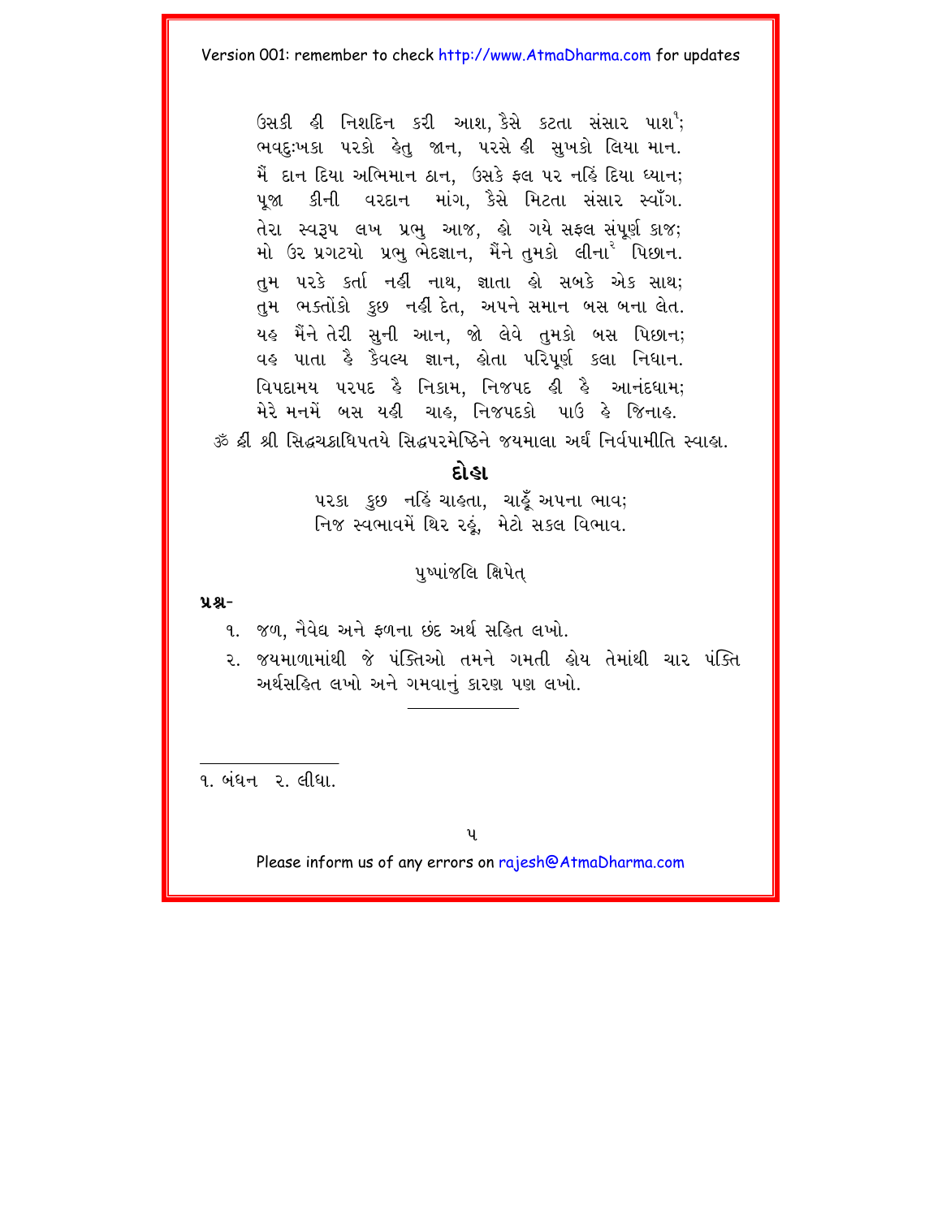ઉસકી હી નિશદિન કરી આશ, કૈસે કટતા સંસાર પાશ[1];
ભવદુઃખકા પરકો હેતુ જાન, પરસે હી સુખકો લિયા માન.
મૈં દાન દિયા અભિમાન ઠાન, ઉસકે ફલ પર નહિં દિયા ધ્યાન;
પૂજા કીની વરદાન માંગ, કૈસે મિટતા સંસાર સ્વાઁગ.
તેરા સ્વરૂપ લખ પ્રભુ આજ, હો ગયે સફલ સંપૂર્ણ કાજ;
મો ઉર પ્રગટયો પ્રભુ ભેદજ્ઞાન, મૈંને તુમકો લીના[2] પિછાન.
તુમ પરકે કર્તા નહીં નાથ, જ્ઞાતા હો સબકે એક સાથ;
તુમ ભક્તોંકો કુછ નહીં દેત, અપને સમાન બસ બના લેત.
યહ મૈંને તેરી સુની આન, જો લેવે તુમકો બસ પિછાન;
વહ પાતા હૈ કૈવલ્ય જ્ઞાન, હોતા પરિપૂર્ણ કલા નિધાન.
વિપદામય પરપદ હૈ નિકામ, નિજપદ હી હૈ આનંદધામ;
મેરે મનમેં બસ યહી ચાહ, નિજપદકો પાઉં હે જિનાહ.

ૐ હ્રીં શ્રી સિદ્ધચક્રાધિપતયે સિદ્ધપરમેષ્ઠિને જયમાલા અર્ઘ્ં નિર્વપામીતિ સ્વાહા.

## દોહા

પરકા કુછ નહિં ચાહતા, ચાહૂઁ અપના ભાવ;
નિજ સ્વભાવમેં થિર રહૂં, મેટો સકલ વિભાવ.

પુષ્પાંજલિ ક્ષિપેત્

**પ્રશ્ન-**

૧. જળ, નૈવેદ્ય અને ફળના છંદ અર્થ સહિત લખો.
૨. જયમાળામાંથી જે પંક્તિઓ તમને ગમતી હોય તેમાંથી ચાર પંક્તિ અર્થસહિત લખો અને ગમવાનું કારણ પણ લખો.

---

૧. બંધન ૨. લીધા.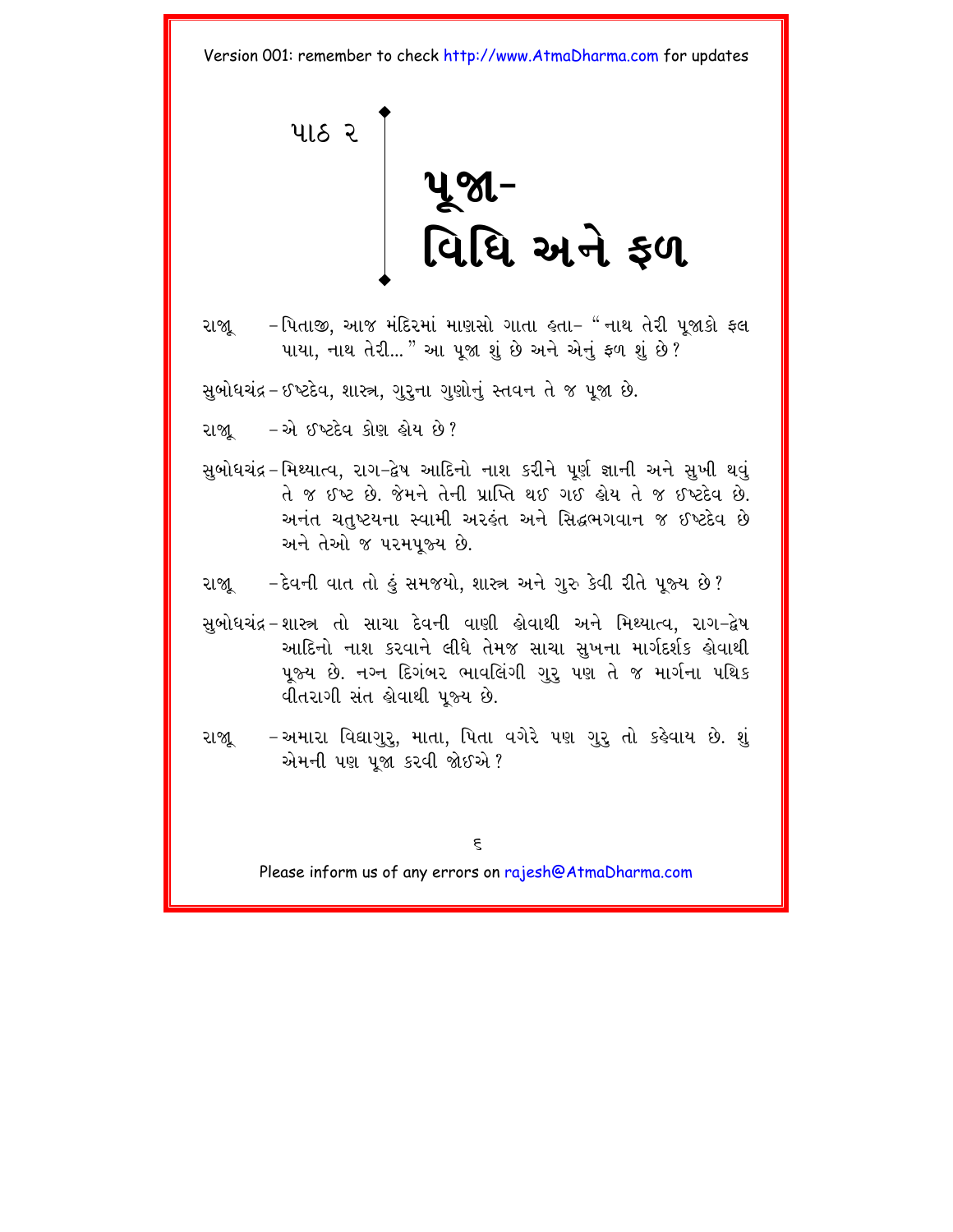પાઠ ૨

# પૂજા- વિધિ અને ફળ

રાજૂ –પિતાજી, આજ મંદિરમાં માણસો ગાતા હતા– "નાથ તેરી પૂજાકો ફલ પાયા, નાથ તેરી..." આ પૂજા શું છે અને એનું ફળ શું છે?

સુબોધચંદ્ર–ઈષ્ટદેવ, શાસ્ત્ર, ગુરુના ગુણોનું સ્તવન તે જ પૂજા છે.

રાજૂ –એ ઈષ્ટદેવ કોણ હોય છે?

સુબોધચંદ્ર–મિથ્યાત્વ, રાગ-દ્વેષ આદિનો નાશ કરીને પૂર્ણ જ્ઞાની અને સુખી થવું તે જ ઈષ્ટ છે. જેમને તેની પ્રાપ્તિ થઈ ગઈ હોય તે જ ઈષ્ટદેવ છે. અનંત ચતુષ્ટયના સ્વામી અરહંત અને સિદ્ધભગવાન જ ઈષ્ટદેવ છે અને તેઓ જ પરમપૂજ્ય છે.

રાજૂ –દેવની વાત તો હું સમજ્યો, શાસ્ત્ર અને ગુરુ કેવી રીતે પૂજ્ય છે?

સુબોધચંદ્ર–શાસ્ત્ર તો સાચા દેવની વાણી હોવાથી અને મિથ્યાત્વ, રાગ-દ્વેષ આદિનો નાશ કરવાને લીધે તેમજ સાચા સુખના માર્ગદર્શક હોવાથી પૂજ્ય છે. નગ્ન દિગંબર ભાવલિંગી ગુરુ પણ તે જ માર્ગના પથિક વીતરાગી સંત હોવાથી પૂજ્ય છે.

રાજૂ –અમારા વિદ્યાગુરુ, માતા, પિતા વગેરે પણ ગુરુ તો કહેવાય છે. શું એમની પણ પૂજા કરવી જોઈએ?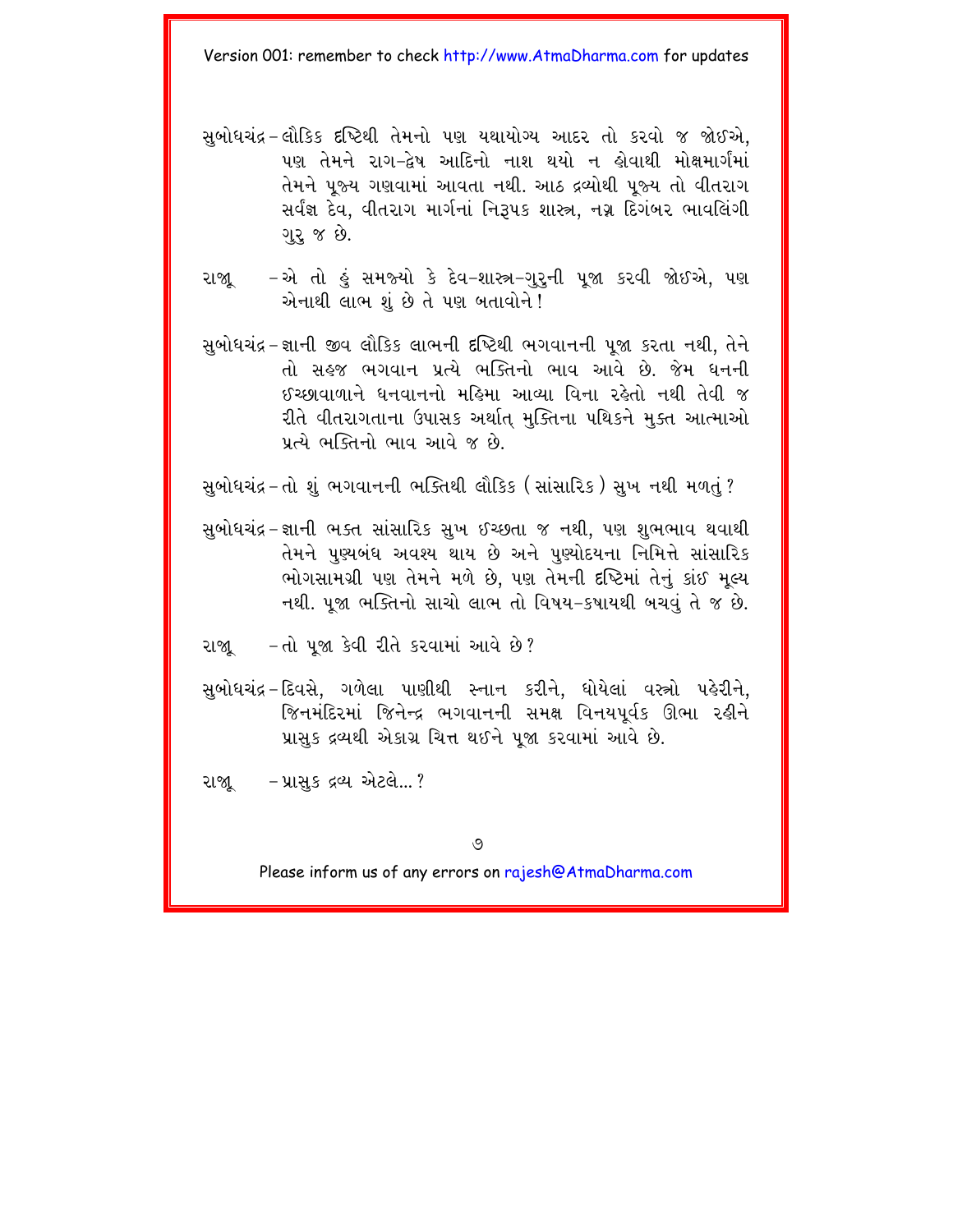સુબોધચંદ્ર – લૌકિક દૃષ્ટિથી તેમનો પણ યથાયોગ્ય આદર તો કરવો જ જોઈએ, પણ તેમને રાગ-દ્વેષ આદિનો નાશ થયો ન હોવાથી મોક્ષમાર્ગમાં તેમને પૂજ્ય ગણવામાં આવતા નથી. આઠ દ્રવ્યોથી પૂજ્ય તો વીતરાગ સર્વજ્ઞ દેવ, વીતરાગ માર્ગનાં નિરૂપક શાસ્ત્ર, નગ્ન દિગંબર ભાવલિંગી ગુરુ જ છે.

રાજૂ – એ તો હું સમજ્યો કે દેવ-શાસ્ત્ર-ગુરુની પૂજા કરવી જોઈએ, પણ એનાથી લાભ શું છે તે પણ બતાવોને!

સુબોધચંદ્ર – જ્ઞાની જીવ લૌકિક લાભની દૃષ્ટિથી ભગવાનની પૂજા કરતા નથી, તેને તો સહજ ભગવાન પ્રત્યે ભક્તિનો ભાવ આવે છે. જેમ ધનની ઈચ્છાવાળાને ધનવાનનો મહિમા આવ્યા વિના રહેતો નથી તેવી જ રીતે વીતરાગતાના ઉપાસક અર્થાત્ મુક્તિના પથિકને મુક્ત આત્માઓ પ્રત્યે ભક્તિનો ભાવ આવે જ છે.

સુબોધચંદ્ર – તો શું ભગવાનની ભક્તિથી લૌકિક (સાંસારિક) સુખ નથી મળતું?

સુબોધચંદ્ર – જ્ઞાની ભક્ત સાંસારિક સુખ ઈચ્છતા જ નથી, પણ શુભભાવ થવાથી તેમને પુણ્યબંધ અવશ્ય થાય છે અને પુણ્યોદયના નિમિત્તે સાંસારિક ભોગસામગ્રી પણ તેમને મળે છે, પણ તેમની દૃષ્ટિમાં તેનું કાંઈ મૂલ્ય નથી. પૂજા ભક્તિનો સાચો લાભ તો વિષય-કષાયથી બચવું તે જ છે.

રાજૂ – તો પૂજા કેવી રીતે કરવામાં આવે છે?

સુબોધચંદ્ર – દિવસે, ગળેલા પાણીથી સ્નાન કરીને, ધોયેલાં વસ્ત્રો પહેરીને, જિનમંદિરમાં જિનેન્દ્ર ભગવાનની સમક્ષ વિનયપૂર્વક ઊભા રહીને પ્રાસુક દ્રવ્યથી એકાગ્ર ચિત્ત થઈને પૂજા કરવામાં આવે છે.

રાજૂ – પ્રાસુક દ્રવ્ય એટલે...?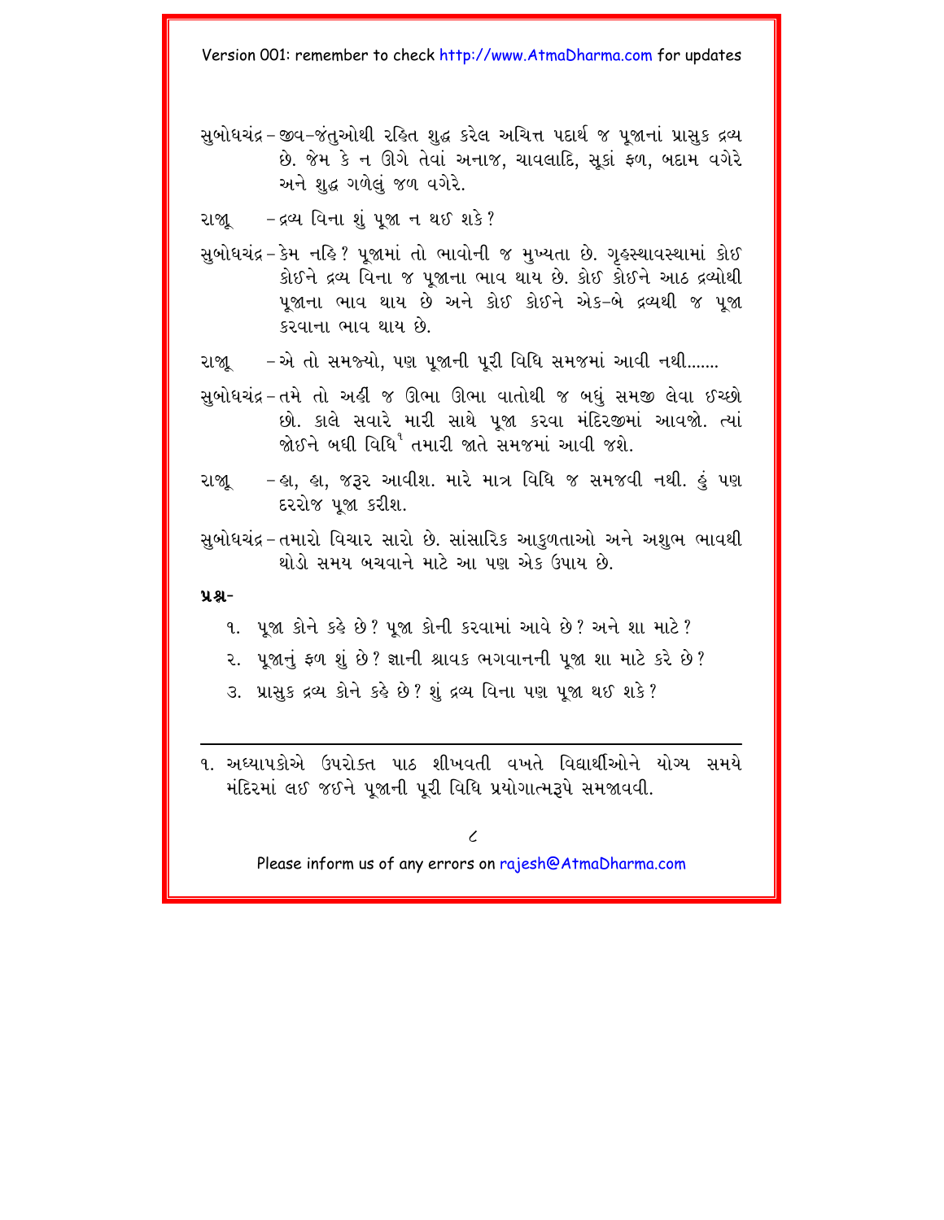સુબોધચંદ્ર – જીવ-જંતુઓથી રહિત શુદ્ધ કરેલ અચિત્ત પદાર્થ જ પૂજાનાં પ્રાસુક દ્રવ્ય છે. જેમ કે ન ઊગે તેવાં અનાજ, ચાવલાદિ, સૂકાં ફળ, બદામ વગેરે અને શુદ્ધ ગળેલું જળ વગેરે.

રાજૂ – દ્રવ્ય વિના શું પૂજા ન થઈ શકે?

સુબોધચંદ્ર – કેમ નહિ? પૂજામાં તો ભાવોની જ મુખ્યતા છે. ગૃહસ્થાવસ્થામાં કોઈ કોઈને દ્રવ્ય વિના જ પૂજાના ભાવ થાય છે. કોઈ કોઈને આઠ દ્રવ્યોથી પૂજાના ભાવ થાય છે અને કોઈ કોઈને એક-બે દ્રવ્યથી જ પૂજા કરવાના ભાવ થાય છે.

રાજૂ – એ તો સમજ્યો, પણ પૂજાની પૂરી વિધિ સમજમાં આવી નથી.......

સુબોધચંદ્ર – તમે તો અહીં જ ઊભા ઊભા વાતોથી જ બધું સમજી લેવા ઇચ્છો છો. કાલે સવારે મારી સાથે પૂજા કરવા મંદિરજીમાં આવજો. ત્યાં જોઈને બધી વિધિ[1] તમારી જાતે સમજમાં આવી જશે.

રાજૂ – હા, હા, જરૂર આવીશ. મારે માત્ર વિધિ જ સમજવી નથી. હું પણ દરરોજ પૂજા કરીશ.

સુબોધચંદ્ર – તમારો વિચાર સારો છે. સાંસારિક આકુળતાઓ અને અશુભ ભાવથી થોડો સમય બચવાને માટે આ પણ એક ઉપાય છે.

**પ્રશ્ન-**

૧. પૂજા કોને કહે છે? પૂજા કોની કરવામાં આવે છે? અને શા માટે?

૨. પૂજાનું ફળ શું છે? જ્ઞાની શ્રાવક ભગવાનની પૂજા શા માટે કરે છે?

૩. પ્રાસુક દ્રવ્ય કોને કહે છે? શું દ્રવ્ય વિના પણ પૂજા થઈ શકે?

---

૧. અધ્યાપકોએ ઉપરોક્ત પાઠ શીખવતી વખતે વિદ્યાર્થીઓને યોગ્ય સમયે મંદિરમાં લઈ જઈને પૂજાની પૂરી વિધિ પ્રયોગાત્મકરૂપે સમજાવવી.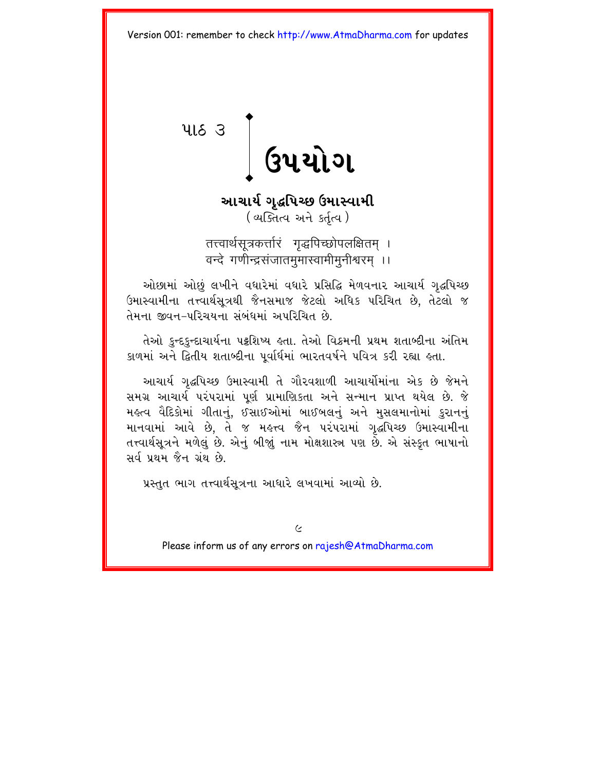# પાઠ ૩ ઉપયોગ

## આચાર્ય ગૃદ્ધપિચ્છ ઉમાસ્વામી

(વ્યક્તિત્વ અને કર્તૃત્વ)

तत्त्वार्थसूत्रकर्त्तारं गृद्धपिच्छोपलक्षितम् ।
वन्दे गणीन्द्रसंजातमुमास्वामीमुनीश्वरम् ।।

ઓછામાં ઓછું લખીને વધારેમાં વધારે પ્રસિદ્ધિ મેળવનાર આચાર્ય ગૃદ્ધપિચ્છ ઉમાસ્વામીના તત્ત્વાર્થસૂત્રથી જૈનસમાજ જેટલો અધિક પરિચિત છે, તેટલો જ તેમના જીવન-પરિચયના સંબંધમાં અપરિચિત છે.

તેઓ કુન્દકુન્દાચાર્યના પટ્ટશિષ્ય હતા. તેઓ વિક્રમની પ્રથમ શતાબ્દીના અંતિમ કાળમાં અને દ્વિતીય શતાબ્દીના પૂર્વાર્ધમાં ભારતવર્ષને પવિત્ર કરી રહ્યા હતા.

આચાર્ય ગૃદ્ધપિચ્છ ઉમાસ્વામી તે ગૌરવશાળી આચાર્યોમાંના એક છે જેમને સમગ્ર આચાર્ય પરંપરામાં પૂર્ણ પ્રામાણિકતા અને સન્માન પ્રાપ્ત થયેલ છે. જે મહત્વ વૈદિકોમાં ગીતાનું, ઈસાઈઓમાં બાઈબલનું અને મુસલમાનોમાં કુરાનનું માનવામાં આવે છે, તે જ મહત્ત્વ જૈન પરંપરામાં ગૃદ્ધપિચ્છ ઉમાસ્વામીના તત્ત્વાર્થસૂત્રને મળેલું છે. એનું બીજું નામ મોક્ષશાસ્ત્ર પણ છે. એ સંસ્કૃત ભાષાનો સર્વ પ્રથમ જૈન ગ્રંથ છે.

પ્રસ્તુત ભાગ તત્ત્વાર્થસૂત્રના આધારે લખવામાં આવ્યો છે.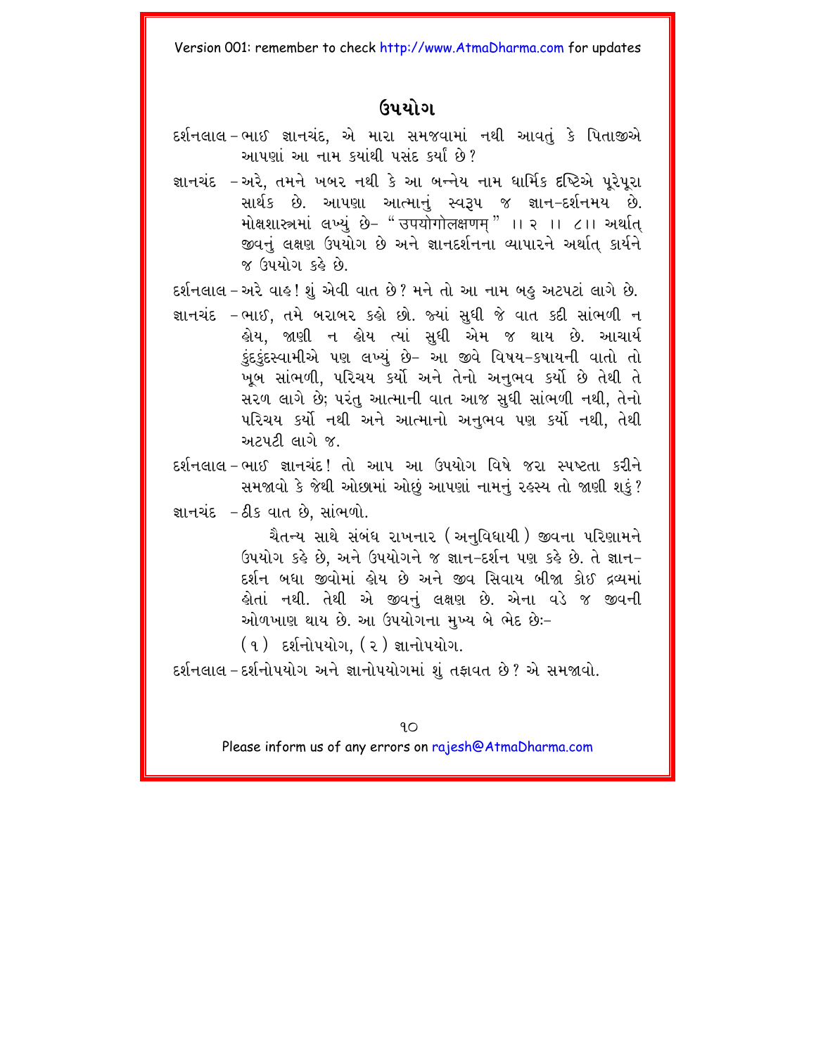## ઉપયોગ

દર્શનલાલ – ભાઈ જ્ઞાનચંદ, એ મારા સમજવામાં નથી આવતું કે પિતાજીએ આપણાં આ નામ ક્યાંથી પસંદ કર્યાં છે?

જ્ઞાનચંદ – અરે, તમને ખબર નથી કે આ બન્નેય નામ ધાર્મિક દૃષ્ટિએ પૂરેપૂરા સાર્થક છે. આપણા આત્માનું સ્વરૂપ જ જ્ઞાન-દર્શનમય છે. મોક્ષશાસ્ત્રમાં લખ્યું છે- "उपयोगोलक्षणम्" ।। ૨ ।। ૮।। અર્થાત્ જીવનું લક્ષણ ઉપયોગ છે અને જ્ઞાનદર્શનના વ્યાપારને અર્થાત્ કાર્યને જ ઉપયોગ કહે છે.

દર્શનલાલ – અરે વાહ! શું એવી વાત છે? મને તો આ નામ બહુ અટપટાં લાગે છે.

જ્ઞાનચંદ – ભાઈ, તમે બરાબર કહો છો. જ્યાં સુધી જે વાત કદી સાંભળી ન હોય, જાણી ન હોય ત્યાં સુધી એમ જ થાય છે. આચાર્ય કુંદકુંદસ્વામીએ પણ લખ્યું છે- આ જીવે વિષય-કષાયની વાતો તો ખૂબ સાંભળી, પરિચય કર્યો અને તેનો અનુભવ કર્યો છે તેથી તે સરળ લાગે છે; પરંતુ આત્માની વાત આજ સુધી સાંભળી નથી, તેનો પરિચય કર્યો નથી અને આત્માનો અનુભવ પણ કર્યો નથી, તેથી અટપટી લાગે જ.

દર્શનલાલ – ભાઈ જ્ઞાનચંદ! તો આપ આ ઉપયોગ વિષે જરા સ્પષ્ટતા કરીને સમજાવો કે જેથી ઓછામાં ઓછું આપણાં નામનું રહસ્ય તો જાણી શકું?

જ્ઞાનચંદ – ઠીક વાત છે, સાંભળો.

ચૈતન્ય સાથે સંબંધ રાખનાર (અનુવિધાયી) જીવના પરિણામને ઉપયોગ કહે છે, અને ઉપયોગને જ જ્ઞાન-દર્શન પણ કહે છે. તે જ્ઞાન-દર્શન બધા જીવોમાં હોય છે અને જીવ સિવાય બીજા કોઈ દ્રવ્યમાં હોતાં નથી. તેથી એ જીવનું લક્ષણ છે. એના વડે જ જીવની ઓળખાણ થાય છે. આ ઉપયોગના મુખ્ય બે ભેદ છે:-

(૧) દર્શનોપયોગ, (૨) જ્ઞાનોપયોગ.

દર્શનલાલ – દર્શનોપયોગ અને જ્ઞાનોપયોગમાં શું તફાવત છે? એ સમજાવો.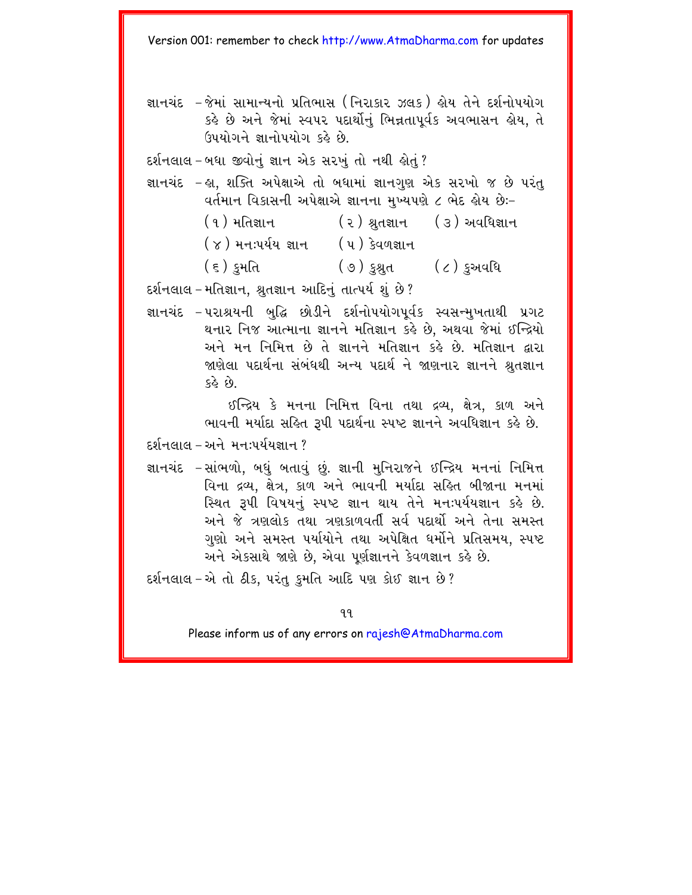જ્ઞાનચંદ – જેમાં સામાન્યનો પ્રતિભાસ (નિરાકાર ઝલક) હોય તેને દર્શનોપયોગ કહે છે અને જેમાં સ્વપર પદાર્થોનું ભિન્નતાપૂર્વક અવભાસન હોય, તે ઉપયોગને જ્ઞાનોપયોગ કહે છે.

દર્શનલાલ – બધા જીવોનું જ્ઞાન એક સરખું તો નથી હોતું?

જ્ઞાનચંદ – હા, શક્તિ અપેક્ષાએ તો બધામાં જ્ઞાનગુણ એક સરખો જ છે પરંતુ વર્તમાન વિકાસની અપેક્ષાએ જ્ઞાનના મુખ્યપણે ૮ ભેદ હોય છેઃ-

(૧) મતિજ્ઞાન (૨) શ્રુતજ્ઞાન (૩) અવધિજ્ઞાન
(૪) મનઃપર્યય જ્ઞાન (૫) કેવળજ્ઞાન
(૬) કુમતિ (૭) કુશ્રુત (૮) કુઅવધિ

દર્શનલાલ – મતિજ્ઞાન, શ્રુતજ્ઞાન આદિનું તાત્પર્ય શું છે?

જ્ઞાનચંદ – પરાશ્રયની બુદ્ધિ છોડીને દર્શનોપયોગપૂર્વક સ્વસન્મુખતાથી પ્રગટ થનાર નિજ આત્માના જ્ઞાનને મતિજ્ઞાન કહે છે, અથવા જેમાં ઇન્દ્રિયો અને મન નિમિત્ત છે તે જ્ઞાનને મતિજ્ઞાન કહે છે. મતિજ્ઞાન દ્વારા જાણેલા પદાર્થના સંબંધથી અન્ય પદાર્થ ને જાણનાર જ્ઞાનને શ્રુતજ્ઞાન કહે છે.

ઇન્દ્રિય કે મનના નિમિત્ત વિના તથા દ્રવ્ય, ક્ષેત્ર, કાળ અને ભાવની મર્યાદા સહિત રૂપી પદાર્થના સ્પષ્ટ જ્ઞાનને અવધિજ્ઞાન કહે છે.

દર્શનલાલ – અને મનઃપર્યયજ્ઞાન?

જ્ઞાનચંદ – સાંભળો, બધું બતાવું છું. જ્ઞાની મુનિરાજને ઇન્દ્રિય મનનાં નિમિત્ત વિના દ્રવ્ય, ક્ષેત્ર, કાળ અને ભાવની મર્યાદા સહિત બીજાના મનમાં સ્થિત રૂપી વિષયનું સ્પષ્ટ જ્ઞાન થાય તેને મનઃપર્યયજ્ઞાન કહે છે. અને જે ત્રણલોક તથા ત્રણકાળવર્તી સર્વ પદાર્થો અને તેના સમસ્ત ગુણો અને સમસ્ત પર્યાયોને તથા અપેક્ષિત ધર્મોને પ્રતિસમય, સ્પષ્ટ અને એકસાથે જાણે છે, એવા પૂર્ણજ્ઞાનને કેવળજ્ઞાન કહે છે.

દર્શનલાલ – એ તો ઠીક, પરંતુ કુમતિ આદિ પણ કોઈ જ્ઞાન છે?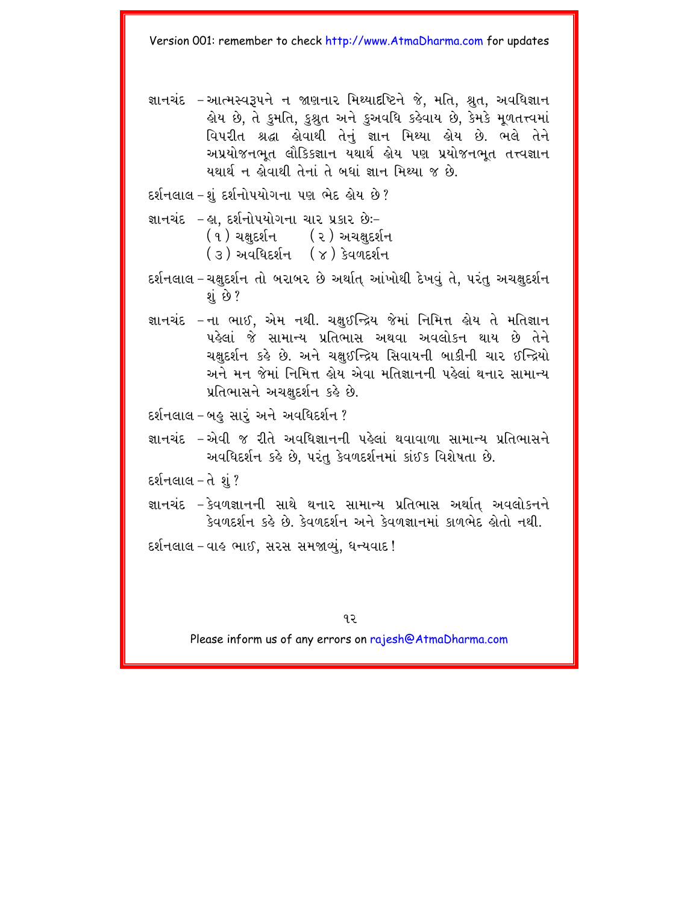જ્ઞાનચંદ – આત્મસ્વરૂપને ન જાણનાર મિથ્યાદૃષ્ટિને જે, મતિ, શ્રુત, અવધિજ્ઞાન હોય છે, તે કુમતિ, કુશ્રુત અને કુઅવધિ કહેવાય છે, કેમકે મૂળતત્ત્વમાં વિપરીત શ્રદ્ધા હોવાથી તેનું જ્ઞાન મિથ્યા હોય છે. ભલે તેને અપ્રયોજનભૂત લૌકિકજ્ઞાન યથાર્થ હોય પણ પ્રયોજનભૂત તત્ત્વજ્ઞાન યથાર્થ ન હોવાથી તેનાં તે બધાં જ્ઞાન મિથ્યા જ છે.

દર્શનલાલ – શું દર્શનોપયોગના પણ ભેદ હોય છે?

જ્ઞાનચંદ – હા, દર્શનોપયોગના ચાર પ્રકાર છે:–

(૧) ચક્ષુદર્શન (૨) અચક્ષુદર્શન
(૩) અવધિદર્શન (૪) કેવળદર્શન

દર્શનલાલ – ચક્ષુદર્શન તો બરાબર છે અર્થાત્ આંખોથી દેખવું તે, પરંતુ અચક્ષુદર્શન શું છે?

જ્ઞાનચંદ – ના ભાઈ, એમ નથી. ચક્ષુઇન્દ્રિય જેમાં નિમિત્ત હોય તે મતિજ્ઞાન પહેલાં જે સામાન્ય પ્રતિભાસ અથવા અવલોકન થાય છે તેને ચક્ષુદર્શન કહે છે. અને ચક્ષુઇન્દ્રિય સિવાયની બાકીની ચાર ઇન્દ્રિયો અને મન જેમાં નિમિત્ત હોય એવા મતિજ્ઞાનની પહેલાં થનાર સામાન્ય પ્રતિભાસને અચક્ષુદર્શન કહે છે.

દર્શનલાલ – બહુ સારું અને અવધિદર્શન?

જ્ઞાનચંદ – એવી જ રીતે અવધિજ્ઞાનની પહેલાં થવાવાળા સામાન્ય પ્રતિભાસને અવધિદર્શન કહે છે, પરંતુ કેવળદર્શનમાં કાંઈક વિશેષતા છે.

દર્શનલાલ – તે શું?

જ્ઞાનચંદ – કેવળજ્ઞાનની સાથે થનાર સામાન્ય પ્રતિભાસ અર્થાત્ અવલોકનને કેવળદર્શન કહે છે. કેવળદર્શન અને કેવળજ્ઞાનમાં કાળભેદ હોતો નથી.

દર્શનલાલ – વાહ ભાઈ, સરસ સમજાવ્યું, ધન્યવાદ!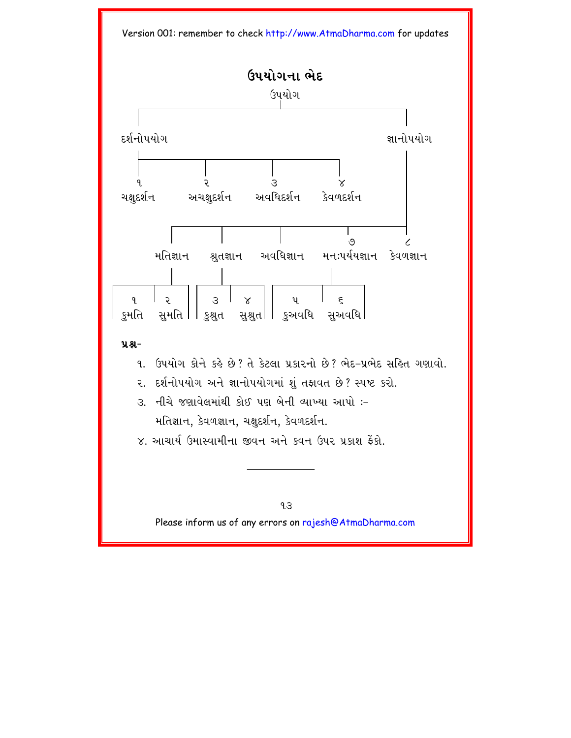## ઉપયોગના ભેદ

ઉપયોગ

- દર્શનોપયોગ
  - ૧ ચક્ષુદર્શન
  - ૨ અચક્ષુદર્શન
  - ૩ અવધિદર્શન
  - ૪ કેવળદર્શન
- જ્ઞાનોપયોગ
  - મતિજ્ઞાન
    - ૧ કુમતિ
    - ૨ સુમતિ
  - શ્રુતજ્ઞાન
    - ૩ કુશ્રુત
    - ૪ સુશ્રુત
  - અવધિજ્ઞાન
    - ૫ કુઅવધિ
    - ૬ સુઅવધિ
  - ૭ મનઃપર્યયજ્ઞાન
  - ૮ કેવળજ્ઞાન

**પ્રશ્ન-**

૧. ઉપયોગ કોને કહે છે? તે કેટલા પ્રકારનો છે? ભેદ-પ્રભેદ સહિત ગણાવો.

૨. દર્શનોપયોગ અને જ્ઞાનોપયોગમાં શું તફાવત છે? સ્પષ્ટ કરો.

૩. નીચે જણાવેલમાંથી કોઈ પણ બેની વ્યાખ્યા આપો :-
મતિજ્ઞાન, કેવળજ્ઞાન, ચક્ષુદર્શન, કેવળદર્શન.

૪. આચાર્ય ઉમાસ્વામીના જીવન અને કવન ઉપર પ્રકાશ ફેંકો.

---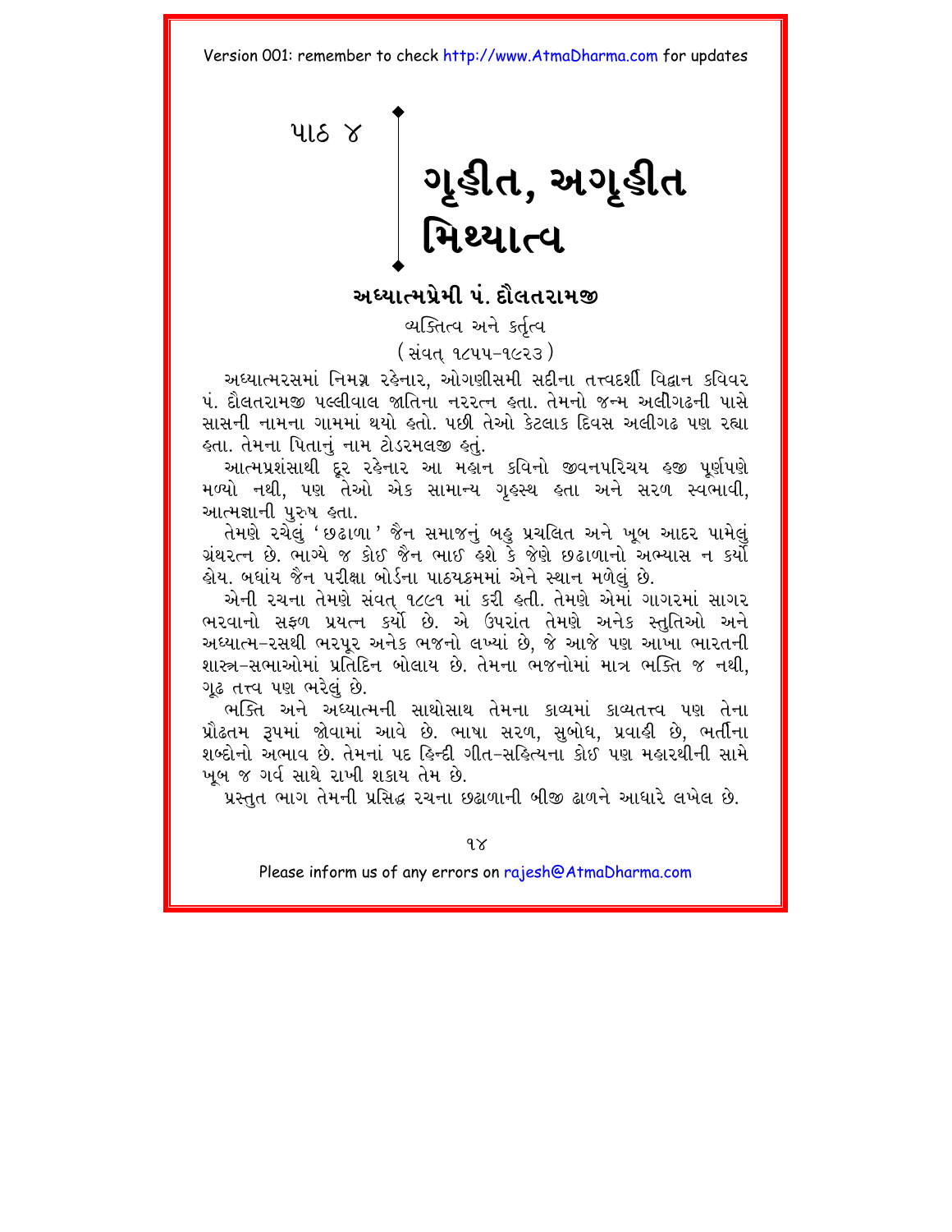પાઠ ૪

# ગૃહીત, અગૃહીત મિથ્યાત્વ

## અધ્યાત્મપ્રેમી પં. દૌલતરામજી

વ્યક્તિત્વ અને કર્તૃત્વ

(સંવત્ ૧૮૫૫-૧૯૨૩)

અધ્યાત્મરસમાં નિમગ્ન રહેનાર, ઓગણીસમી સદીના તત્ત્વદર્શી વિદ્વાન કવિવર પં. દૌલતરામજી પલ્લીવાલ જાતિના નરરત્ન હતા. તેમનો જન્મ અલીગઢની પાસે સાસની નામના ગામમાં થયો હતો. પછી તેઓ કેટલાક દિવસ અલીગઢ પણ રહ્યા હતા. તેમના પિતાનું નામ ટોડરમલજી હતું.

આત્મપ્રશંસાથી દૂર રહેનાર આ મહાન કવિનો જીવનપરિચય હજી પૂર્ણપણે મળ્યો નથી, પણ તેઓ એક સામાન્ય ગૃહસ્થ હતા અને સરળ સ્વભાવી, આત્મજ્ઞાની પુરુષ હતા.

તેમણે રચેલું 'છઢાળા' જૈન સમાજનું બહુ પ્રચલિત અને ખૂબ આદર પામેલું ગ્રંથરત્ન છે. ભાગ્યે જ કોઈ જૈન ભાઈ હશે કે જેણે છઢાળાનો અભ્યાસ ન કર્યો હોય. બધાંય જૈન પરીક્ષા બોર્ડના પાઠ્યક્રમમાં એને સ્થાન મળેલું છે.

એની રચના તેમણે સંવત્ ૧૮૯૧ માં કરી હતી. તેમણે એમાં ગાગરમાં સાગર ભરવાનો સફળ પ્રયત્ન કર્યો છે. એ ઉપરાંત તેમણે અનેક સ્તુતિઓ અને અધ્યાત્મ-રસથી ભરપૂર અનેક ભજનો લખ્યાં છે, જે આજે પણ આખા ભારતની શાસ્ત્ર-સભાઓમાં પ્રતિદિન બોલાય છે. તેમના ભજનોમાં માત્ર ભક્તિ જ નથી, ગૂઢ તત્ત્વ પણ ભરેલું છે.

ભક્તિ અને અધ્યાત્મની સાથોસાથ તેમના કાવ્યમાં કાવ્યતત્ત્વ પણ તેના પ્રૌઢતમ રૂપમાં જોવામાં આવે છે. ભાષા સરળ, સુબોધ, પ્રવાહી છે, ભર્તીના શબ્દોનો અભાવ છે. તેમનાં પદ હિન્દી ગીત-સહિત્યના કોઈ પણ મહારથીની સામે ખૂબ જ ગર્વ સાથે રાખી શકાય તેમ છે.

પ્રસ્તુત ભાગ તેમની પ્રસિદ્ધ રચના છઢાળાની બીજી ઢાળને આધારે લખેલ છે.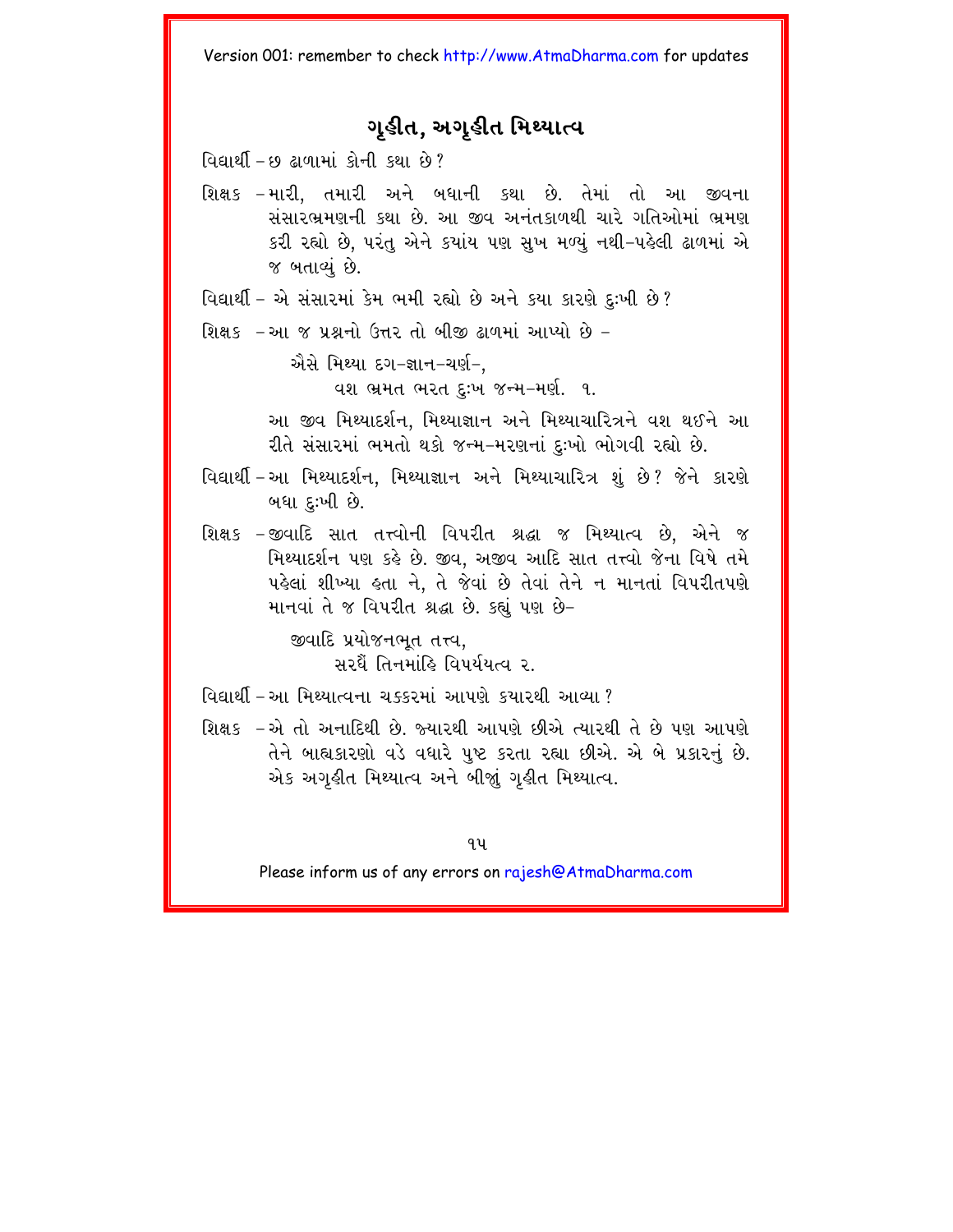# ગૃહીત, અગૃહીત મિથ્યાત્વ

વિદ્યાર્થી – છ ઢાળામાં કોની કથા છે?

શિક્ષક – મારી, તમારી અને બધાની કથા છે. તેમાં તો આ જીવના સંસારભ્રમણની કથા છે. આ જીવ અનંતકાળથી ચારે ગતિઓમાં ભ્રમણ કરી રહ્યો છે, પરંતુ એને ક્યાંય પણ સુખ મળ્યું નથી–પહેલી ઢાળમાં એ જ બતાવ્યું છે.

વિદ્યાર્થી – એ સંસારમાં કેમ ભમી રહ્યો છે અને કયા કારણે દુઃખી છે?

શિક્ષક – આ જ પ્રશ્નનો ઉત્તર તો બીજી ઢાળમાં આપ્યો છે –

> ઐસે મિથ્યા દગ-જ્ઞાન-ચર્ણ-,
> વશ ભ્રમત ભરત દુઃખ જન્મ-મર્ણ. ૧.

આ જીવ મિથ્યાદર્શન, મિથ્યાજ્ઞાન અને મિથ્યાચારિત્રને વશ થઈને આ રીતે સંસારમાં ભમતો થકો જન્મ-મરણનાં દુઃખો ભોગવી રહ્યો છે.

વિદ્યાર્થી – આ મિથ્યાદર્શન, મિથ્યાજ્ઞાન અને મિથ્યાચારિત્ર શું છે? જેને કારણે બધા દુઃખી છે.

શિક્ષક – જીવાદિ સાત તત્ત્વોની વિપરીત શ્રદ્ધા જ મિથ્યાત્વ છે, એને જ મિથ્યાદર્શન પણ કહે છે. જીવ, અજીવ આદિ સાત તત્ત્વો જેના વિષે તમે પહેલાં શીખ્યા હતા ને, તે જેવાં છે તેવાં તેને ન માનતાં વિપરીતપણે માનવાં તે જ વિપરીત શ્રદ્ધા છે. કહ્યું પણ છે–

> જીવાદિ પ્રયોજનભૂત તત્ત્વ,
> સરધૈં તિનમાંહિ વિપર્યયત્વ ૨.

વિદ્યાર્થી – આ મિથ્યાત્વના ચક્કરમાં આપણે ક્યારથી આવ્યા?

શિક્ષક – એ તો અનાદિથી છે. જ્યારથી આપણે છીએ ત્યારથી તે છે પણ આપણે તેને બાહ્યકારણો વડે વધારે પુષ્ટ કરતા રહ્યા છીએ. એ બે પ્રકારનું છે. એક અગૃહીત મિથ્યાત્વ અને બીજું ગૃહીત મિથ્યાત્વ.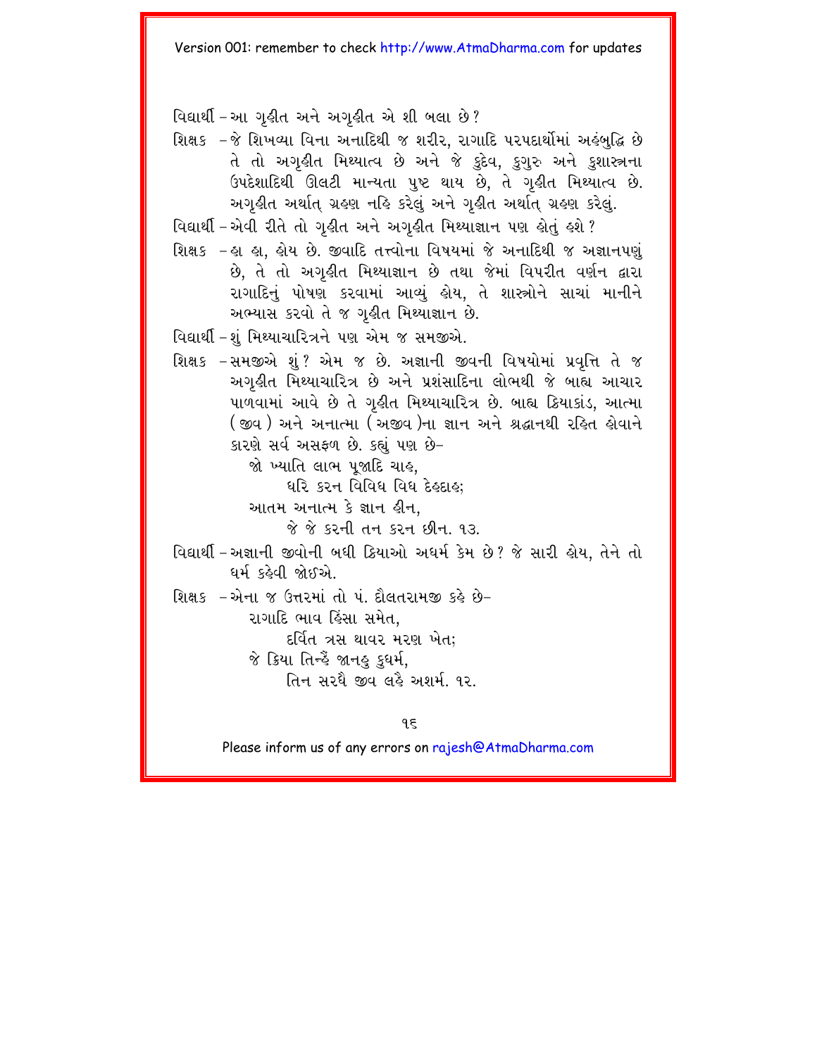વિદ્યાર્થી – આ ગૃહીત અને અગૃહીત એ શી બલા છે?

શિક્ષક – જે શિખવ્યા વિના અનાદિથી જ શરીર, રાગાદિ પરપદાર્થોમાં અહંબુદ્ધિ છે તે તો અગૃહીત મિથ્યાત્વ છે અને જે કુદેવ, કુગુરુ અને કુશાસ્ત્રના ઉપદેશાદિથી ઊલટી માન્યતા પુષ્ટ થાય છે, તે ગૃહીત મિથ્યાત્વ છે. અગૃહીત અર્થાત્ ગ્રહણ નહિ કરેલું અને ગૃહીત અર્થાત્ ગ્રહણ કરેલું.

વિદ્યાર્થી – એવી રીતે તો ગૃહીત અને અગૃહીત મિથ્યાજ્ઞાન પણ હોતું હશે?

શિક્ષક – હા હા, હોય છે. જીવાદિ તત્ત્વોના વિષયમાં જે અનાદિથી જ અજ્ઞાનપણું છે, તે તો અગૃહીત મિથ્યાજ્ઞાન છે તથા જેમાં વિપરીત વર્ણન દ્વારા રાગાદિનું પોષણ કરવામાં આવ્યું હોય, તે શાસ્ત્રોને સાચાં માનીને અભ્યાસ કરવો તે જ ગૃહીત મિથ્યાજ્ઞાન છે.

વિદ્યાર્થી – શું મિથ્યાચારિત્રને પણ એમ જ સમજીએ.

શિક્ષક – સમજીએ શું? એમ જ છે. અજ્ઞાની જીવની વિષયોમાં પ્રવૃત્તિ તે જ અગૃહીત મિથ્યાચારિત્ર છે અને પ્રશંસાદિના લોભથી જે બાહ્ય આચાર પાળવામાં આવે છે તે ગૃહીત મિથ્યાચારિત્ર છે. બાહ્ય ક્રિયાકાંડ, આત્મા (જીવ) અને અનાત્મા (અજીવ)ના જ્ઞાન અને શ્રદ્ધાનથી રહિત હોવાને કારણે સર્વ અસફળ છે. કહ્યું પણ છે–

> જો ખ્યાતિ લાભ પૂજાદિ ચાહ,
> ધરિ કરન વિવિધ વિધ દેહદાહ;
> આતમ અનાત્મ કે જ્ઞાન હીન,
> જે જે કરની તન કરન છીન. ૧૩.

વિદ્યાર્થી – અજ્ઞાની જીવોની બધી ક્રિયાઓ અધર્મ કેમ છે? જે સારી હોય, તેને તો ધર્મ કહેવી જોઈએ.

શિક્ષક – એના જ ઉત્તરમાં તો પં. દૌલતરામજી કહે છે–

> રાગાદિ ભાવ હિંસા સમેત,
> દર્વિત ત્રસ થાવર મરણ ખેત;
> જે ક્રિયા તિન્હેં જાનહુ કુધર્મ,
> તિન સરધૈ જીવ લહૈ અશર્મ. ૧૨.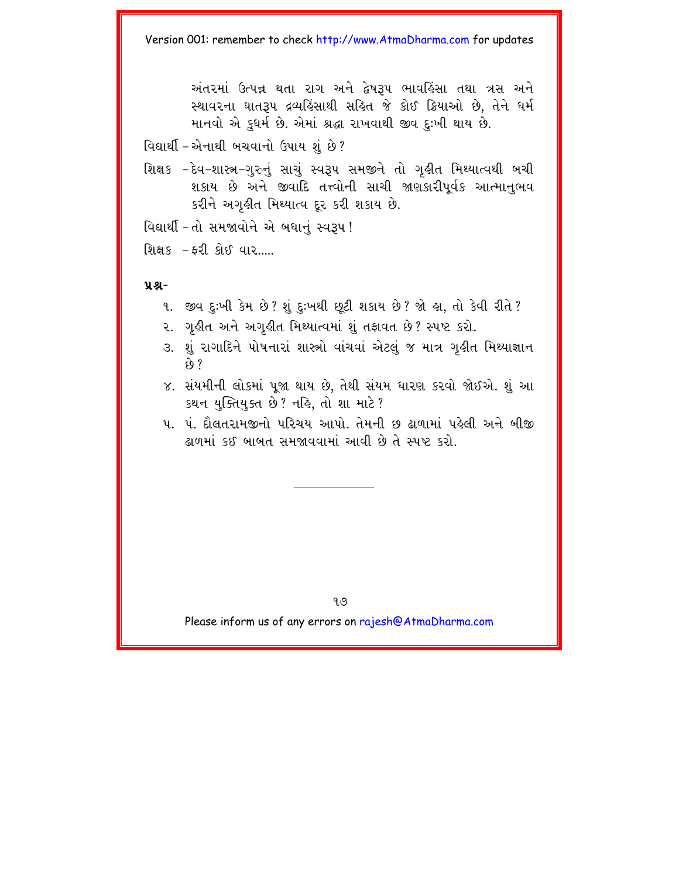અંતરમાં ઉત્પન્ન થતા રાગ અને દ્વેષરૂપ ભાવહિંસા તથા ત્રસ અને સ્થાવરના ઘાતરૂપ દ્રવ્યહિંસાથી સહિત જે કોઈ ક્રિયાઓ છે, તેને ધર્મ માનવો એ કુધર્મ છે. એમાં શ્રદ્ધા રાખવાથી જીવ દુઃખી થાય છે.

વિદ્યાર્થી – એનાથી બચવાનો ઉપાય શું છે?

શિક્ષક – દેવ-શાસ્ત્ર-ગુરુનું સાચું સ્વરૂપ સમજીને તો ગૃહીત મિથ્યાત્વથી બચી શકાય છે અને જીવાદિ તત્ત્વોની સાચી જાણકારીપૂર્વક આત્માનુભવ કરીને અગૃહીત મિથ્યાત્વ દૂર કરી શકાય છે.

વિદ્યાર્થી – તો સમજાવોને એ બધાનું સ્વરૂપ!

શિક્ષક – ફરી કોઈ વાર.....

**પ્રશ્ન-**

૧. જીવ દુઃખી કેમ છે? શું દુઃખથી છૂટી શકાય છે? જો હા, તો કેવી રીતે?
૨. ગૃહીત અને અગૃહીત મિથ્યાત્વમાં શું તફાવત છે? સ્પષ્ટ કરો.
૩. શું રાગાદિને પોષનારાં શાસ્ત્રો વાંચવાં એટલું જ માત્ર ગૃહીત મિથ્યાજ્ઞાન છે?
૪. સંયમીની લોકમાં પૂજા થાય છે, તેથી સંયમ ધારણ કરવો જોઈએ. શું આ કથન યુક્તિયુક્ત છે? નહિ, તો શા માટે?
૫. પં. દૌલતરામજીનો પરિચય આપો. તેમની છ ઢાળામાં પહેલી અને બીજી ઢાળમાં કઈ બાબત સમજાવવામાં આવી છે તે સ્પષ્ટ કરો.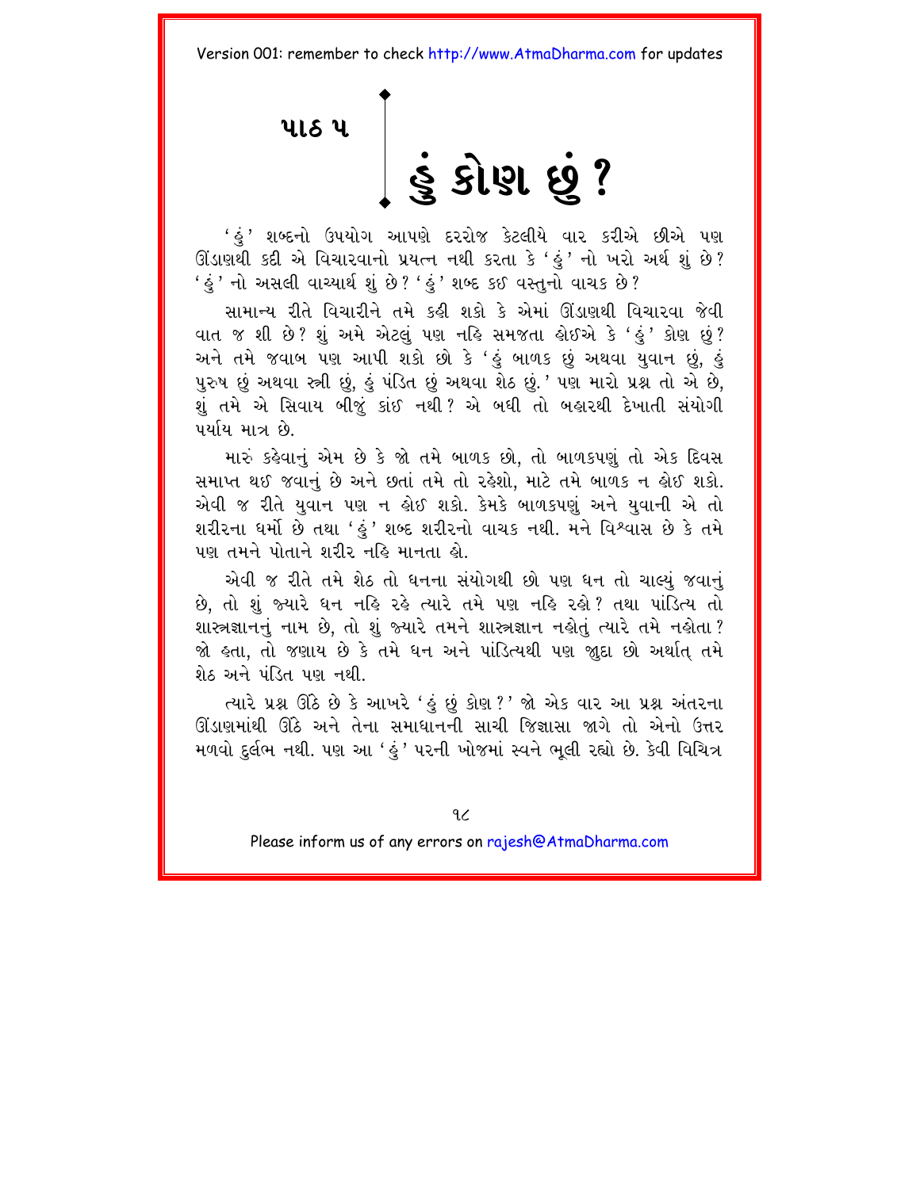# પાઠ ૫

# હું કોણ છું ?

'હું' શબ્દનો ઉપયોગ આપણે દરરોજ કેટલીયે વાર કરીએ છીએ પણ ઊંડાણથી કદી એ વિચારવાનો પ્રયત્ન નથી કરતા કે 'હું' નો ખરો અર્થ શું છે? 'હું' નો અસલી વાચ્યાર્થ શું છે? 'હું' શબ્દ કઈ વસ્તુનો વાચક છે?

સામાન્ય રીતે વિચારીને તમે કહી શકો કે એમાં ઊંડાણથી વિચારવા જેવી વાત જ શી છે? શું અમે એટલું પણ નહિ સમજતા હોઈએ કે 'હું' કોણ છું? અને તમે જવાબ પણ આપી શકો છો કે 'હું બાળક છું અથવા યુવાન છું, હું પુરુષ છું અથવા સ્ત્રી છું, હું પંડિત છું અથવા શેઠ છું.' પણ મારો પ્રશ્ન તો એ છે, શું તમે એ સિવાય બીજું કાંઈ નથી? એ બધી તો બહારથી દેખાતી સંયોગી પર્યાય માત્ર છે.

મારું કહેવાનું એમ છે કે જો તમે બાળક છો, તો બાળકપણું તો એક દિવસ સમાપ્ત થઈ જવાનું છે અને છતાં તમે તો રહેશો, માટે તમે બાળક ન હોઈ શકો. એવી જ રીતે યુવાન પણ ન હોઈ શકો. કેમકે બાળકપણું અને યુવાની એ તો શરીરના ધર્મો છે તથા 'હું' શબ્દ શરીરનો વાચક નથી. મને વિશ્વાસ છે કે તમે પણ તમને પોતાને શરીર નહિ માનતા હો.

એવી જ રીતે તમે શેઠ તો ધનના સંયોગથી છો પણ ધન તો ચાલ્યું જવાનું છે, તો શું જ્યારે ધન નહિ રહે ત્યારે તમે પણ નહિ રહો? તથા પાંડિત્ય તો શાસ્ત્રજ્ઞાનનું નામ છે, તો શું જ્યારે તમને શાસ્ત્રજ્ઞાન નહોતું ત્યારે તમે નહોતા? જો હતા, તો જણાય છે કે તમે ધન અને પાંડિત્યથી પણ જુદા છો અર્થાત્ તમે શેઠ અને પંડિત પણ નથી.

ત્યારે પ્રશ્ન ઊઠે છે કે આખરે 'હું છું કોણ?' જો એક વાર આ પ્રશ્ન અંતરના ઊંડાણમાંથી ઊઠે અને તેના સમાધાનની સાચી જિજ્ઞાસા જાગે તો એનો ઉત્તર મળવો દુર્લભ નથી. પણ આ 'હું' પરની ખોજમાં સ્વને ભૂલી રહ્યો છે. કેવી વિચિત્ર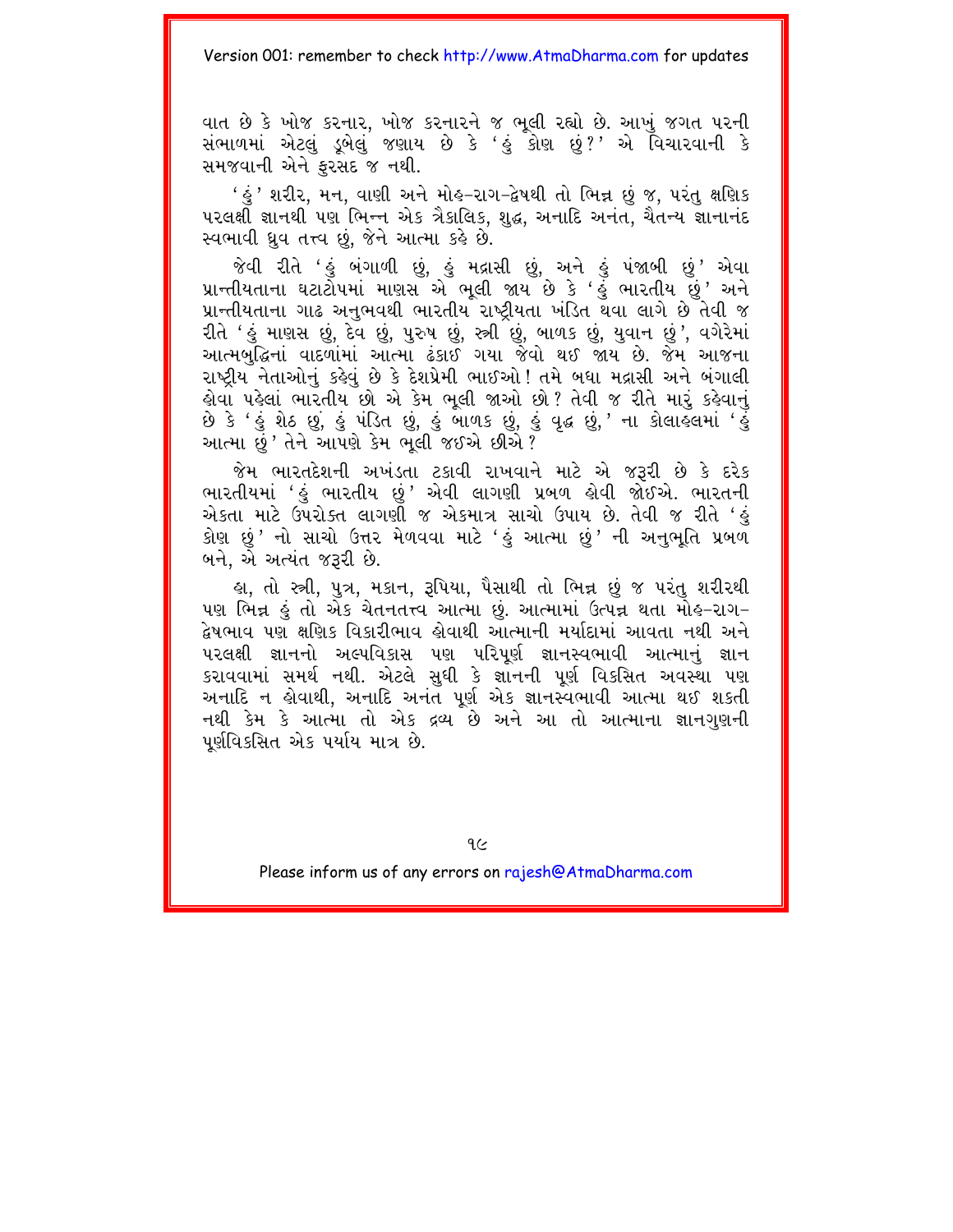વાત છે કે ખોજ કરનાર, ખોજ કરનારને જ ભૂલી રહ્યો છે. આખું જગત પરની સંભાળમાં એટલું ડૂબેલું જણાય છે કે 'હું કોણ છું?' એ વિચારવાની કે સમજવાની એને ફુરસદ જ નથી.

'હું' શરીર, મન, વાણી અને મોહ-રાગ-દ્વેષથી તો ભિન્ન છું જ, પરંતુ ક્ષણિક પરલક્ષી જ્ઞાનથી પણ ભિન્ન એક ત્રૈકાલિક, શુદ્ધ, અનાદિ અનંત, ચૈતન્ય જ્ઞાનાનંદ સ્વભાવી ધ્રુવ તત્ત્વ છું, જેને આત્મા કહે છે.

જેવી રીતે 'હું બંગાળી છું, હું મદ્રાસી છું, અને હું પંજાબી છું' એવા પ્રાન્તીયતાના ઘટાટોપમાં માણસ એ ભૂલી જાય છે કે 'હું ભારતીય છું' અને પ્રાન્તીયતાના ગાઢ અનુભવથી ભારતીય રાષ્ટ્રીયતા ખંડિત થવા લાગે છે તેવી જ રીતે 'હું માણસ છું, દેવ છું, પુરુષ છું, સ્ત્રી છું, બાળક છું, યુવાન છું', વગેરેમાં આત્મબુદ્ધિનાં વાદળાંમાં આત્મા ઢંકાઈ ગયા જેવો થઈ જાય છે. જેમ આજના રાષ્ટ્રીય નેતાઓનું કહેવું છે કે દેશપ્રેમી ભાઈઓ! તમે બધા મદ્રાસી અને બંગાલી હોવા પહેલાં ભારતીય છો એ કેમ ભૂલી જાઓ છો? તેવી જ રીતે મારું કહેવાનું છે કે 'હું શેઠ છું, હું પંડિત છું, હું બાળક છું, હું વૃદ્ધ છું,' ના કોલાહલમાં 'હું આત્મા છું' તેને આપણે કેમ ભૂલી જઈએ છીએ?

જેમ ભારતદેશની અખંડતા ટકાવી રાખવાને માટે એ જરૂરી છે કે દરેક ભારતીયમાં 'હું ભારતીય છું' એવી લાગણી પ્રબળ હોવી જોઈએ. ભારતની એકતા માટે ઉપરોક્ત લાગણી જ એકમાત્ર સાચો ઉપાય છે. તેવી જ રીતે 'હું કોણ છું' નો સાચો ઉત્તર મેળવવા માટે 'હું આત્મા છું' ની અનુભૂતિ પ્રબળ બને, એ અત્યંત જરૂરી છે.

હા, તો સ્ત્રી, પુત્ર, મકાન, રૂપિયા, પૈસાથી તો ભિન્ન છું જ પરંતુ શરીરથી પણ ભિન્ન હું તો એક ચેતનતત્ત્વ આત્મા છું. આત્મામાં ઉત્પન્ન થતા મોહ-રાગ-દ્વેષભાવ પણ ક્ષણિક વિકારીભાવ હોવાથી આત્માની મર્યાદામાં આવતા નથી અને પરલક્ષી જ્ઞાનનો અલ્પવિકાસ પણ પરિપૂર્ણ જ્ઞાનસ્વભાવી આત્માનું જ્ઞાન કરાવવામાં સમર્થ નથી. એટલે સુધી કે જ્ઞાનની પૂર્ણ વિકસિત અવસ્થા પણ અનાદિ ન હોવાથી, અનાદિ અનંત પૂર્ણ એક જ્ઞાનસ્વભાવી આત્મા થઈ શકતી નથી કેમ કે આત્મા તો એક દ્રવ્ય છે અને આ તો આત્માના જ્ઞાનગુણની પૂર્ણવિકસિત એક પર્યાય માત્ર છે.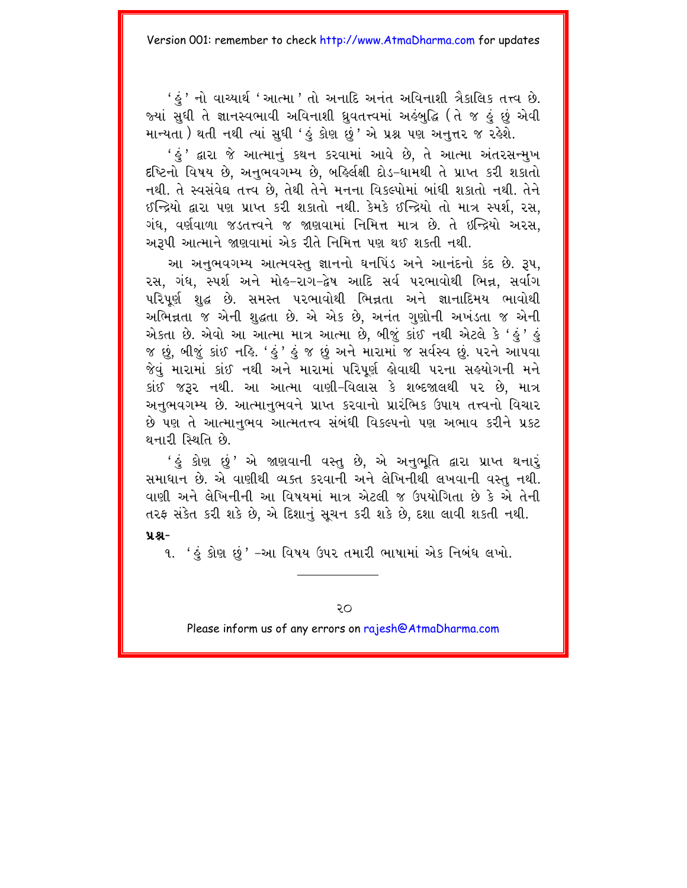'હું' નો વાચ્યાર્થ 'આત્મા' તો અનાદિ અનંત અવિનાશી ત્રૈકાલિક તત્ત્વ છે. જ્યાં સુધી તે જ્ઞાનસ્વભાવી અવિનાશી ધ્રુવતત્ત્વમાં અહંબુદ્ધિ (તે જ હું છું એવી માન્યતા) થતી નથી ત્યાં સુધી 'હું કોણ છું' એ પ્રશ્ન પણ અનુત્તર જ રહેશે.

'હું' દ્વારા જે આત્માનું કથન કરવામાં આવે છે, તે આત્મા અંતરસન્મુખ દૃષ્ટિનો વિષય છે, અનુભવગમ્ય છે, બહિર્લક્ષી દોડ-ધામથી તે પ્રાપ્ત કરી શકાતો નથી. તે સ્વસંવેદ્ય તત્ત્વ છે, તેથી તેને મનના વિકલ્પોમાં બાંધી શકાતો નથી. તેને ઇન્દ્રિયો દ્વારા પણ પ્રાપ્ત કરી શકાતો નથી. કેમકે ઇન્દ્રિયો તો માત્ર સ્પર્શ, રસ, ગંધ, વર્ણવાળા જડતત્ત્વને જ જાણવામાં નિમિત્ત માત્ર છે. તે ઇન્દ્રિયો અરસ, અરૂપી આત્માને જાણવામાં એક રીતે નિમિત્ત પણ થઈ શકતી નથી.

આ અનુભવગમ્ય આત્મવસ્તુ જ્ઞાનનો ઘનપિંડ અને આનંદનો કંદ છે. રૂપ, રસ, ગંધ, સ્પર્શ અને મોહ-રાગ-દ્વેષ આદિ સર્વ પરભાવોથી ભિન્ન, સર્વાંગ પરિપૂર્ણ શુદ્ધ છે. સમસ્ત પરભાવોથી ભિન્નતા અને જ્ઞાનાદિમય ભાવોથી અભિન્નતા જ એની શુદ્ધતા છે. એ એક છે, અનંત ગુણોની અખંડતા જ એની એકતા છે. એવો આ આત્મા માત્ર આત્મા છે, બીજું કાંઈ નથી એટલે કે 'હું' હું જ છું, બીજું કાંઈ નહિ. 'હું' હું જ છું અને મારામાં જ સર્વસ્વ છું. પરને આપવા જેવું મારામાં કાંઈ નથી અને મારામાં પરિપૂર્ણ હોવાથી પરના સહયોગની મને કાંઈ જરૂર નથી. આ આત્મા વાણી-વિલાસ કે શબ્દજાલથી પર છે, માત્ર અનુભવગમ્ય છે. આત્માનુભવને પ્રાપ્ત કરવાનો પ્રારંભિક ઉપાય તત્ત્વનો વિચાર છે પણ તે આત્માનુભવ આત્મતત્ત્વ સંબંધી વિકલ્પનો પણ અભાવ કરીને પ્રકટ થનારી સ્થિતિ છે.

'હું કોણ છું' એ જાણવાની વસ્તુ છે, એ અનુભૂતિ દ્વારા પ્રાપ્ત થનારું સમાધાન છે. એ વાણીથી વ્યક્ત કરવાની અને લેખિનીથી લખવાની વસ્તુ નથી. વાણી અને લેખિનીની આ વિષયમાં માત્ર એટલી જ ઉપયોગિતા છે કે એ તેની તરફ સંકેત કરી શકે છે, એ દિશાનું સૂચન કરી શકે છે, દશા લાવી શકતી નથી.

**પ્રશ્ન-**

૧. 'હું કોણ છું' -આ વિષય ઉપર તમારી ભાષામાં એક નિબંધ લખો.

---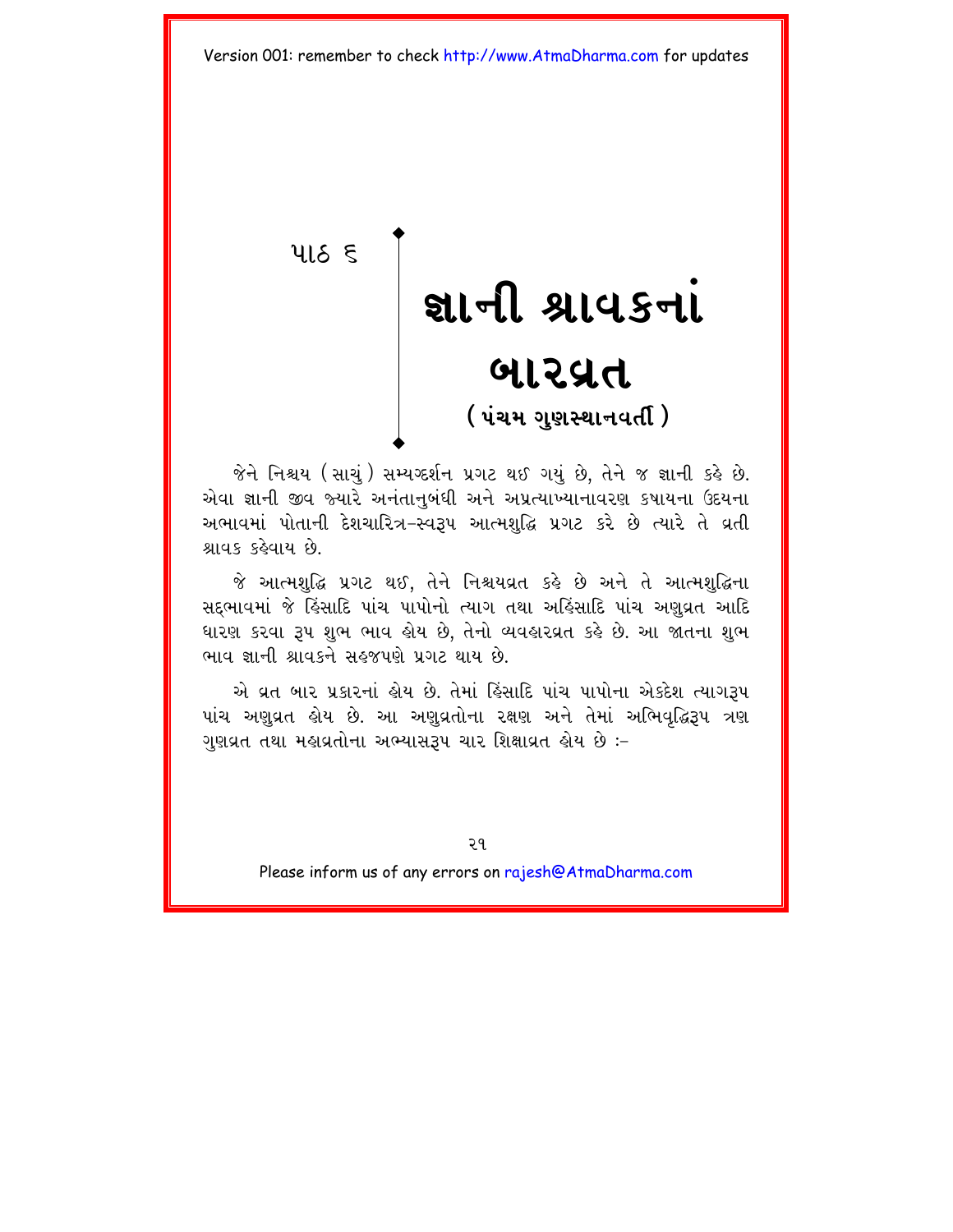પાઠ ૬

# જ્ઞાની શ્રાવકનાં બારવ્રત

## ( પંચમ ગુણસ્થાનવર્તી )

જેને નિશ્ચય ( સાચું ) સમ્યગ્દર્શન પ્રગટ થઈ ગયું છે, તેને જ જ્ઞાની કહે છે. એવા જ્ઞાની જીવ જ્યારે અનંતાનુબંધી અને અપ્રત્યાખ્યાનાવરણ કષાયના ઉદયના અભાવમાં પોતાની દેશચારિત્ર-સ્વરૂપ આત્મશુદ્ધિ પ્રગટ કરે છે ત્યારે તે વ્રતી શ્રાવક કહેવાય છે.

જે આત્મશુદ્ધિ પ્રગટ થઈ, તેને નિશ્ચયવ્રત કહે છે અને તે આત્મશુદ્ધિના સદ્‌ભાવમાં જે હિંસાદિ પાંચ પાપોનો ત્યાગ તથા અહિંસાદિ પાંચ અણુવ્રત આદિ ધારણ કરવા રૂપ શુભ ભાવ હોય છે, તેનો વ્યવહારવ્રત કહે છે. આ જાતના શુભ ભાવ જ્ઞાની શ્રાવકને સહજપણે પ્રગટ થાય છે.

એ વ્રત બાર પ્રકારનાં હોય છે. તેમાં હિંસાદિ પાંચ પાપોના એકદેશ ત્યાગરૂપ પાંચ અણુવ્રત હોય છે. આ અણુવ્રતોના રક્ષણ અને તેમાં અભિવૃદ્ધિરૂપ ત્રણ ગુણવ્રત તથા મહાવ્રતોના અભ્યાસરૂપ ચાર શિક્ષાવ્રત હોય છે :-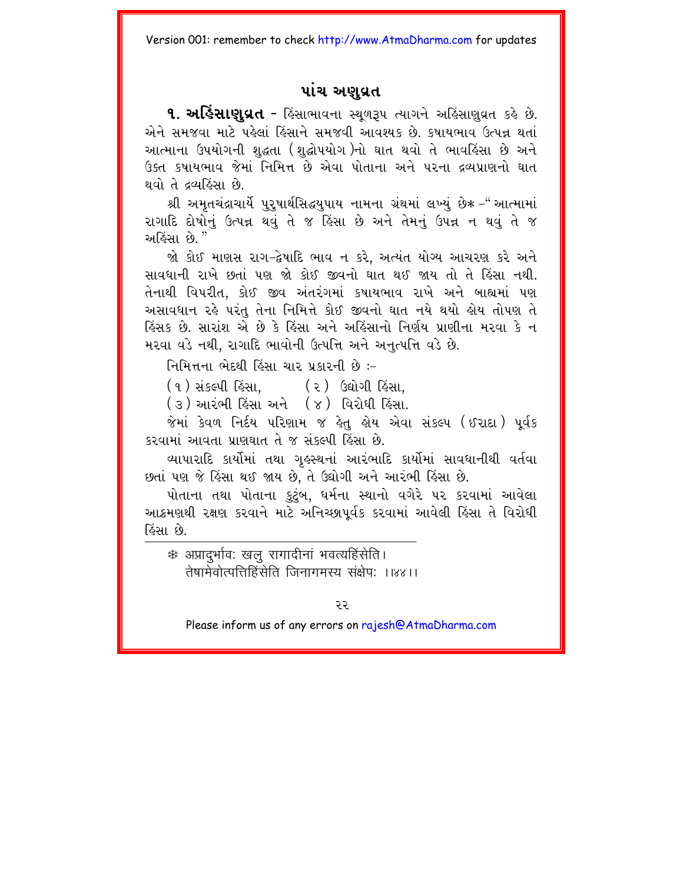## પાંચ અણુવ્રત

**૧. અહિંસાણુવ્રત** - હિંસાભાવના સ્થૂળરૂપ ત્યાગને અહિંસાણુવ્રત કહે છે. એને સમજવા માટે પહેલાં હિંસાને સમજવી આવશ્યક છે. કષાયભાવ ઉત્પન્ન થતાં આત્માના ઉપયોગની શુદ્ધતા (શુદ્ધોપયોગ)નો ઘાત થવો તે ભાવહિંસા છે અને ઉક્ત કષાયભાવ જેમાં નિમિત્ત છે એવા પોતાના અને પરના દ્રવ્યપ્રાણનો ઘાત થવો તે દ્રવ્યહિંસા છે.

શ્રી અમૃતચંદ્રાચાર્યે પુરુષાર્થસિદ્ધયુપાય નામના ગ્રંથમાં લખ્યું છે* -"આત્મામાં રાગાદિ દોષોનું ઉત્પન્ન થવું તે જ હિંસા છે અને તેમનું ઉપન્ન ન થવું તે જ અહિંસા છે."

જો કોઈ માણસ રાગ-દ્વેષાદિ ભાવ ન કરે, અત્યંત યોગ્ય આચરણ કરે અને સાવધાની રાખે છતાં પણ જો કોઈ જીવનો ઘાત થઈ જાય તો તે હિંસા નથી. તેનાથી વિપરીત, કોઈ જીવ અંતરંગમાં કષાયભાવ રાખે અને બાહ્યમાં પણ અસાવધાન રહે પરંતુ તેના નિમિત્તે કોઈ જીવનો ઘાત નયે થયો હોય તોપણ તે હિંસક છે. સારાંશ એ છે કે હિંસા અને અહિંસાનો નિર્ણય પ્રાણીના મરવા કે ન મરવા વડે નથી, રાગાદિ ભાવોની ઉત્પત્તિ અને અનુત્પત્તિ વડે છે.

નિમિત્તના ભેદથી હિંસા ચાર પ્રકારની છે :-

(૧) સંકલ્પી હિંસા, (૨) ઉદ્યોગી હિંસા,
(૩) આરંભી હિંસા અને (૪) વિરોધી હિંસા.

જેમાં કેવળ નિર્દય પરિણામ જ હેતુ હોય એવા સંકલ્પ (ઈરાદા) પૂર્વક કરવામાં આવતા પ્રાણઘાત તે જ સંકલ્પી હિંસા છે.

વ્યાપારાદિ કાર્યોમાં તથા ગૃહસ્થનાં આરંભાદિ કાર્યોમાં સાવધાનીથી વર્તવા છતાં પણ જે હિંસા થઈ જાય છે, તે ઉદ્યોગી અને આરંભી હિંસા છે.

પોતાના તથા પોતાના કુટુંબ, ધર્મના સ્થાનો વગેરે પર કરવામાં આવેલા આક્રમણથી રક્ષણ કરવાને માટે અનિચ્છાપૂર્વક કરવામાં આવેલી હિંસા તે વિરોધી હિંસા છે.

---

* अप्रादुर्भावः खलु रागादीनां भवत्यहिंसेति।
तेषामेवोत्पत्तिहिंसेति जिनागमस्य संक्षेपः ।।४४।।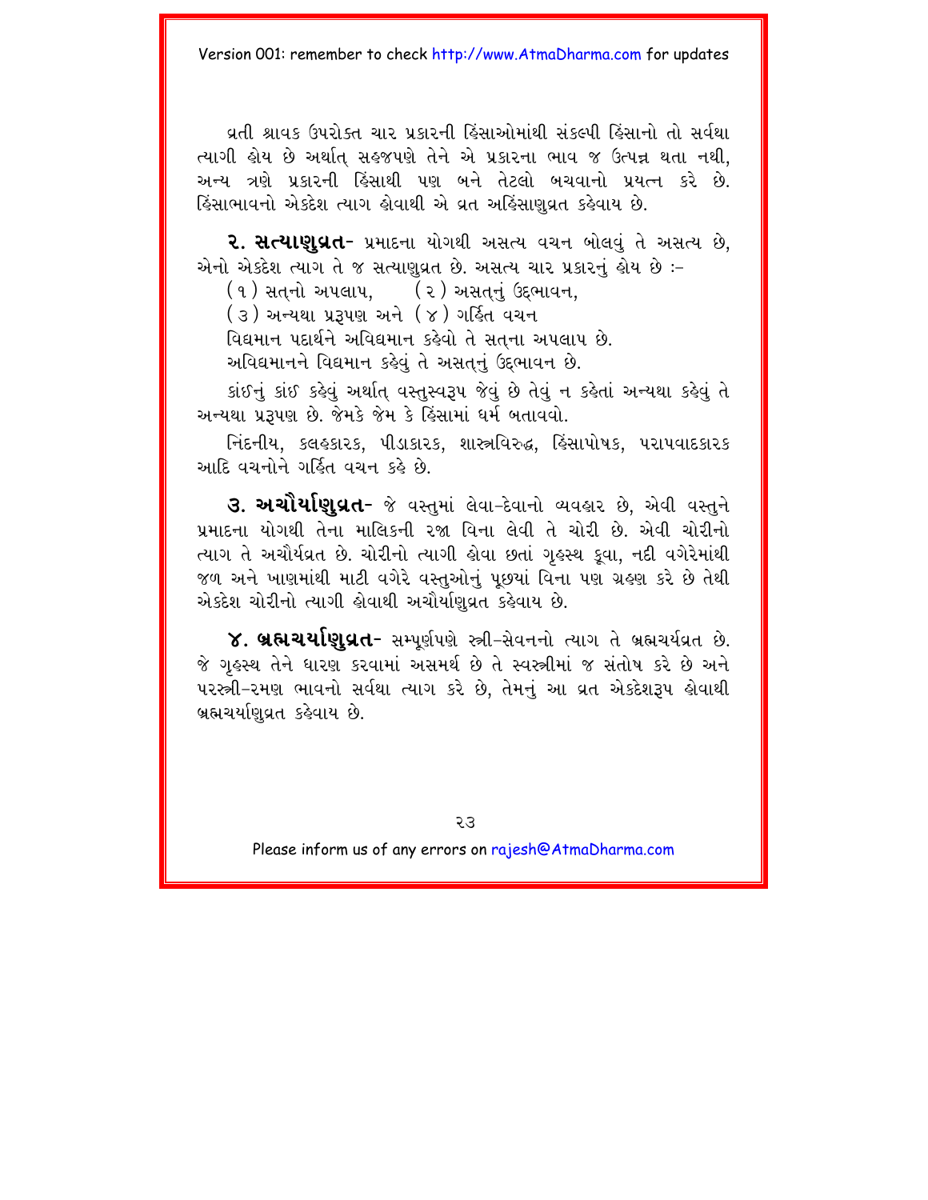વ્રતી શ્રાવક ઉપરોક્ત ચાર પ્રકારની હિંસાઓમાંથી સંકલ્પી હિંસાનો તો સર્વથા ત્યાગી હોય છે અર્થાત્ સહજપણે તેને એ પ્રકારના ભાવ જ ઉત્પન્ન થતા નથી, અન્ય ત્રણે પ્રકારની હિંસાથી પણ બને તેટલો બચવાનો પ્રયત્ન કરે છે. હિંસાભાવનો એકદેશ ત્યાગ હોવાથી એ વ્રત અહિંસાણુવ્રત કહેવાય છે.

**૨. સત્યાણુવ્રત-** પ્રમાદના યોગથી અસત્ય વચન બોલવું તે અસત્ય છે, એનો એકદેશ ત્યાગ તે જ સત્યાણુવ્રત છે. અસત્ય ચાર પ્રકારનું હોય છે :-

(૧) સત્નો અપલાપ, (૨) અસત્નું ઉદ્ભાવન,

(૩) અન્યથા પ્રરૂપણ અને (૪) ગર્હિત વચન

વિદ્યમાન પદાર્થને અવિદ્યમાન કહેવો તે સત્ના અપલાપ છે.

અવિદ્યમાનને વિદ્યમાન કહેવું તે અસત્નું ઉદ્ભાવન છે.

કાંઈનું કાંઈ કહેવું અર્થાત્ વસ્તુસ્વરૂપ જેવું છે તેવું ન કહેતાં અન્યથા કહેવું તે અન્યથા પ્રરૂપણ છે. જેમકે જેમ કે હિંસામાં ધર્મ બતાવવો.

નિંદનીય, કલહકારક, પીડાકારક, શાસ્ત્રવિરુદ્ધ, હિંસાપોષક, પરાપવાદકારક આદિ વચનોને ગર્હિત વચન કહે છે.

**૩. અચૌર્યાણુવ્રત-** જે વસ્તુમાં લેવા-દેવાનો વ્યવહાર છે, એવી વસ્તુને પ્રમાદના યોગથી તેના માલિકની રજા વિના લેવી તે ચોરી છે. એવી ચોરીનો ત્યાગ તે અચૌર્યવ્રત છે. ચોરીનો ત્યાગી હોવા છતાં ગૃહસ્થ કૂવા, નદી વગેરેમાંથી જળ અને ખાણમાંથી માટી વગેરે વસ્તુઓનું પૂછયાં વિના પણ ગ્રહણ કરે છે તેથી એકદેશ ચોરીનો ત્યાગી હોવાથી અચૌર્યાણુવ્રત કહેવાય છે.

**૪. બ્રહ્મચર્યાણુવ્રત-** સમ્પૂર્ણપણે સ્ત્રી-સેવનનો ત્યાગ તે બ્રહ્મચર્યવ્રત છે. જે ગૃહસ્થ તેને ધારણ કરવામાં અસમર્થ છે તે સ્વસ્ત્રીમાં જ સંતોષ કરે છે અને પરસ્ત્રી-રમણ ભાવનો સર્વથા ત્યાગ કરે છે, તેમનું આ વ્રત એકદેશરૂપ હોવાથી બ્રહ્મચર્યાણુવ્રત કહેવાય છે.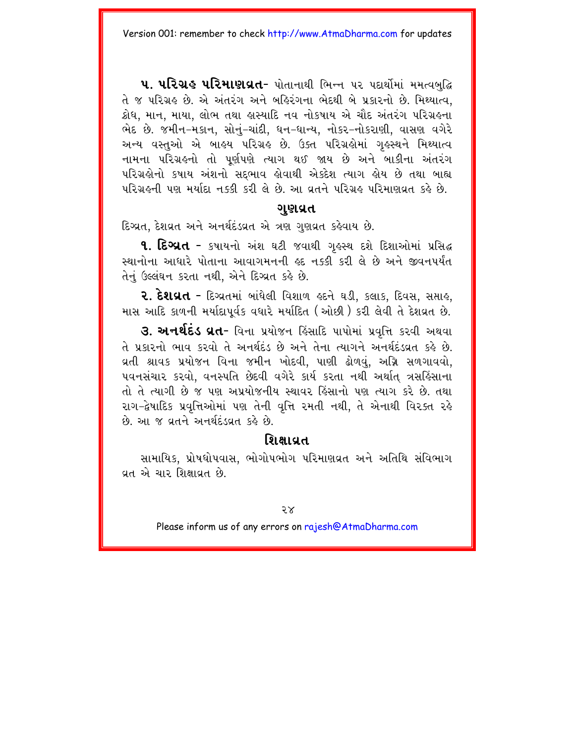**૫. પરિગ્રહ પરિમાણવ્રત-** પોતાનાથી ભિન્ન પર પદાર્થોમાં મમત્વબુદ્ધિ તે જ પરિગ્રહ છે. એ અંતરંગ અને બહિરંગના ભેદથી બે પ્રકારનો છે. મિથ્યાત્વ, ક્રોધ, માન, માયા, લોભ તથા હાસ્યાદિ નવ નોકષાય એ ચૌદ અંતરંગ પરિગ્રહના ભેદ છે. જમીન-મકાન, સોનું-ચાંદી, ધન-ધાન્ય, નોકર-નોકરાણી, વાસણ વગેરે અન્ય વસ્તુઓ એ બાહ્ય પરિગ્રહ છે. ઉક્ત પરિગ્રહોમાં ગૃહસ્થને મિથ્યાત્વ નામના પરિગ્રહનો તો પૂર્ણપણે ત્યાગ થઈ જાય છે અને બાકીના અંતરંગ પરિગ્રહોનો કષાય અંશનો સદ્‌ભાવ હોવાથી એકદેશ ત્યાગ હોય છે તથા બાહ્ય પરિગ્રહની પણ મર્યાદા નક્કી કરી લે છે. આ વ્રતને પરિગ્રહ પરિમાણવ્રત કહે છે.

## ગુણવ્રત

દિગ્વ્રત, દેશવ્રત અને અનર્થદંડવ્રત એ ત્રણ ગુણવ્રત કહેવાય છે.

**૧. દિગ્વ્રત -** કષાયનો અંશ ઘટી જવાથી ગૃહસ્થ દશે દિશાઓમાં પ્રસિદ્ધ સ્થાનોના આધારે પોતાના આવાગમનની હદ નક્કી કરી લે છે અને જીવનપર્યંત તેનું ઉલ્લંઘન કરતા નથી, એને દિગ્વ્રત કહે છે.

**૨. દેશવ્રત -** દિગ્વ્રતમાં બાંધેલી વિશાળ હદને ઘડી, કલાક, દિવસ, સપ્તાહ, માસ આદિ કાળની મર્યાદાપૂર્વક વધારે મર્યાદિત (ઓછી) કરી લેવી તે દેશવ્રત છે.

**૩. અનર્થદંડ વ્રત-** વિના પ્રયોજન હિંસાદિ પાપોમાં પ્રવૃત્તિ કરવી અથવા તે પ્રકારનો ભાવ કરવો તે અનર્થદંડ છે અને તેના ત્યાગને અનર્થદંડવ્રત કહે છે. વ્રતી શ્રાવક પ્રયોજન વિના જમીન ખોદવી, પાણી ઢોળવું, અગ્નિ સળગાવવો, પવનસંચાર કરવો, વનસ્પતિ છેદવી વગેરે કાર્ય કરતા નથી અર્થાત્ ત્રસહિંસાના તો તે ત્યાગી છે જ પણ અપ્રયોજનીય સ્થાવર હિંસાનો પણ ત્યાગ કરે છે. તથા રાગ-દ્વેષાદિક પ્રવૃત્તિઓમાં પણ તેની વૃત્તિ રમતી નથી, તે એનાથી વિરક્ત રહે છે. આ જ વ્રતને અનર્થદંડવ્રત કહે છે.

## શિક્ષાવ્રત

સામાયિક, પ્રોષધોપવાસ, ભોગોપભોગ પરિમાણવ્રત અને અતિથિ સંવિભાગ વ્રત એ ચાર શિક્ષાવ્રત છે.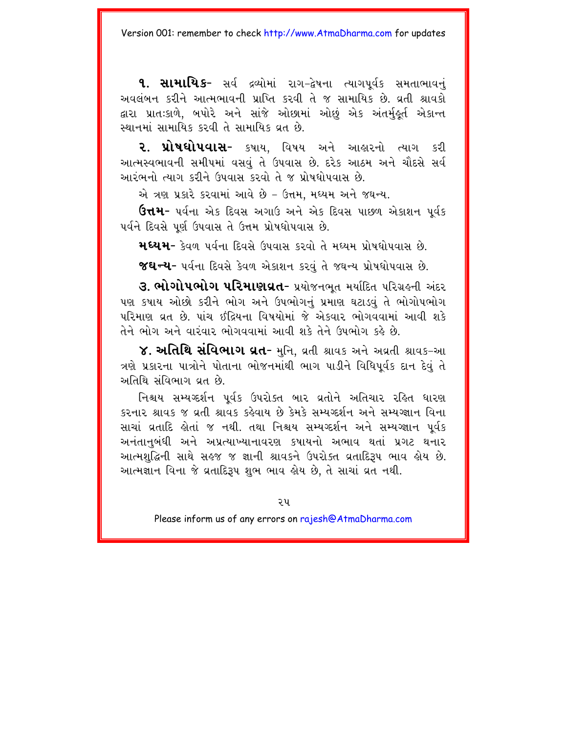**૧. સામાયિક-** સર્વ દ્રવ્યોમાં રાગ-દ્વેષના ત્યાગપૂર્વક સમતાભાવનું અવલંબન કરીને આત્મભાવની પ્રાપ્તિ કરવી તે જ સામાયિક છે. વ્રતી શ્રાવકો દ્વારા પ્રાતઃકાળે, બપોરે અને સાંજે ઓછામાં ઓછું એક અંતર્મુહૂર્ત એકાન્ત સ્થાનમાં સામાયિક કરવી તે સામાયિક વ્રત છે.

**૨. પ્રોષધોપવાસ-** કષાય, વિષય અને આહારનો ત્યાગ કરી આત્મસ્વભાવની સમીપમાં વસવું તે ઉપવાસ છે. દરેક આઠમ અને ચૌદસે સર્વ આરંભનો ત્યાગ કરીને ઉપવાસ કરવો તે જ પ્રોષધોપવાસ છે.

એ ત્રણ પ્રકારે કરવામાં આવે છે – ઉત્તમ, મધ્યમ અને જઘન્ય.

**ઉત્તમ-** પર્વના એક દિવસ અગાઉ અને એક દિવસ પાછળ એકાશન પૂર્વક પર્વને દિવસે પૂર્ણ ઉપવાસ તે ઉત્તમ પ્રોષધોપવાસ છે.

**મધ્યમ-** કેવળ પર્વના દિવસે ઉપવાસ કરવો તે મધ્યમ પ્રોષધોપવાસ છે.

**જઘન્ય-** પર્વના દિવસે કેવળ એકાશન કરવું તે જઘન્ય પ્રોષધોપવાસ છે.

**૩. ભોગોપભોગ પરિમાણવ્રત-** પ્રયોજનભૂત મર્યાદિત પરિગ્રહની અંદર પણ કષાય ઓછો કરીને ભોગ અને ઉપભોગનું પ્રમાણ ઘટાડવું તે ભોગોપભોગ પરિમાણ વ્રત છે. પાંચ ઇંદ્રિયના વિષયોમાં જે એકવાર ભોગવવામાં આવી શકે તેને ભોગ અને વારંવાર ભોગવવામાં આવી શકે તેને ઉપભોગ કહે છે.

**૪. અતિથિ સંવિભાગ વ્રત-** મુનિ, વ્રતી શ્રાવક અને અવ્રતી શ્રાવક–આ ત્રણે પ્રકારના પાત્રોને પોતાના ભોજનમાંથી ભાગ પાડીને વિધિપૂર્વક દાન દેવું તે અતિથિ સંવિભાગ વ્રત છે.

નિશ્ચય સમ્યગ્દર્શન પૂર્વક ઉપરોક્ત બાર વ્રતોને અતિચાર રહિત ધારણ કરનાર શ્રાવક જ વ્રતી શ્રાવક કહેવાય છે કેમકે સમ્યગ્દર્શન અને સમ્યગ્જ્ઞાન વિના સાચાં વ્રતાદિ હોતાં જ નથી. તથા નિશ્ચય સમ્યગ્દર્શન અને સમ્યગ્જ્ઞાન પૂર્વક અનંતાનુબંધી અને અપ્રત્યાખ્યાનાવરણ કષાયનો અભાવ થતાં પ્રગટ થનાર આત્મશુદ્ધિની સાથે સહજ જ જ્ઞાની શ્રાવકને ઉપરોક્ત વ્રતાદિરૂપ ભાવ હોય છે. આત્મજ્ઞાન વિના જે વ્રતાદિરૂપ શુભ ભાવ હોય છે, તે સાચાં વ્રત નથી.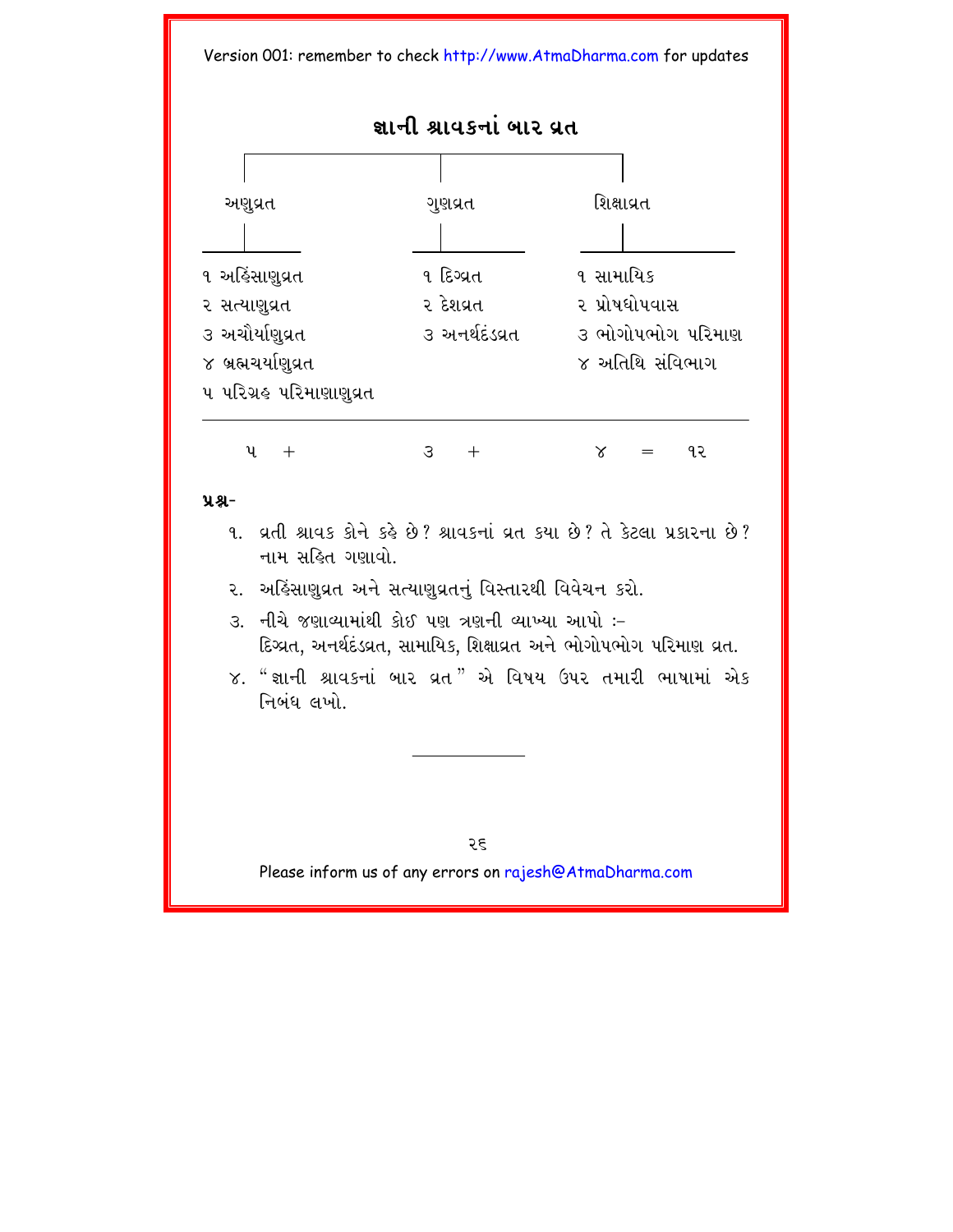# જ્ઞાની શ્રાવકનાં બાર વ્રત

| અણુવ્રત | ગુણવ્રત | શિક્ષાવ્રત |
|---|---|---|
| ૧ અહિંસાણુવ્રત | ૧ દિગ્વ્રત | ૧ સામાયિક |
| ૨ સત્યાણુવ્રત | ૨ દેશવ્રત | ૨ પ્રોષધોપવાસ |
| ૩ અચૌર્યાણુવ્રત | ૩ અનર્થદંડવ્રત | ૩ ભોગોપભોગ પરિમાણ |
| ૪ બ્રહ્મચર્યાણુવ્રત | | ૪ અતિથિ સંવિભાગ |
| ૫ પરિગ્રહ પરિમાણાણુવ્રત | | |
| ૫ + | ૩ + | ૪ = ૧૨ |

**પ્રશ્ન-**

૧. વ્રતી શ્રાવક કોને કહે છે? શ્રાવકનાં વ્રત કયા છે? તે કેટલા પ્રકારના છે? નામ સહિત ગણાવો.

૨. અહિંસાણુવ્રત અને સત્યાણુવ્રતનું વિસ્તારથી વિવેચન કરો.

૩. નીચે જણાવ્યામાંથી કોઈ પણ ત્રણની વ્યાખ્યા આપો :–
દિગ્વ્રત, અનર્થદંડવ્રત, સામાયિક, શિક્ષાવ્રત અને ભોગોપભોગ પરિમાણ વ્રત.

૪. "જ્ઞાની શ્રાવકનાં બાર વ્રત" એ વિષય ઉપર તમારી ભાષામાં એક નિબંધ લખો.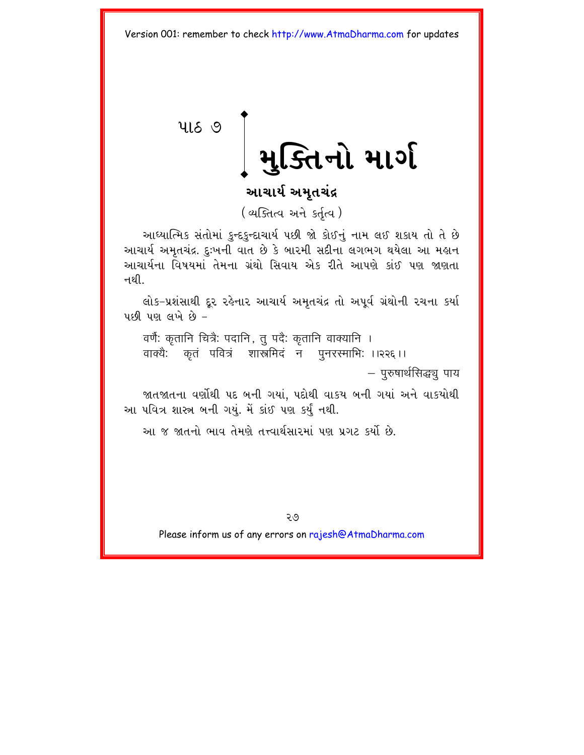# પાઠ ૭ મુક્તિનો માર્ગ

## આચાર્ય અમૃતચંદ્ર

(વ્યક્તિત્વ અને કર્તૃત્વ)

આધ્યાત્મિક સંતોમાં કુન્દકુન્દાચાર્ય પછી જો કોઈનું નામ લઈ શકાય તો તે છે આચાર્ય અમૃતચંદ્ર. દુઃખની વાત છે કે બારમી સદીના લગભગ થયેલા આ મહાન આચાર્યના વિષયમાં તેમના ગ્રંથો સિવાય એક રીતે આપણે કાંઈ પણ જાણતા નથી.

લોક-પ્રશંસાથી દૂર રહેનાર આચાર્ય અમૃતચંદ્ર તો અપૂર્વ ગ્રંથોની રચના કર્યા પછી પણ લખે છે –

वर्णैः कृतानि चित्रैः पदानि, तु पदैः कृतानि वाक्यानि ।
वाक्यैः कृतं पवित्रं शास्त्रमिदं न पुनरस्माभिः ।।२२६।।

– पुरुषार्थसिद्ध्यु पाय

જાતજાતના વર્ણોથી પદ બની ગયાં, પદોથી વાક્ય બની ગયાં અને વાક્યોથી આ પવિત્ર શાસ્ત્ર બની ગયું. મેં કાંઈ પણ કર્યું નથી.

આ જ જાતનો ભાવ તેમણે તત્ત્વાર્થસારમાં પણ પ્રગટ કર્યો છે.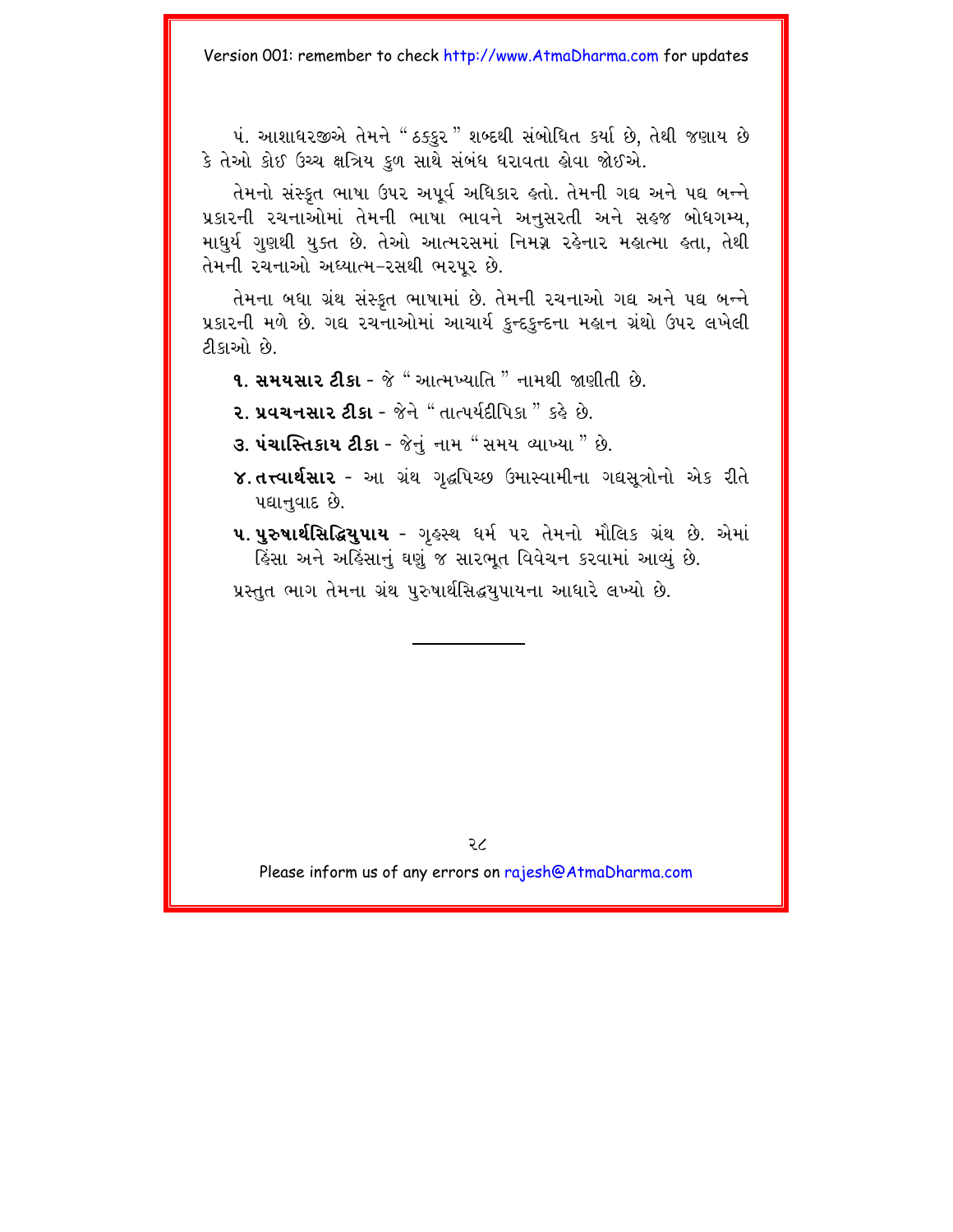પં. આશાધરજીએ તેમને "ઠક્કુર" શબ્દથી સંબોધિત કર્યા છે, તેથી જણાય છે કે તેઓ કોઈ ઉચ્ચ ક્ષત્રિય કુળ સાથે સંબંધ ધરાવતા હોવા જોઈએ.

તેમનો સંસ્કૃત ભાષા ઉપર અપૂર્વ અધિકાર હતો. તેમની ગદ્ય અને પદ્ય બન્ને પ્રકારની રચનાઓમાં તેમની ભાષા ભાવને અનુસરતી અને સહજ બોધગમ્ય, માધુર્ય ગુણથી યુક્ત છે. તેઓ આત્મરસમાં નિમગ્ન રહેનાર મહાત્મા હતા, તેથી તેમની રચનાઓ અધ્યાત્મ-રસથી ભરપૂર છે.

તેમના બધા ગ્રંથ સંસ્કૃત ભાષામાં છે. તેમની રચનાઓ ગદ્ય અને પદ્ય બન્ને પ્રકારની મળે છે. ગદ્ય રચનાઓમાં આચાર્ય કુન્દકુન્દના મહાન ગ્રંથો ઉપર લખેલી ટીકાઓ છે.

૧. **સમયસાર ટીકા** - જે "આત્મખ્યાતિ" નામથી જાણીતી છે.

૨. **પ્રવચનસાર ટીકા** - જેને "તાત્પર્યદીપિકા" કહે છે.

૩. **પંચાસ્તિકાય ટીકા** - જેનું નામ "સમય વ્યાખ્યા" છે.

૪. **તત્ત્વાર્થસાર** - આ ગ્રંથ ગૃદ્ધપિચ્છ ઉમાસ્વામીના ગદ્યસૂત્રોનો એક રીતે પદ્યાનુવાદ છે.

૫. **પુરુષાર્થસિદ્ધિયુપાય** - ગૃહસ્થ ધર્મ પર તેમનો મૌલિક ગ્રંથ છે. એમાં હિંસા અને અહિંસાનું ઘણું જ સારભૂત વિવેચન કરવામાં આવ્યું છે.

પ્રસ્તુત ભાગ તેમના ગ્રંથ પુરુષાર્થસિદ્ધયુપાયના આધારે લખ્યો છે.

---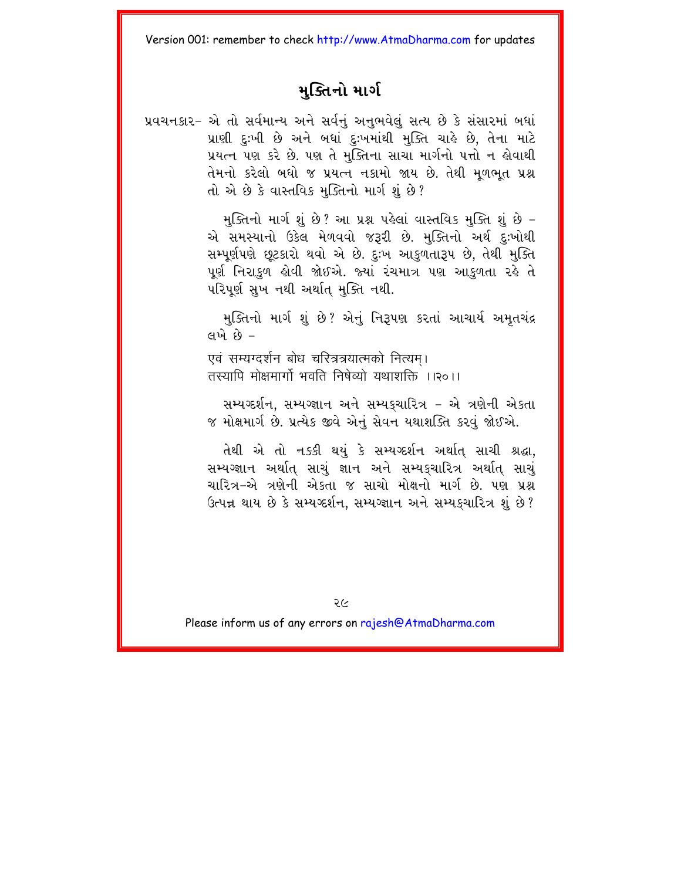# મુક્તિનો માર્ગ

પ્રવચનકાર– એ તો સર્વમાન્ય અને સર્વનું અનુભવેલું સત્ય છે કે સંસારમાં બધાં પ્રાણી દુઃખી છે અને બધાં દુઃખમાંથી મુક્તિ ચાહે છે, તેના માટે પ્રયત્ન પણ કરે છે. પણ તે મુક્તિના સાચા માર્ગનો પત્તો ન હોવાથી તેમનો કરેલો બધો જ પ્રયત્ન નકામો જાય છે. તેથી મૂળભૂત પ્રશ્ન તો એ છે કે વાસ્તવિક મુક્તિનો માર્ગ શું છે?

મુક્તિનો માર્ગ શું છે? આ પ્રશ્ન પહેલાં વાસ્તવિક મુક્તિ શું છે – એ સમસ્યાનો ઉકેલ મેળવવો જરૂરી છે. મુક્તિનો અર્થ દુઃખોથી સમ્પૂર્ણપણે છૂટકારો થવો એ છે. દુઃખ આકુળતારૂપ છે, તેથી મુક્તિ પૂર્ણ નિરાકુળ હોવી જોઈએ. જ્યાં રંચમાત્ર પણ આકુળતા રહે તે પરિપૂર્ણ સુખ નથી અર્થાત્ મુક્તિ નથી.

મુક્તિનો માર્ગ શું છે? એનું નિરૂપણ કરતાં આચાર્ય અમૃતચંદ્ર લખે છે –

एवं सम्यग्दर्शन बोध चरित्रत्रयात्मको नित्यम्।
तस्यापि मोक्षमार्गो भवति निषेव्यो यथाशक्ति ।।२०।।

સમ્યગ્દર્શન, સમ્યગ્જ્ઞાન અને સમ્યક્ચારિત્ર – એ ત્રણેની એકતા જ મોક્ષમાર્ગ છે. પ્રત્યેક જીવે એનું સેવન યથાશક્તિ કરવું જોઈએ.

તેથી એ તો નક્કી થયું કે સમ્યગ્દર્શન અર્થાત્ સાચી શ્રદ્ધા, સમ્યગ્જ્ઞાન અર્થાત્ સાચું જ્ઞાન અને સમ્યક્ચારિત્ર અર્થાત્ સાચું ચારિત્ર–એ ત્રણેની એકતા જ સાચો મોક્ષનો માર્ગ છે. પણ પ્રશ્ન ઉત્પન્ન થાય છે કે સમ્યગ્દર્શન, સમ્યગ્જ્ઞાન અને સમ્યક્ચારિત્ર શું છે?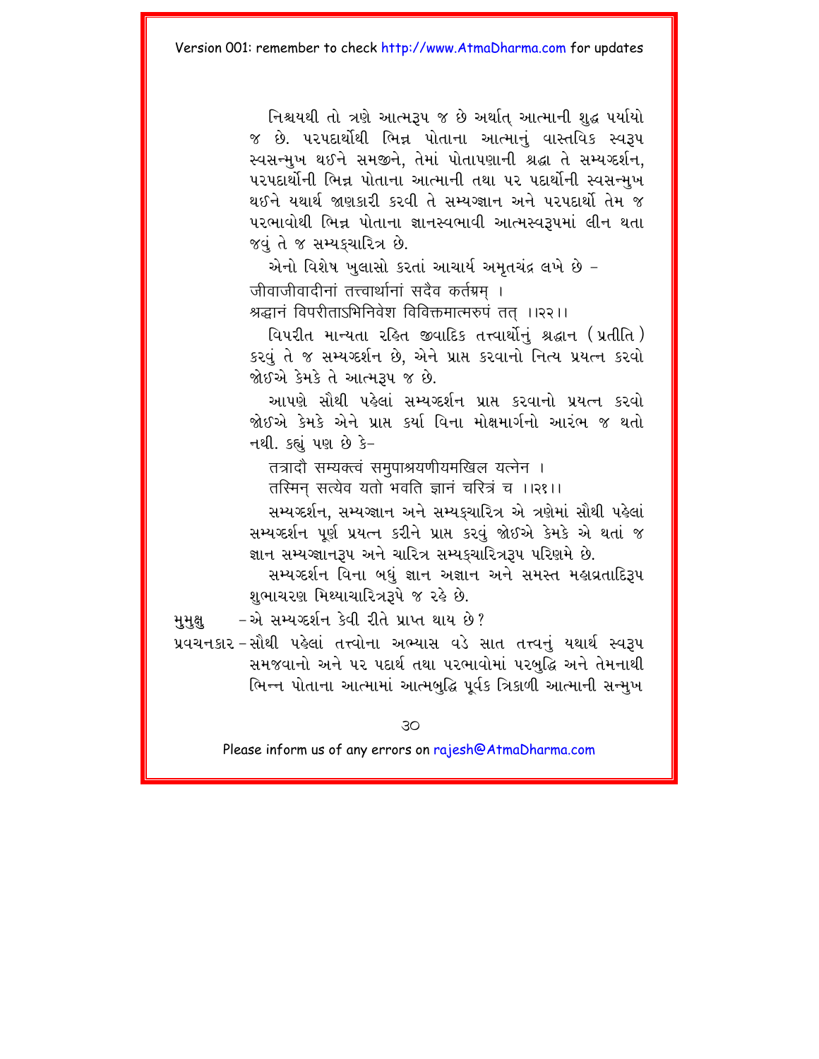નિશ્ચયથી તો ત્રણે આત્મરૂપ જ છે અર્થાત્ આત્માની શુદ્ધ પર્યાયો જ છે. પરપદાર્થોથી ભિન્ન પોતાના આત્માનું વાસ્તવિક સ્વરૂપ સ્વસન્મુખ થઈને સમજીને, તેમાં પોતાપણાની શ્રદ્ધા તે સમ્યગ્દર્શન, પરપદાર્થોની ભિન્ન પોતાના આત્માની તથા પર પદાર્થોની સ્વસન્મુખ થઈને યથાર્થ જાણકારી કરવી તે સમ્યગ્જ્ઞાન અને પરપદાર્થો તેમ જ પરભાવોથી ભિન્ન પોતાના જ્ઞાનસ્વભાવી આત્મસ્વરૂપમાં લીન થતા જવું તે જ સમ્યક્ચારિત્ર છે.

એનો વિશેષ ખુલાસો કરતાં આચાર્ય અમૃતચંદ્ર લખે છે –

जीवाजीवादीनां तत्त्वार्थानां सदैव कर्तव्रम् ।
श्रद्धानं विपरीताऽभिनिवेश विविक्तमात्मरुपं तत् ।।२२।।

વિપરીત માન્યતા રહિત જીવાદિક તત્ત્વાર્થોનું શ્રદ્ધાન (પ્રતીતિ) કરવું તે જ સમ્યગ્દર્શન છે, એને પ્રાપ્ત કરવાનો નિત્ય પ્રયત્ન કરવો જોઈએ કેમકે તે આત્મરૂપ જ છે.

આપણે સૌથી પહેલાં સમ્યગ્દર્શન પ્રાપ્ત કરવાનો પ્રયત્ન કરવો જોઈએ કેમકે એને પ્રાપ્ત કર્યા વિના મોક્ષમાર્ગનો આરંભ જ થતો નથી. કહ્યું પણ છે કે–

तत्रादौ सम्यक्त्वं समुपाश्रयणीयमखिल यत्नेन ।
तस्मिन् सत्येव यतो भवति ज्ञानं चरित्रं च ।।२१।।

સમ્યગ્દર્શન, સમ્યગ્જ્ઞાન અને સમ્યક્ચારિત્ર એ ત્રણેમાં સૌથી પહેલાં સમ્યગ્દર્શન પૂર્ણ પ્રયત્ન કરીને પ્રાપ્ત કરવું જોઈએ કેમકે એ થતાં જ જ્ઞાન સમ્યગ્જ્ઞાનરૂપ અને ચારિત્ર સમ્યક્ચારિત્રરૂપ પરિણમે છે.

સમ્યગ્દર્શન વિના બધું જ્ઞાન અજ્ઞાન અને સમસ્ત મહાવ્રતાદિરૂપ શુભાચરણ મિથ્યાચારિત્રરૂપે જ રહે છે.

મુમુક્ષુ – એ સમ્યગ્દર્શન કેવી રીતે પ્રાપ્ત થાય છે?

પ્રવચનકાર – સૌથી પહેલાં તત્ત્વોના અભ્યાસ વડે સાત તત્ત્વનું યથાર્થ સ્વરૂપ સમજવાનો અને પર પદાર્થ તથા પરભાવોમાં પરબુદ્ધિ અને તેમનાથી ભિન્ન પોતાના આત્મામાં આત્મબુદ્ધિ પૂર્વક ત્રિકાળી આત્માની સન્મુખ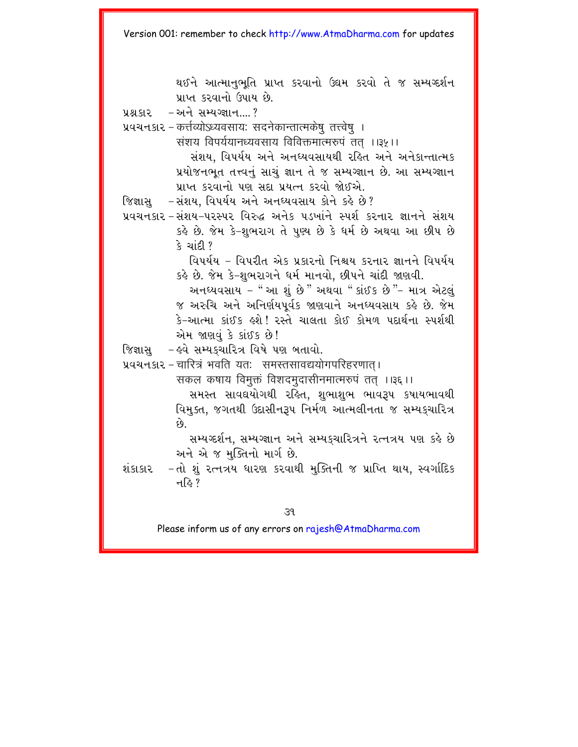થઈને આત્માનુભૂતિ પ્રાપ્ત કરવાનો ઉદ્યમ કરવો તે જ સમ્યગ્દર્શન પ્રાપ્ત કરવાનો ઉપાય છે.

પ્રશ્નકાર – અને સમ્યગ્જ્ઞાન.... ?

પ્રવચનકાર – कर्त्तव्योऽध्यवसायः सदनेकान्तात्मकेषु तत्त्वेषु ।
संशय विपर्ययानध्यवसाय विविक्तमात्मरुपं तत् ।।३५।।

સંશય, વિપર્યય અને અનધ્યવસાયથી રહિત અને અનેકાન્તાત્મક પ્રયોજનભૂત તત્ત્વનું સાચું જ્ઞાન તે જ સમ્યગ્જ્ઞાન છે. આ સમ્યગ્જ્ઞાન પ્રાપ્ત કરવાનો પણ સદા પ્રયત્ન કરવો જોઈએ.

જિજ્ઞાસુ – સંશય, વિપર્યય અને અનધ્યવસાય કોને કહે છે?

પ્રવચનકાર – સંશય–પરસ્પર વિરુદ્ધ અનેક પડખાંને સ્પર્શ કરનાર જ્ઞાનને સંશય કહે છે. જેમ કે–શુભરાગ તે પુણ્ય છે કે ધર્મ છે અથવા આ છીપ છે કે ચાંદી ?

વિપર્યય – વિપરીત એક પ્રકારનો નિશ્ચય કરનાર જ્ઞાનને વિપર્યય કહે છે. જેમ કે–શુભરાગને ધર્મ માનવો, છીપને ચાંદી જાણવી.

અનધ્યવસાય – "આ શું છે" અથવા "કાંઈક છે"– માત્ર એટલું જ અરુચિ અને અનિર્ણયપૂર્વક જાણવાને અનધ્યવસાય કહે છે. જેમ કે–આત્મા કાંઈક હશે! રસ્તે ચાલતા કોઈ કોમળ પદાર્થના સ્પર્શથી એમ જાણવું કે કાંઈક છે!

જિજ્ઞાસુ – હવે સમ્યક્ચારિત્ર વિષે પણ બતાવો.

પ્રવચનકાર – चारित्रं भवति यतः समस्तसावद्ययोगपरिहरणात्।
सकल कषाय विमुक्तं विशदमुदासीनमात्मरुपं तत् ।।३६।।

સમસ્ત સાવદ્યયોગથી રહિત, શુભાશુભ ભાવરૂપ કષાયભાવથી વિમુક્ત, જગતથી ઉદાસીનરૂપ નિર્મળ આત્મલીનતા જ સમ્યક્ચારિત્ર છે.

સમ્યગ્દર્શન, સમ્યગ્જ્ઞાન અને સમ્યક્ચારિત્રને રત્નત્રય પણ કહે છે અને એ જ મુક્તિનો માર્ગ છે.

શંકાકાર – તો શું રત્નત્રય ધારણ કરવાથી મુક્તિની જ પ્રાપ્તિ થાય, સ્વર્ગાદિક નહિ?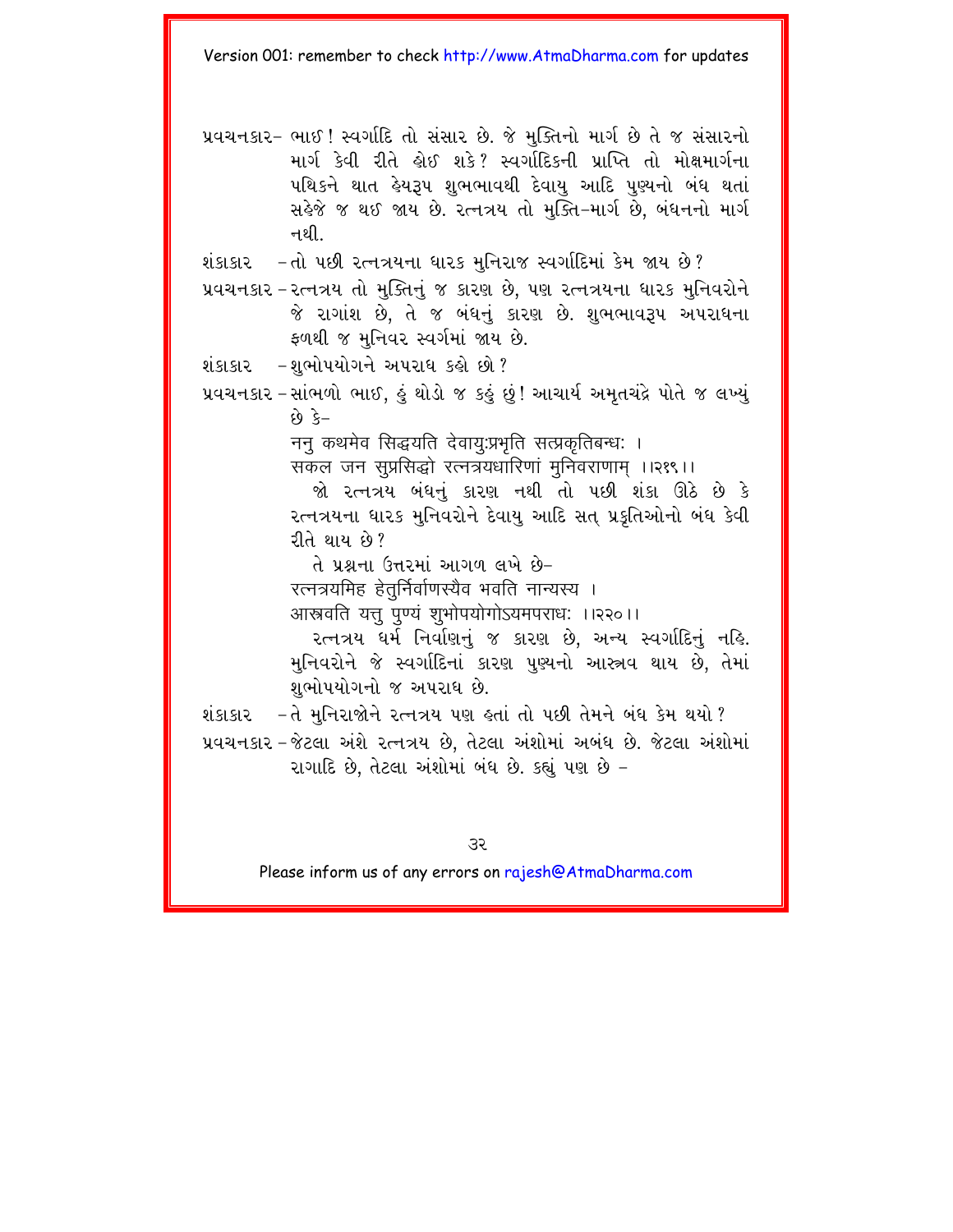પ્રવચનકાર– ભાઈ! સ્વર્ગાદિ તો સંસાર છે. જે મુક્તિનો માર્ગ છે તે જ સંસારનો માર્ગ કેવી રીતે હોઈ શકે? સ્વર્ગાદિકની પ્રાપ્તિ તો મોક્ષમાર્ગના પથિકને થાત હેયરૂપ શુભભાવથી દેવાયુ આદિ પુણ્યનો બંધ થતાં સહેજે જ થઈ જાય છે. રત્નત્રય તો મુક્તિ-માર્ગ છે, બંધનનો માર્ગ નથી.

શંકાકાર –તો પછી રત્નત્રયના ધારક મુનિરાજ સ્વર્ગાદિમાં કેમ જાય છે?

પ્રવચનકાર –રત્નત્રય તો મુક્તિનું જ કારણ છે, પણ રત્નત્રયના ધારક મુનિવરોને જે રાગાંશ છે, તે જ બંધનું કારણ છે. શુભભાવરૂપ અપરાધના ફળથી જ મુનિવર સ્વર્ગમાં જાય છે.

શંકાકાર –શુભોપયોગને અપરાધ કહો છો?

પ્રવચનકાર –સાંભળો ભાઈ, હું થોડો જ કહું છું! આચાર્ય અમૃતચંદ્રે પોતે જ લખ્યું છે કે–

ननु कथमेव सिद्धयति देवायु:प्रभृति सत्प्रकृतिबन्धः ।
सकल जन सुप्रसिद्धो रत्नत्रयधारिणां मुनिवराणाम् ।।२१९।।

જો રત્નત્રય બંધનું કારણ નથી તો પછી શંકા ઊઠે છે કે રત્નત્રયના ધારક મુનિવરોને દેવાયુ આદિ સત્ પ્રકૃતિઓનો બંધ કેવી રીતે થાય છે?

તે પ્રશ્નના ઉત્તરમાં આગળ લખે છે–

रत्नत्रयमिह हेतुर्निर्वाणस्यैव भवति नान्यस्य ।
आस्त्रवति यत्तु पुण्यं शुभोपयोगोऽयमपराधः ।।२२०।।

રત્નત્રય ધર્મ નિર્વાણનું જ કારણ છે, અન્ય સ્વર્ગાદિનું નહિ. મુનિવરોને જે સ્વર્ગાદિનાં કારણ પુણ્યનો આસ્ત્રવ થાય છે, તેમાં શુભોપયોગનો જ અપરાધ છે.

શંકાકાર –તે મુનિરાજોને રત્નત્રય પણ હતાં તો પછી તેમને બંધ કેમ થયો?

પ્રવચનકાર –જેટલા અંશે રત્નત્રય છે, તેટલા અંશોમાં અબંધ છે. જેટલા અંશોમાં રાગાદિ છે, તેટલા અંશોમાં બંધ છે. કહ્યું પણ છે –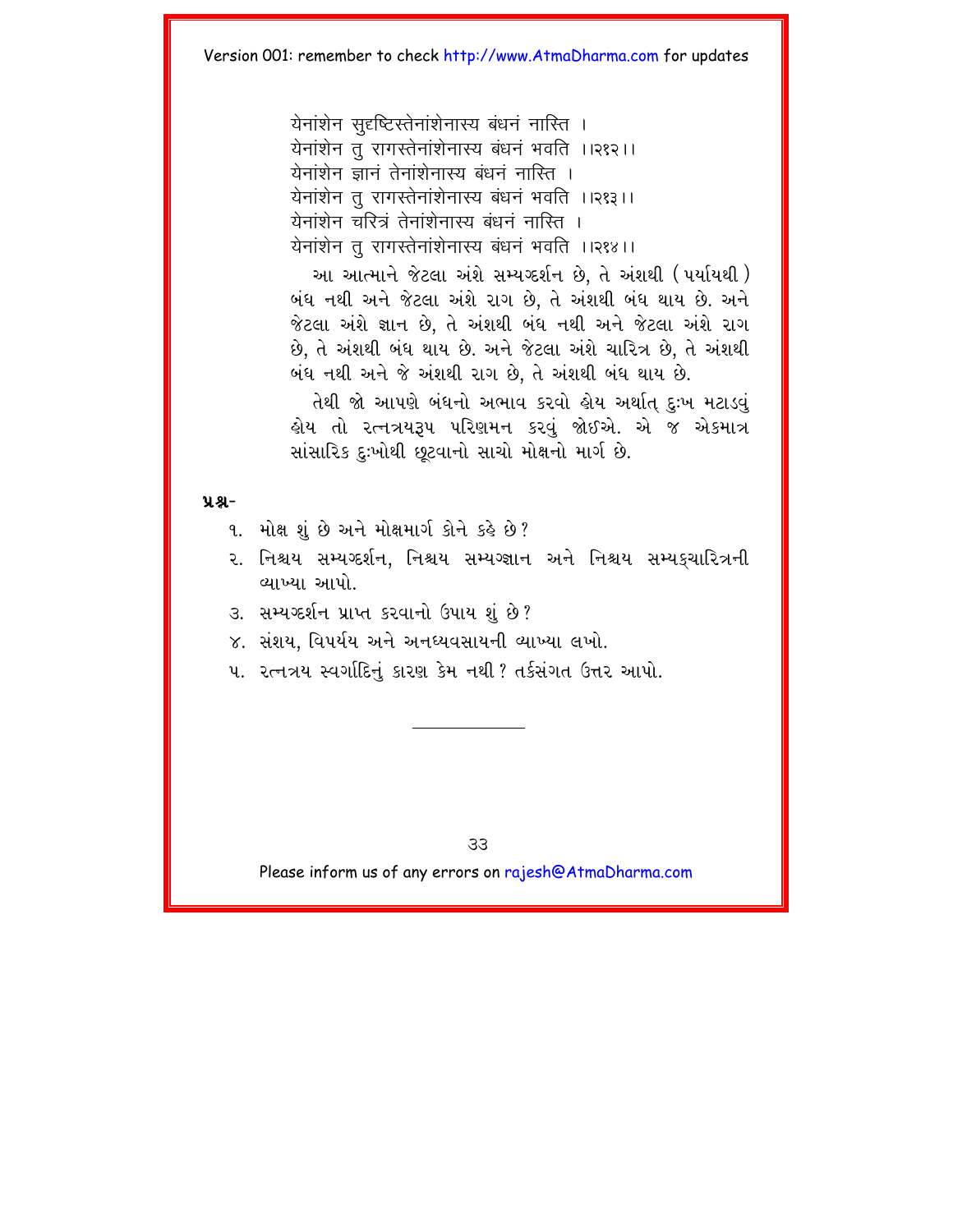येनांशेन सुदृष्टिस्तेनांशेनास्य बंधनं नास्ति ।
येनांशेन तु रागस्तेनांशेनास्य बंधनं भवति ।।२१२।।
येनांशेन ज्ञानं तेनांशेनास्य बंधनं नास्ति ।
येनांशेन तु रागस्तेनांशेनास्य बंधनं भवति ।।२१३।।
येनांशेन चरित्रं तेनांशेनास्य बंधनं नास्ति ।
येनांशेन तु रागस्तेनांशेनास्य बंधनं भवति ।।२१४।।

આ આત્માને જેટલા અંશે સમ્યગ્દર્શન છે, તે અંશથી (પર્યાયથી) બંધ નથી અને જેટલા અંશે રાગ છે, તે અંશથી બંધ થાય છે. અને જેટલા અંશે જ્ઞાન છે, તે અંશથી બંધ નથી અને જેટલા અંશે રાગ છે, તે અંશથી બંધ થાય છે. અને જેટલા અંશે ચારિત્ર છે, તે અંશથી બંધ નથી અને જે અંશથી રાગ છે, તે અંશથી બંધ થાય છે.

તેથી જો આપણે બંધનો અભાવ કરવો હોય અર્થાત્ દુઃખ મટાડવું હોય તો રત્નત્રયરૂપ પરિણમન કરવું જોઈએ. એ જ એકમાત્ર સાંસારિક દુઃખોથી છૂટવાનો સાચો મોક્ષનો માર્ગ છે.

**પ્રશ્ન-**

૧. મોક્ષ શું છે અને મોક્ષમાર્ગ કોને કહે છે?
૨. નિશ્ચય સમ્યગ્દર્શન, નિશ્ચય સમ્યગ્જ્ઞાન અને નિશ્ચય સમ્યક્ચારિત્રની વ્યાખ્યા આપો.
૩. સમ્યગ્દર્શન પ્રાપ્ત કરવાનો ઉપાય શું છે?
૪. સંશય, વિપર્યય અને અનધ્યવસાયની વ્યાખ્યા લખો.
૫. રત્નત્રય સ્વર્ગાદિનું કારણ કેમ નથી? તર્કસંગત ઉત્તર આપો.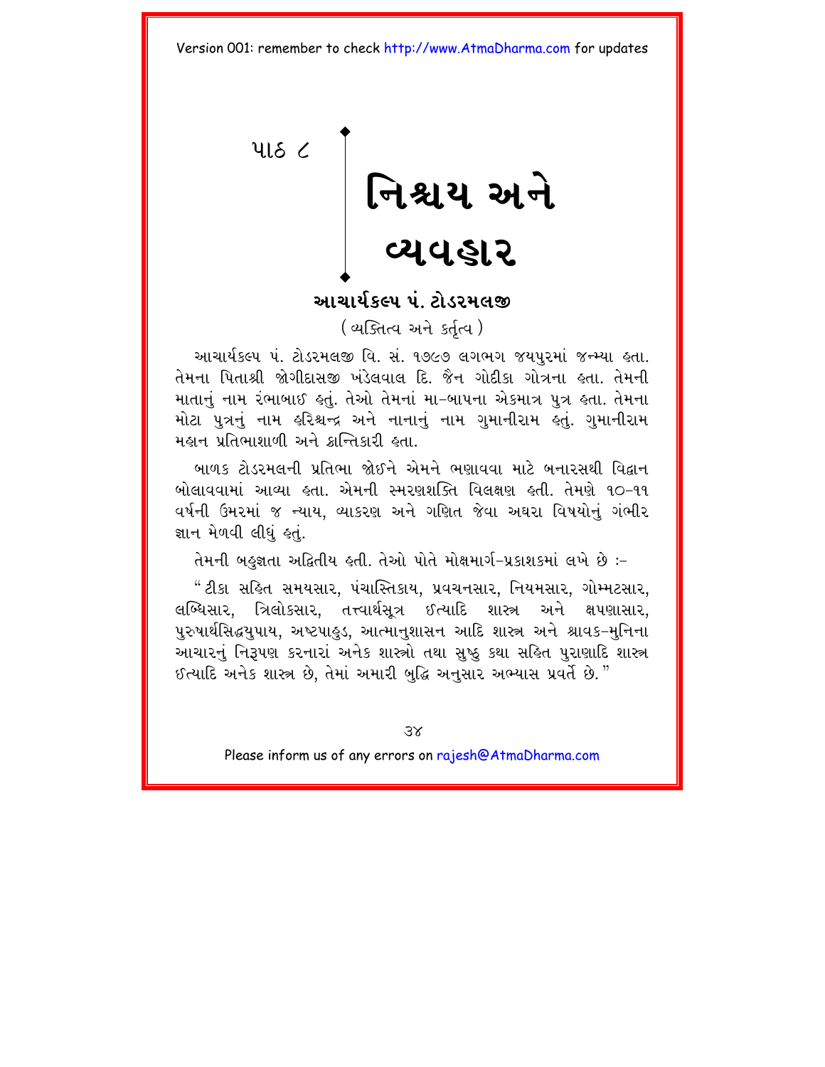પાઠ ૮

# નિશ્ચય અને વ્યવહાર

## આચાર્યકલ્પ પં. ટોડરમલજી

(વ્યક્તિત્વ અને કર્તૃત્વ)

આચાર્યકલ્પ પં. ટોડરમલજી વિ. સં. ૧૭૯૭ લગભગ જયપુરમાં જન્મ્યા હતા. તેમના પિતાશ્રી જોગીદાસજી ખંડેલવાલ દિ. જૈન ગોદીકા ગોત્રના હતા. તેમની માતાનું નામ રંભાબાઈ હતું. તેઓ તેમનાં મા-બાપના એકમાત્ર પુત્ર હતા. તેમના મોટા પુત્રનું નામ હરિશ્ચન્દ્ર અને નાનાનું નામ ગુમાનીરામ હતું. ગુમાનીરામ મહાન પ્રતિભાશાળી અને ક્રાન્તિકારી હતા.

બાળક ટોડરમલની પ્રતિભા જોઈને એમને ભણાવવા માટે બનારસથી વિદ્વાન બોલાવવામાં આવ્યા હતા. એમની સ્મરણશક્તિ વિલક્ષણ હતી. તેમણે ૧૦-૧૧ વર્ષની ઉંમરમાં જ ન્યાય, વ્યાકરણ અને ગણિત જેવા અઘરા વિષયોનું ગંભીર જ્ઞાન મેળવી લીધું હતું.

તેમની બહુજ્ઞતા અદ્વિતીય હતી. તેઓ પોતે મોક્ષમાર્ગ-પ્રકાશકમાં લખે છે :-

"ટીકા સહિત સમયસાર, પંચાસ્તિકાય, પ્રવચનસાર, નિયમસાર, ગોમ્મટસાર, લબ્ધિસાર, ત્રિલોકસાર, તત્ત્વાર્થસૂત્ર ઈત્યાદિ શાસ્ત્ર અને ક્ષપણાસાર, પુરુષાર્થસિદ્ધયુપાય, અષ્ટપાહુડ, આત્માનુશાસન આદિ શાસ્ત્ર અને શ્રાવક-મુનિના આચારનું નિરૂપણ કરનારાં અનેક શાસ્ત્રો તથા સુષ્ઠુ કથા સહિત પુરાણાદિ શાસ્ત્ર ઈત્યાદિ અનેક શાસ્ત્ર છે, તેમાં અમારી બુદ્ધિ અનુસાર અભ્યાસ પ્રવર્તે છે."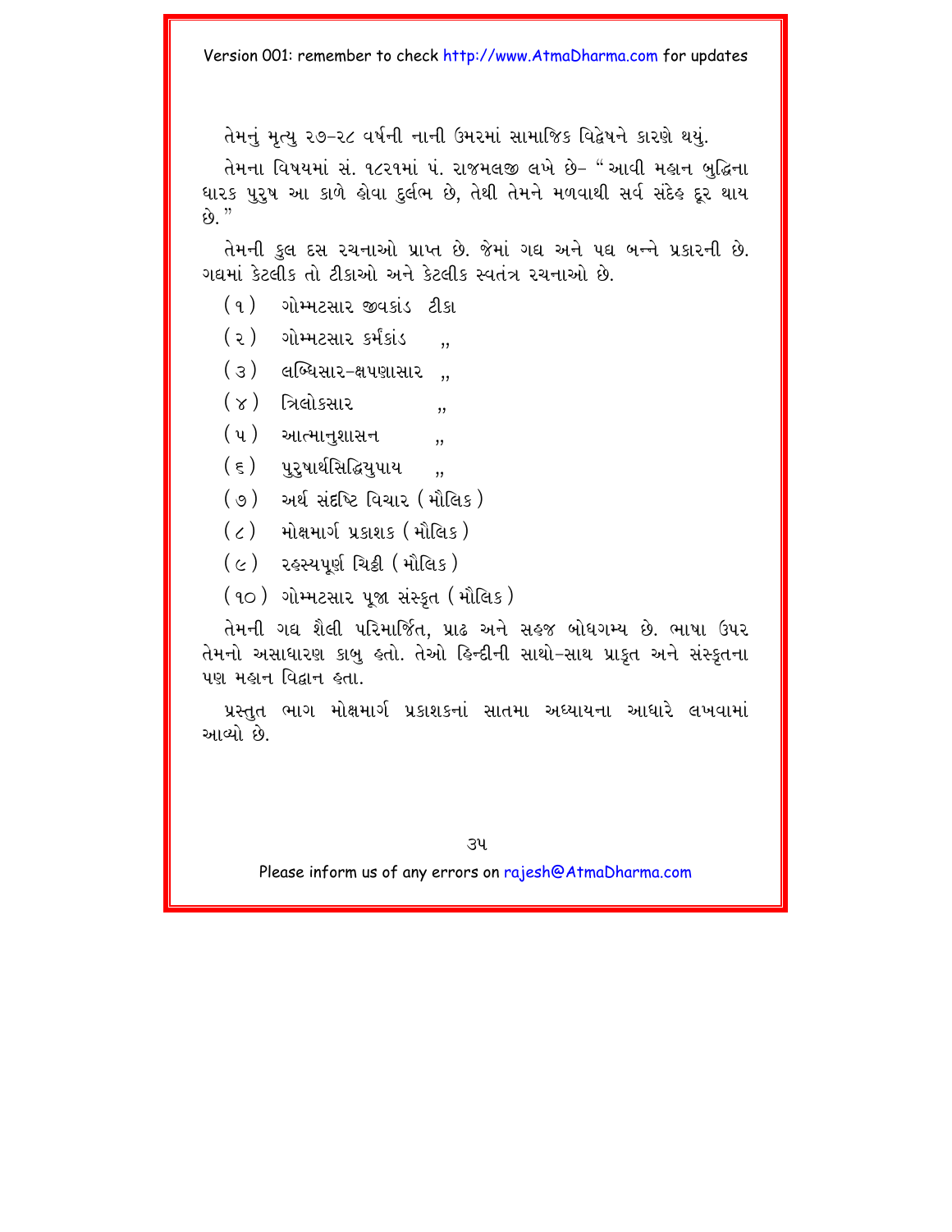તેમનું મૃત્યુ ૨૭-૨૮ વર્ષની નાની ઉંમરમાં સામાજિક વિદ્વેષને કારણે થયું.

તેમના વિષયમાં સં. ૧૮૨૧માં પં. રાજમલજી લખે છે- "આવી મહાન બુદ્ધિના ધારક પુરુષ આ કાળે હોવા દુર્લભ છે, તેથી તેમને મળવાથી સર્વ સંદેહ દૂર થાય છે."

તેમની કુલ દસ રચનાઓ પ્રાપ્ત છે. જેમાં ગદ્ય અને પદ્ય બન્ને પ્રકારની છે. ગદ્યમાં કેટલીક તો ટીકાઓ અને કેટલીક સ્વતંત્ર રચનાઓ છે.

(૧) ગોમ્મટસાર જીવકાંડ ટીકા

(૨) ગોમ્મટસાર કર્મકાંડ ,,

(૩) લબ્ધિસાર-ક્ષપણાસાર ,,

(૪) ત્રિલોકસાર ,,

(૫) આત્માનુશાસન ,,

(૬) પુરુષાર્થસિદ્ધિયુપાય ,,

(૭) અર્થ સંદષ્ટિ વિચાર (મૌલિક)

(૮) મોક્ષમાર્ગ પ્રકાશક (મૌલિક)

(૯) રહસ્યપૂર્ણ ચિઠ્ઠી (મૌલિક)

(૧૦) ગોમ્મટસાર પૂજા સંસ્કૃત (મૌલિક)

તેમની ગદ્ય શૈલી પરિમાર્જિત, પ્રૌઢ અને સહજ બોધગમ્ય છે. ભાષા ઉપર તેમનો અસાધારણ કાબુ હતો. તેઓ હિન્દીની સાથો-સાથ પ્રાકૃત અને સંસ્કૃતના પણ મહાન વિદ્વાન હતા.

પ્રસ્તુત ભાગ મોક્ષમાર્ગ પ્રકાશકનાં સાતમા અધ્યાયના આધારે લખવામાં આવ્યો છે.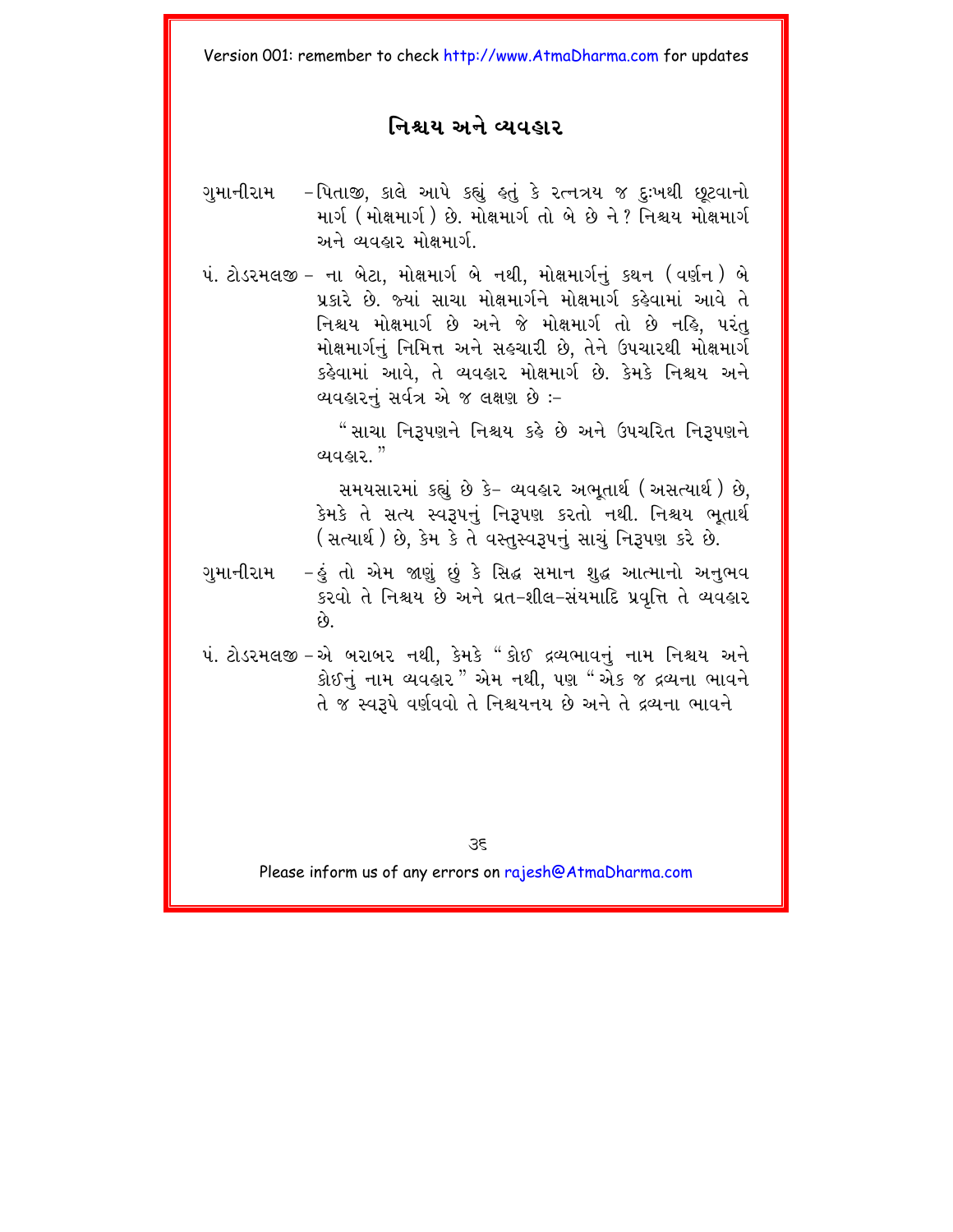# નિશ્ચય અને વ્યવહાર

ગુમાનીરામ – પિતાજી, કાલે આપે કહ્યું હતું કે રત્નત્રય જ દુઃખથી છૂટવાનો માર્ગ (મોક્ષમાર્ગ) છે. મોક્ષમાર્ગ તો બે છે ને? નિશ્ચય મોક્ષમાર્ગ અને વ્યવહાર મોક્ષમાર્ગ.

પં. ટોડરમલજી – ના બેટા, મોક્ષમાર્ગ બે નથી, મોક્ષમાર્ગનું કથન (વર્ણન) બે પ્રકારે છે. જ્યાં સાચા મોક્ષમાર્ગને મોક્ષમાર્ગ કહેવામાં આવે તે નિશ્ચય મોક્ષમાર્ગ છે અને જે મોક્ષમાર્ગ તો છે નહિ, પરંતુ મોક્ષમાર્ગનું નિમિત્ત અને સહચારી છે, તેને ઉપચારથી મોક્ષમાર્ગ કહેવામાં આવે, તે વ્યવહાર મોક્ષમાર્ગ છે. કેમકે નિશ્ચય અને વ્યવહારનું સર્વત્ર એ જ લક્ષણ છે :–

"સાચા નિરૂપણને નિશ્ચય કહે છે અને ઉપચરિત નિરૂપણને વ્યવહાર."

સમયસારમાં કહ્યું છે કે– વ્યવહાર અભૂતાર્થ (અસત્યાર્થ) છે, કેમકે તે સત્ય સ્વરૂપનું નિરૂપણ કરતો નથી. નિશ્ચય ભૂતાર્થ (સત્યાર્થ) છે, કેમ કે તે વસ્તુસ્વરૂપનું સાચું નિરૂપણ કરે છે.

ગુમાનીરામ – હું તો એમ જાણું છું કે સિદ્ધ સમાન શુદ્ધ આત્માનો અનુભવ કરવો તે નિશ્ચય છે અને વ્રત–શીલ–સંયમાદિ પ્રવૃત્તિ તે વ્યવહાર છે.

પં. ટોડરમલજી – એ બરાબર નથી, કેમકે "કોઈ દ્રવ્યભાવનું નામ નિશ્ચય અને કોઈનું નામ વ્યવહાર" એમ નથી, પણ "એક જ દ્રવ્યના ભાવને તે જ સ્વરૂપે વર્ણવવો તે નિશ્ચયનય છે અને તે દ્રવ્યના ભાવને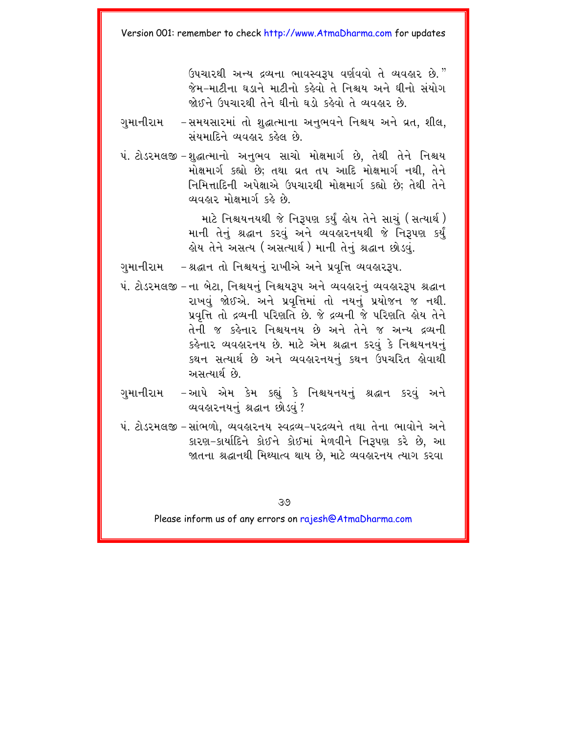ઉપચારથી અન્ય દ્રવ્યના ભાવસ્વરૂપ વર્ણવવો તે વ્યવહાર છે."
જેમ-માટીના ઘડાને માટીનો કહેવો તે નિશ્ચય અને ઘીનો સંયોગ જોઇને ઉપચારથી તેને ઘીનો ઘડો કહેવો તે વ્યવહાર છે.

ગુમાનીરામ – સમયસારમાં તો શુદ્ધાત્માના અનુભવને નિશ્ચય અને વ્રત, શીલ, સંયમાદિને વ્યવહાર કહેલ છે.

પં. ટોડરમલજી – શુદ્ધાત્માનો અનુભવ સાચો મોક્ષમાર્ગ છે, તેથી તેને નિશ્ચય મોક્ષમાર્ગ કહ્યો છે; તથા વ્રત તપ આદિ મોક્ષમાર્ગ નથી, તેને નિમિત્તાદિની અપેક્ષાએ ઉપચારથી મોક્ષમાર્ગ કહ્યો છે; તેથી તેને વ્યવહાર મોક્ષમાર્ગ કહે છે.

માટે નિશ્ચયનયથી જે નિરૂપણ કર્યું હોય તેને સાચું (સત્યાર્થ) માની તેનું શ્રદ્ધાન કરવું અને વ્યવહારનયથી જે નિરૂપણ કર્યું હોય તેને અસત્ય (અસત્યાર્થ) માની તેનું શ્રદ્ધાન છોડવું.

ગુમાનીરામ – શ્રદ્ધાન તો નિશ્ચયનું રાખીએ અને પ્રવૃત્તિ વ્યવહારરૂપ.

પં. ટોડરમલજી – ના બેટા, નિશ્ચયનું નિશ્ચયરૂપ અને વ્યવહારનું વ્યવહારરૂપ શ્રદ્ધાન રાખવું જોઈએ. અને પ્રવૃત્તિમાં તો નયનું પ્રયોજન જ નથી. પ્રવૃત્તિ તો દ્રવ્યની પરિણતિ છે. જે દ્રવ્યની જે પરિણતિ હોય તેને તેની જ કહેનાર નિશ્ચયનય છે અને તેને જ અન્ય દ્રવ્યની કહેનાર વ્યવહારનય છે. માટે એમ શ્રદ્ધાન કરવું કે નિશ્ચયનયનું કથન સત્યાર્થ છે અને વ્યવહારનયનું કથન ઉપચરિત હોવાથી અસત્યાર્થ છે.

ગુમાનીરામ – આપે એમ કેમ કહ્યું કે નિશ્ચયનયનું શ્રદ્ધાન કરવું અને વ્યવહારનયનું શ્રદ્ધાન છોડવું?

પં. ટોડરમલજી – સાંભળો, વ્યવહારનય સ્વદ્રવ્ય-પરદ્રવ્યને તથા તેના ભાવોને અને કારણ-કાર્યાદિને કોઈને કોઈમાં મેળવીને નિરૂપણ કરે છે, આ જાતના શ્રદ્ધાનથી મિથ્યાત્વ થાય છે, માટે વ્યવહારનય ત્યાગ કરવા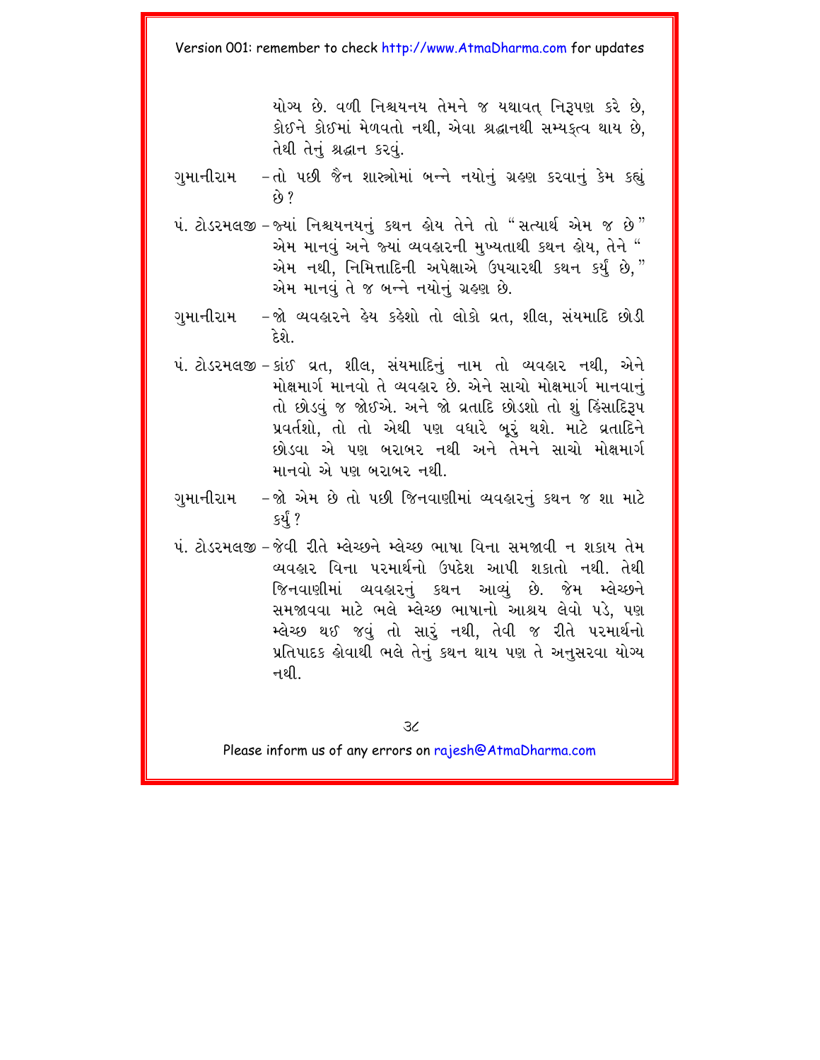યોગ્ય છે. વળી નિશ્ચયનય તેમને જ યથાવત્ નિરૂપણ કરે છે, કોઈને કોઈમાં મેળવતો નથી, એવા શ્રદ્ધાનથી સમ્યક્ત્વ થાય છે, તેથી તેનું શ્રદ્ધાન કરવું.

ગુમાનીરામ – તો પછી જૈન શાસ્ત્રોમાં બન્ને નયોનું ગ્રહણ કરવાનું કેમ કહ્યું છે?

પં. ટોડરમલજી – જ્યાં નિશ્ચયનયનું કથન હોય તેને તો "સત્યાર્થ એમ જ છે" એમ માનવું અને જ્યાં વ્યવહારની મુખ્યતાથી કથન હોય, તેને " એમ નથી, નિમિત્તાદિની અપેક્ષાએ ઉપચારથી કથન કર્યું છે," એમ માનવું તે જ બન્ને નયોનું ગ્રહણ છે.

ગુમાનીરામ – જો વ્યવહારને હેય કહેશો તો લોકો વ્રત, શીલ, સંયમાદિ છોડી દેશે.

પં. ટોડરમલજી – કાંઈ વ્રત, શીલ, સંયમાદિનું નામ તો વ્યવહાર નથી, એને મોક્ષમાર્ગ માનવો તે વ્યવહાર છે. એને સાચો મોક્ષમાર્ગ માનવાનું તો છોડવું જ જોઈએ. અને જો વ્રતાદિ છોડશો તો શું હિંસાદિરૂપ પ્રવર્તશો, તો તો એથી પણ વધારે બૂરું થશે. માટે વ્રતાદિને છોડવા એ પણ બરાબર નથી અને તેમને સાચો મોક્ષમાર્ગ માનવો એ પણ બરાબર નથી.

ગુમાનીરામ – જો એમ છે તો પછી જિનવાણીમાં વ્યવહારનું કથન જ શા માટે કર્યું?

પં. ટોડરમલજી – જેવી રીતે મ્લેચ્છને મ્લેચ્છ ભાષા વિના સમજાવી ન શકાય તેમ વ્યવહાર વિના પરમાર્થનો ઉપદેશ આપી શકાતો નથી. તેથી જિનવાણીમાં વ્યવહારનું કથન આવ્યું છે. જેમ મ્લેચ્છને સમજાવવા માટે ભલે મ્લેચ્છ ભાષાનો આશ્રય લેવો પડે, પણ મ્લેચ્છ થઈ જવું તો સારું નથી, તેવી જ રીતે પરમાર્થનો પ્રતિપાદક હોવાથી ભલે તેનું કથન થાય પણ તે અનુસરવા યોગ્ય નથી.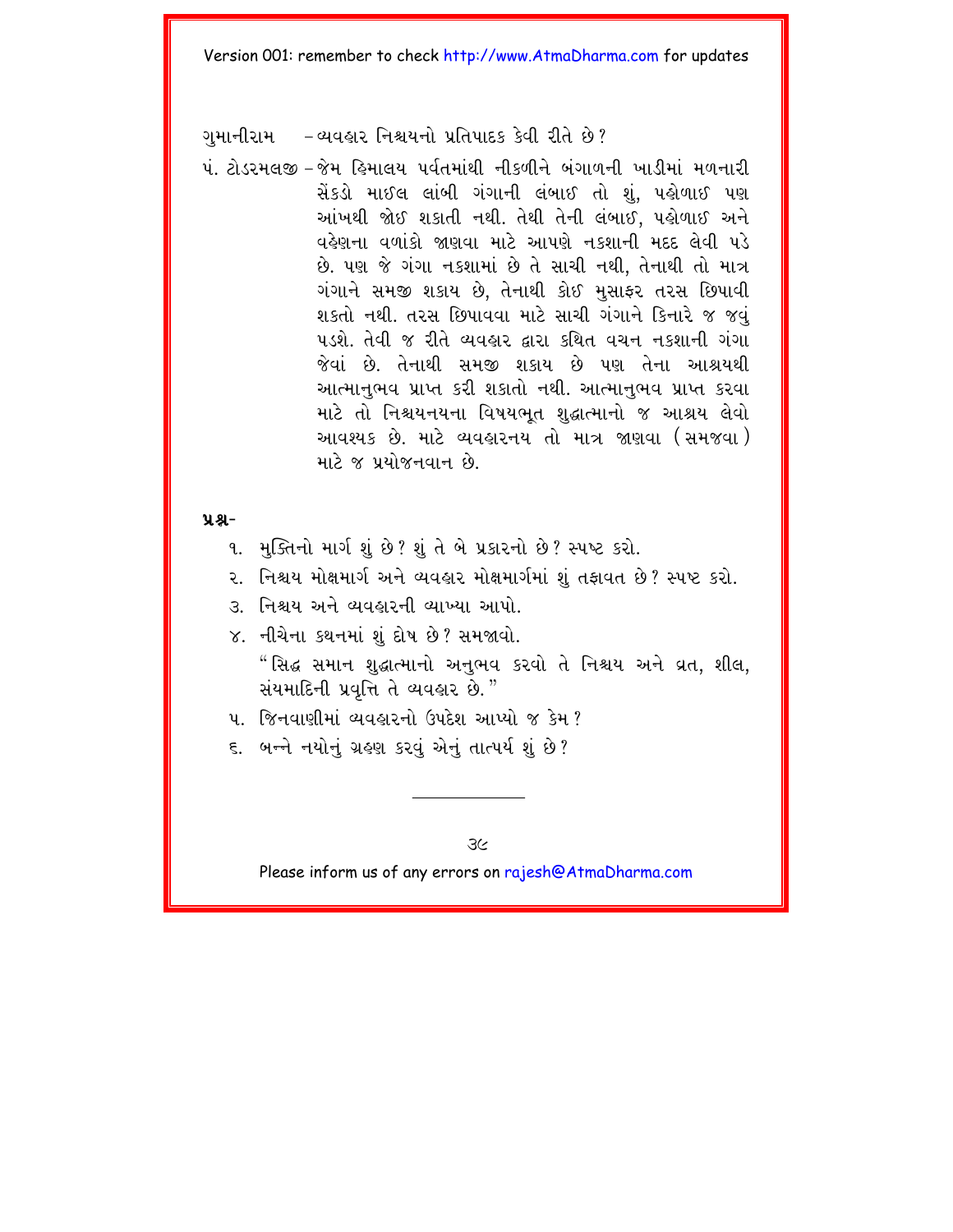ગુમાનીરામ – વ્યવહાર નિશ્ચયનો પ્રતિપાદક કેવી રીતે છે?

પં. ટોડરમલજી – જેમ હિમાલય પર્વતમાંથી નીકળીને બંગાળની ખાડીમાં મળનારી સેંકડો માઈલ લાંબી ગંગાની લંબાઈ તો શું, પહોળાઈ પણ આંખથી જોઈ શકાતી નથી. તેથી તેની લંબાઈ, પહોળાઈ અને વહેણના વળાંકો જાણવા માટે આપણે નકશાની મદદ લેવી પડે છે. પણ જે ગંગા નકશામાં છે તે સાચી નથી, તેનાથી તો માત્ર ગંગાને સમજી શકાય છે, તેનાથી કોઈ મુસાફર તરસ છિપાવી શકતો નથી. તરસ છિપાવવા માટે સાચી ગંગાને કિનારે જ જવું પડશે. તેવી જ રીતે વ્યવહાર દ્વારા કથિત વચન નકશાની ગંગા જેવાં છે. તેનાથી સમજી શકાય છે પણ તેના આશ્રયથી આત્માનુભવ પ્રાપ્ત કરી શકાતો નથી. આત્માનુભવ પ્રાપ્ત કરવા માટે તો નિશ્ચયનયના વિષયભૂત શુદ્ધાત્માનો જ આશ્રય લેવો આવશ્યક છે. માટે વ્યવહારનય તો માત્ર જાણવા (સમજવા) માટે જ પ્રયોજનવાન છે.

**પ્રશ્ન-**

૧. મુક્તિનો માર્ગ શું છે? શું તે બે પ્રકારનો છે? સ્પષ્ટ કરો.
૨. નિશ્ચય મોક્ષમાર્ગ અને વ્યવહાર મોક્ષમાર્ગમાં શું તફાવત છે? સ્પષ્ટ કરો.
૩. નિશ્ચય અને વ્યવહારની વ્યાખ્યા આપો.
૪. નીચેના કથનમાં શું દોષ છે? સમજાવો.
   "સિદ્ધ સમાન શુદ્ધાત્માનો અનુભવ કરવો તે નિશ્ચય અને વ્રત, શીલ, સંયમાદિની પ્રવૃત્તિ તે વ્યવહાર છે."
૫. જિનવાણીમાં વ્યવહારનો ઉપદેશ આપ્યો જ કેમ?
૬. બન્ને નયોનું ગ્રહણ કરવું એનું તાત્પર્ય શું છે?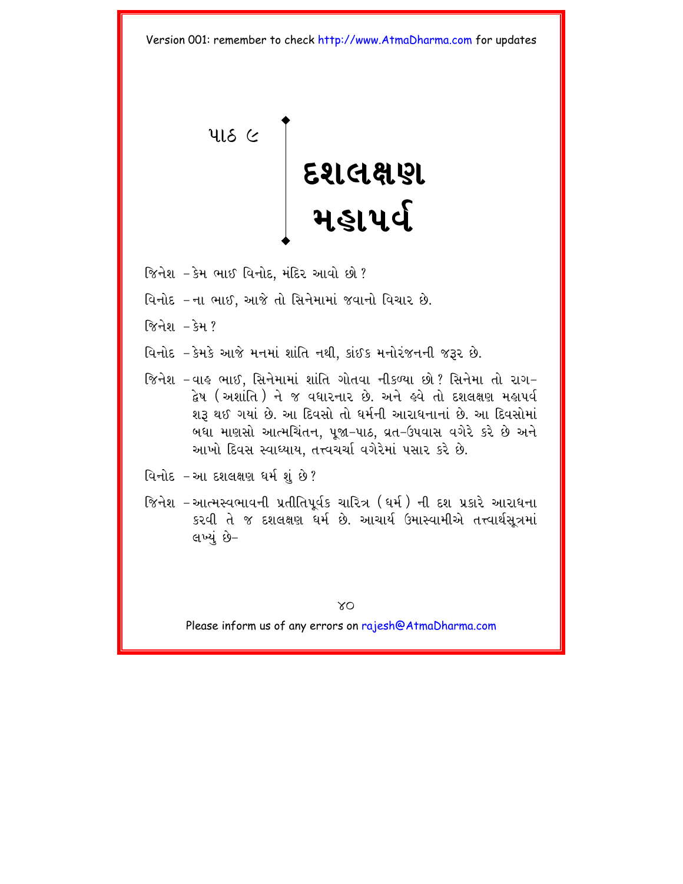# પાઠ ૯

# દશલક્ષણ મહાપર્વ

જિનેશ –કેમ ભાઈ વિનોદ, મંદિર આવો છો?

વિનોદ –ના ભાઈ, આજે તો સિનેમામાં જવાનો વિચાર છે.

જિનેશ –કેમ?

વિનોદ –કેમકે આજે મનમાં શાંતિ નથી, કાંઈક મનોરંજનની જરૂર છે.

જિનેશ –વાહ ભાઈ, સિનેમામાં શાંતિ ગોતવા નીકળ્યા છો? સિનેમા તો રાગ-દ્વેષ (અશાંતિ) ને જ વધારનાર છે. અને હવે તો દશલક્ષણ મહાપર્વ શરૂ થઈ ગયાં છે. આ દિવસો તો ધર્મની આરાધનાનાં છે. આ દિવસોમાં બધા માણસો આત્મચિંતન, પૂજા-પાઠ, વ્રત-ઉપવાસ વગેરે કરે છે અને આખો દિવસ સ્વાધ્યાય, તત્ત્વચર્ચા વગેરેમાં પસાર કરે છે.

વિનોદ –આ દશલક્ષણ ધર્મ શું છે?

જિનેશ –આત્મસ્વભાવની પ્રતીતિપૂર્વક ચારિત્ર (ધર્મ) ની દશ પ્રકારે આરાધના કરવી તે જ દશલક્ષણ ધર્મ છે. આચાર્ય ઉમાસ્વામીએ તત્ત્વાર્થસૂત્રમાં લખ્યું છે–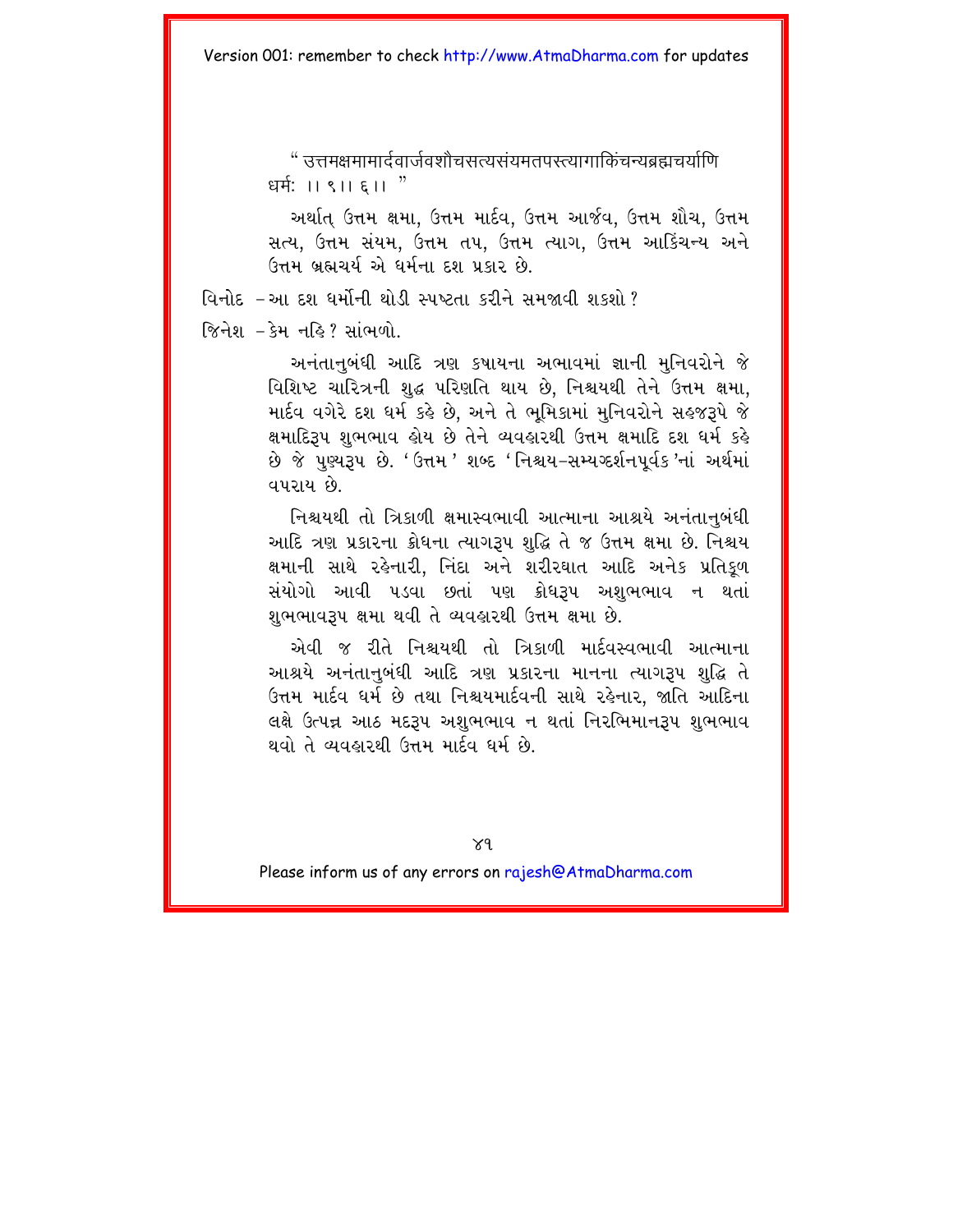" उत्तमक्षमामार्दवार्जवशौचसत्यसंयमतपस्त्यागाकिंचन्यब्रह्मचर्याणि धर्मः ।। ९।। ६।। "

અર્થાત્ ઉત્તમ ક્ષમા, ઉત્તમ માર્દવ, ઉત્તમ આર્જવ, ઉત્તમ શૌચ, ઉત્તમ સત્ય, ઉત્તમ સંયમ, ઉત્તમ તપ, ઉત્તમ ત્યાગ, ઉત્તમ આકિંચન્ય અને ઉત્તમ બ્રહ્મચર્ય એ ધર્મના દશ પ્રકાર છે.

વિનોદ – આ દશ ધર્મોની થોડી સ્પષ્ટતા કરીને સમજાવી શકશો ?

જિનેશ – કેમ નહિ ? સાંભળો.

અનંતાનુબંધી આદિ ત્રણ કષાયના અભાવમાં જ્ઞાની મુનિવરોને જે વિશિષ્ટ ચારિત્રની શુદ્ધ પરિણતિ થાય છે, નિશ્ચયથી તેને ઉત્તમ ક્ષમા, માર્દવ વગેરે દશ ધર્મ કહે છે, અને તે ભૂમિકામાં મુનિવરોને સહજરૂપે જે ક્ષમાદિરૂપ શુભભાવ હોય છે તેને વ્યવહારથી ઉત્તમ ક્ષમાદિ દશ ધર્મ કહે છે જે પુણ્યરૂપ છે. 'ઉત્તમ' શબ્દ 'નિશ્ચય–સમ્યગ્દર્શનપૂર્વક'નાં અર્થમાં વપરાય છે.

નિશ્ચયથી તો ત્રિકાળી ક્ષમાસ્વભાવી આત્માના આશ્રયે અનંતાનુબંધી આદિ ત્રણ પ્રકારના ક્રોધના ત્યાગરૂપ શુદ્ધિ તે જ ઉત્તમ ક્ષમા છે. નિશ્ચય ક્ષમાની સાથે રહેનારી, નિંદા અને શરીરઘાત આદિ અનેક પ્રતિકૂળ સંયોગો આવી પડવા છતાં પણ ક્રોધરૂપ અશુભભાવ ન થતાં શુભભાવરૂપ ક્ષમા થવી તે વ્યવહારથી ઉત્તમ ક્ષમા છે.

એવી જ રીતે નિશ્ચયથી તો ત્રિકાળી માર્દવસ્વભાવી આત્માના આશ્રયે અનંતાનુબંધી આદિ ત્રણ પ્રકારના માનના ત્યાગરૂપ શુદ્ધિ તે ઉત્તમ માર્દવ ધર્મ છે તથા નિશ્ચયમાર્દવની સાથે રહેનાર, જાતિ આદિના લક્ષે ઉત્પન્ન આઠ મદરૂપ અશુભભાવ ન થતાં નિરભિમાનરૂપ શુભભાવ થવો તે વ્યવહારથી ઉત્તમ માર્દવ ધર્મ છે.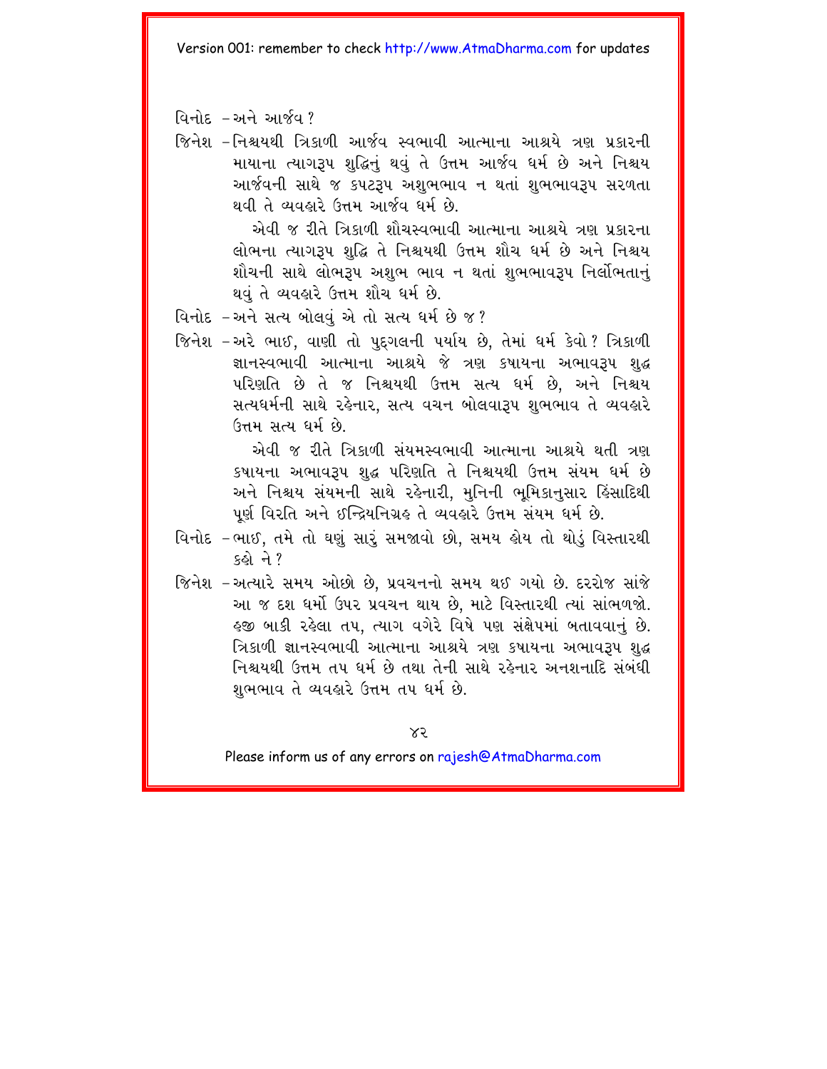વિનોદ – અને આર્જવ ?

જિનેશ – નિશ્ચયથી ત્રિકાળી આર્જવ સ્વભાવી આત્માના આશ્રયે ત્રણ પ્રકારની માયાના ત્યાગરૂપ શુદ્ધિનું થવું તે ઉત્તમ આર્જવ ધર્મ છે અને નિશ્ચય આર્જવની સાથે જ કપટરૂપ અશુભભાવ ન થતાં શુભભાવરૂપ સરળતા થવી તે વ્યવહારે ઉત્તમ આર્જવ ધર્મ છે.

એવી જ રીતે ત્રિકાળી શૌચસ્વભાવી આત્માના આશ્રયે ત્રણ પ્રકારના લોભના ત્યાગરૂપ શુદ્ધિ તે નિશ્ચયથી ઉત્તમ શૌચ ધર્મ છે અને નિશ્ચય શૌચની સાથે લોભરૂપ અશુભ ભાવ ન થતાં શુભભાવરૂપ નિર્લોભતાનું થવું તે વ્યવહારે ઉત્તમ શૌચ ધર્મ છે.

વિનોદ – અને સત્ય બોલવું એ તો સત્ય ધર્મ છે જ ?

જિનેશ – અરે ભાઈ, વાણી તો પુદ્‌ગલની પર્યાય છે, તેમાં ધર્મ કેવો ? ત્રિકાળી જ્ઞાનસ્વભાવી આત્માના આશ્રયે જે ત્રણ કષાયના અભાવરૂપ શુદ્ધ પરિણતિ છે તે જ નિશ્ચયથી ઉત્તમ સત્ય ધર્મ છે, અને નિશ્ચય સત્યધર્મની સાથે રહેનાર, સત્ય વચન બોલવારૂપ શુભભાવ તે વ્યવહારે ઉત્તમ સત્ય ધર્મ છે.

એવી જ રીતે ત્રિકાળી સંયમસ્વભાવી આત્માના આશ્રયે થતી ત્રણ કષાયના અભાવરૂપ શુદ્ધ પરિણતિ તે નિશ્ચયથી ઉત્તમ સંયમ ધર્મ છે અને નિશ્ચય સંયમની સાથે રહેનારી, મુનિની ભૂમિકાનુસાર હિંસાદિથી પૂર્ણ વિરતિ અને ઇન્દ્રિયનિગ્રહ તે વ્યવહારે ઉત્તમ સંયમ ધર્મ છે.

વિનોદ – ભાઈ, તમે તો ઘણું સારું સમજાવો છો, સમય હોય તો થોડું વિસ્તારથી કહો ને ?

જિનેશ – અત્યારે સમય ઓછો છે, પ્રવચનનો સમય થઈ ગયો છે. દરરોજ સાંજે આ જ દશ ધર્મો ઉપર પ્રવચન થાય છે, માટે વિસ્તારથી ત્યાં સાંભળજો. હજી બાકી રહેલા તપ, ત્યાગ વગેરે વિષે પણ સંક્ષેપમાં બતાવવાનું છે. ત્રિકાળી જ્ઞાનસ્વભાવી આત્માના આશ્રયે ત્રણ કષાયના અભાવરૂપ શુદ્ધ નિશ્ચયથી ઉત્તમ તપ ધર્મ છે તથા તેની સાથે રહેનાર અનશનાદિ સંબંધી શુભભાવ તે વ્યવહારે ઉત્તમ તપ ધર્મ છે.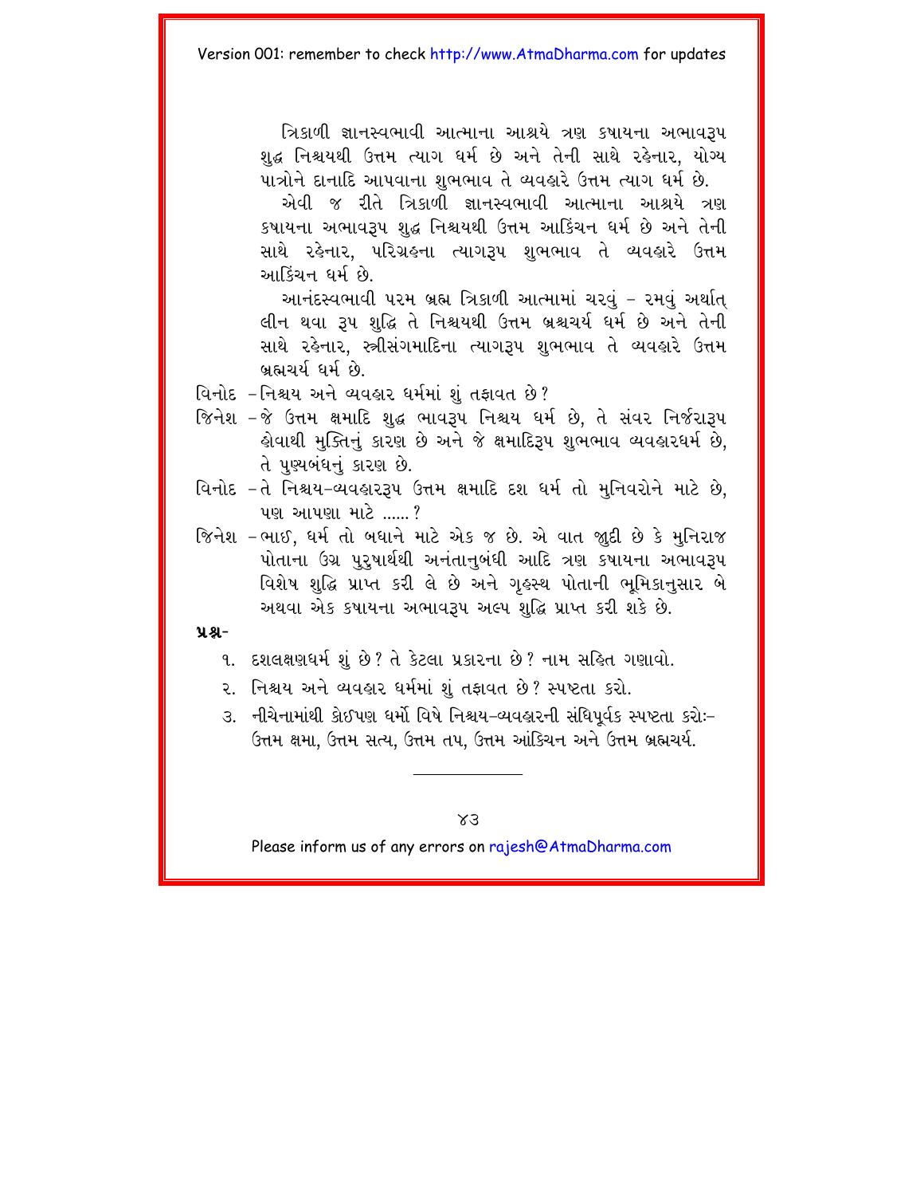ત્રિકાળી જ્ઞાનસ્વભાવી આત્માના આશ્રયે ત્રણ કષાયના અભાવરૂપ શુદ્ધ નિશ્ચયથી ઉત્તમ ત્યાગ ધર્મ છે અને તેની સાથે રહેનાર, યોગ્ય પાત્રોને દાનાદિ આપવાના શુભભાવ તે વ્યવહારે ઉત્તમ ત્યાગ ધર્મ છે.

એવી જ રીતે ત્રિકાળી જ્ઞાનસ્વભાવી આત્માના આશ્રયે ત્રણ કષાયના અભાવરૂપ શુદ્ધ નિશ્ચયથી ઉત્તમ આકિંચન ધર્મ છે અને તેની સાથે રહેનાર, પરિગ્રહના ત્યાગરૂપ શુભભાવ તે વ્યવહારે ઉત્તમ આકિંચન ધર્મ છે.

આનંદસ્વભાવી પરમ બ્રહ્મ ત્રિકાળી આત્મામાં ચરવું – રમવું અર્થાત્ લીન થવા રૂપ શુદ્ધિ તે નિશ્ચયથી ઉત્તમ બ્રહ્મચર્ય ધર્મ છે અને તેની સાથે રહેનાર, સ્ત્રીસંગમાદિના ત્યાગરૂપ શુભભાવ તે વ્યવહારે ઉત્તમ બ્રહ્મચર્ય ધર્મ છે.

વિનોદ – નિશ્ચય અને વ્યવહાર ધર્મમાં શું તફાવત છે?

જિનેશ – જે ઉત્તમ ક્ષમાદિ શુદ્ધ ભાવરૂપ નિશ્ચય ધર્મ છે, તે સંવર નિર્જરારૂપ હોવાથી મુક્તિનું કારણ છે અને જે ક્ષમાદિરૂપ શુભભાવ વ્યવહારધર્મ છે, તે પુણ્યબંધનું કારણ છે.

વિનોદ – તે નિશ્ચય-વ્યવહારરૂપ ઉત્તમ ક્ષમાદિ દશ ધર્મ તો મુનિવરોને માટે છે, પણ આપણા માટે ......?

જિનેશ – ભાઈ, ધર્મ તો બધાને માટે એક જ છે. એ વાત જુદી છે કે મુનિરાજ પોતાના ઉગ્ર પુરુષાર્થથી અનંતાનુબંધી આદિ ત્રણ કષાયના અભાવરૂપ વિશેષ શુદ્ધિ પ્રાપ્ત કરી લે છે અને ગૃહસ્થ પોતાની ભૂમિકાનુસાર બે અથવા એક કષાયના અભાવરૂપ અલ્પ શુદ્ધિ પ્રાપ્ત કરી શકે છે.

**પ્રશ્ન-**

૧. દશલક્ષણધર્મ શું છે? તે કેટલા પ્રકારના છે? નામ સહિત ગણાવો.

૨. નિશ્ચય અને વ્યવહાર ધર્મમાં શું તફાવત છે? સ્પષ્ટતા કરો.

૩. નીચેનામાંથી કોઈપણ ધર્મો વિષે નિશ્ચય-વ્યવહારની સંધિપૂર્વક સ્પષ્ટતા કરોઃ– ઉત્તમ ક્ષમા, ઉત્તમ સત્ય, ઉત્તમ તપ, ઉત્તમ આંકિચન અને ઉત્તમ બ્રહ્મચર્ય.

---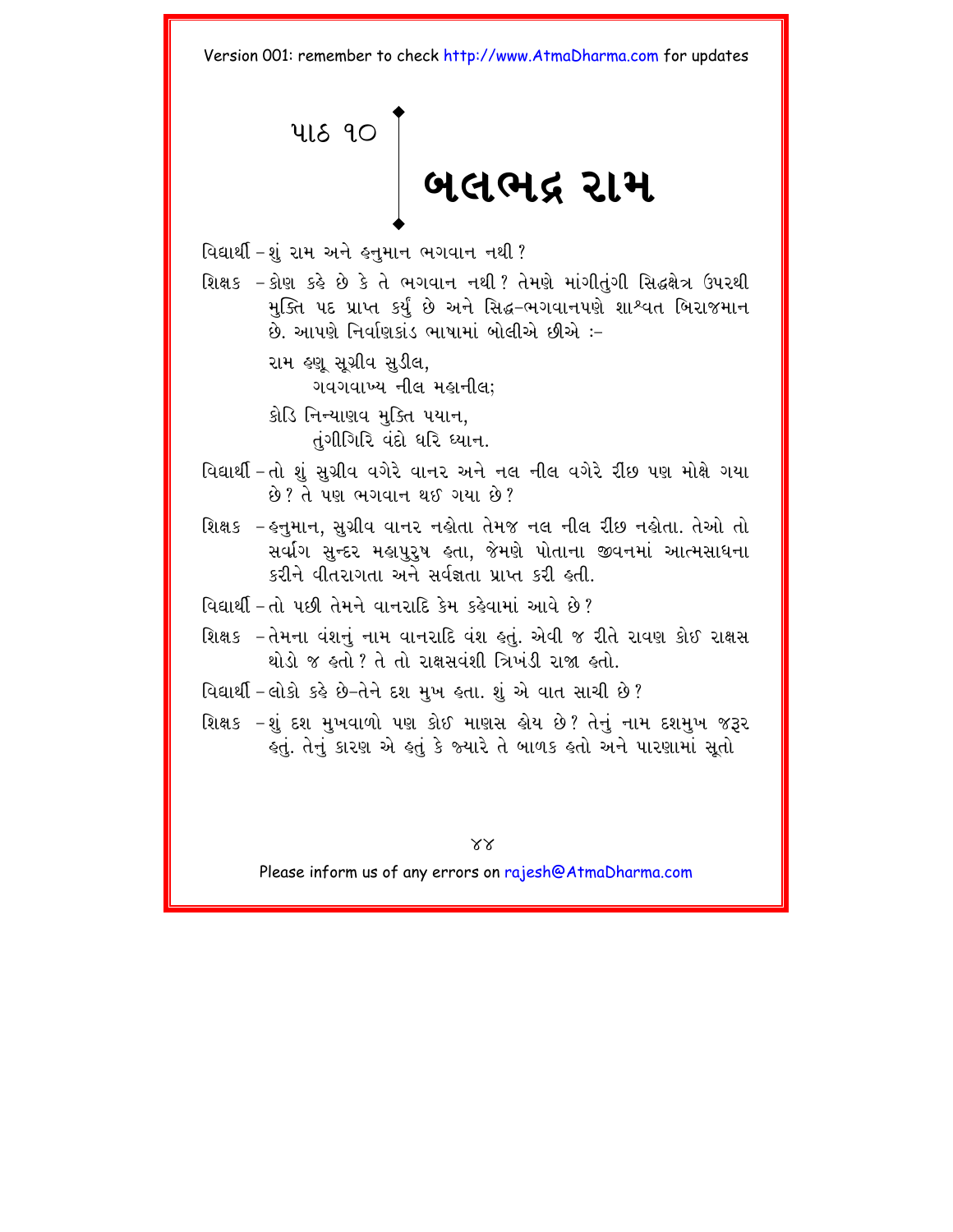# પાઠ ૧૦ બલભદ્ર રામ

વિદ્યાર્થી – શું રામ અને હનુમાન ભગવાન નથી?

શિક્ષક – કોણ કહે છે કે તે ભગવાન નથી? તેમણે માંગીતુંગી સિદ્ધક્ષેત્ર ઉપરથી મુક્તિ પદ પ્રાપ્ત કર્યું છે અને સિદ્ધ-ભગવાનપણે શાશ્વત બિરાજમાન છે. આપણે નિર્વાણકાંડ ભાષામાં બોલીએ છીએ :-

> રામ હણૂ સૂગ્રીવ સુડીલ,
> ગવગવાખ્ય નીલ મહાનીલ;
>
> કોડિ નિન્યાણવ મુક્તિ પયાન,
> તુંગીગિરિ વંદો ધરિ ધ્યાન.

વિદ્યાર્થી – તો શું સુગ્રીવ વગેરે વાનર અને નલ નીલ વગેરે રીંછ પણ મોક્ષે ગયા છે? તે પણ ભગવાન થઈ ગયા છે?

શિક્ષક – હનુમાન, સુગ્રીવ વાનર નહોતા તેમજ નલ નીલ રીંછ નહોતા. તેઓ તો સર્વાંગ સુન્દર મહાપુરુષ હતા, જેમણે પોતાના જીવનમાં આત્મસાધના કરીને વીતરાગતા અને સર્વજ્ઞતા પ્રાપ્ત કરી હતી.

વિદ્યાર્થી – તો પછી તેમને વાનરાદિ કેમ કહેવામાં આવે છે?

શિક્ષક – તેમના વંશનું નામ વાનરાદિ વંશ હતું. એવી જ રીતે રાવણ કોઈ રાક્ષસ થોડો જ હતો? તે તો રાક્ષસવંશી ત્રિખંડી રાજા હતો.

વિદ્યાર્થી – લોકો કહે છે-તેને દશ મુખ હતા. શું એ વાત સાચી છે?

શિક્ષક – શું દશ મુખવાળો પણ કોઈ માણસ હોય છે? તેનું નામ દશમુખ જરૂર હતું. તેનું કારણ એ હતું કે જ્યારે તે બાળક હતો અને પારણામાં સૂતો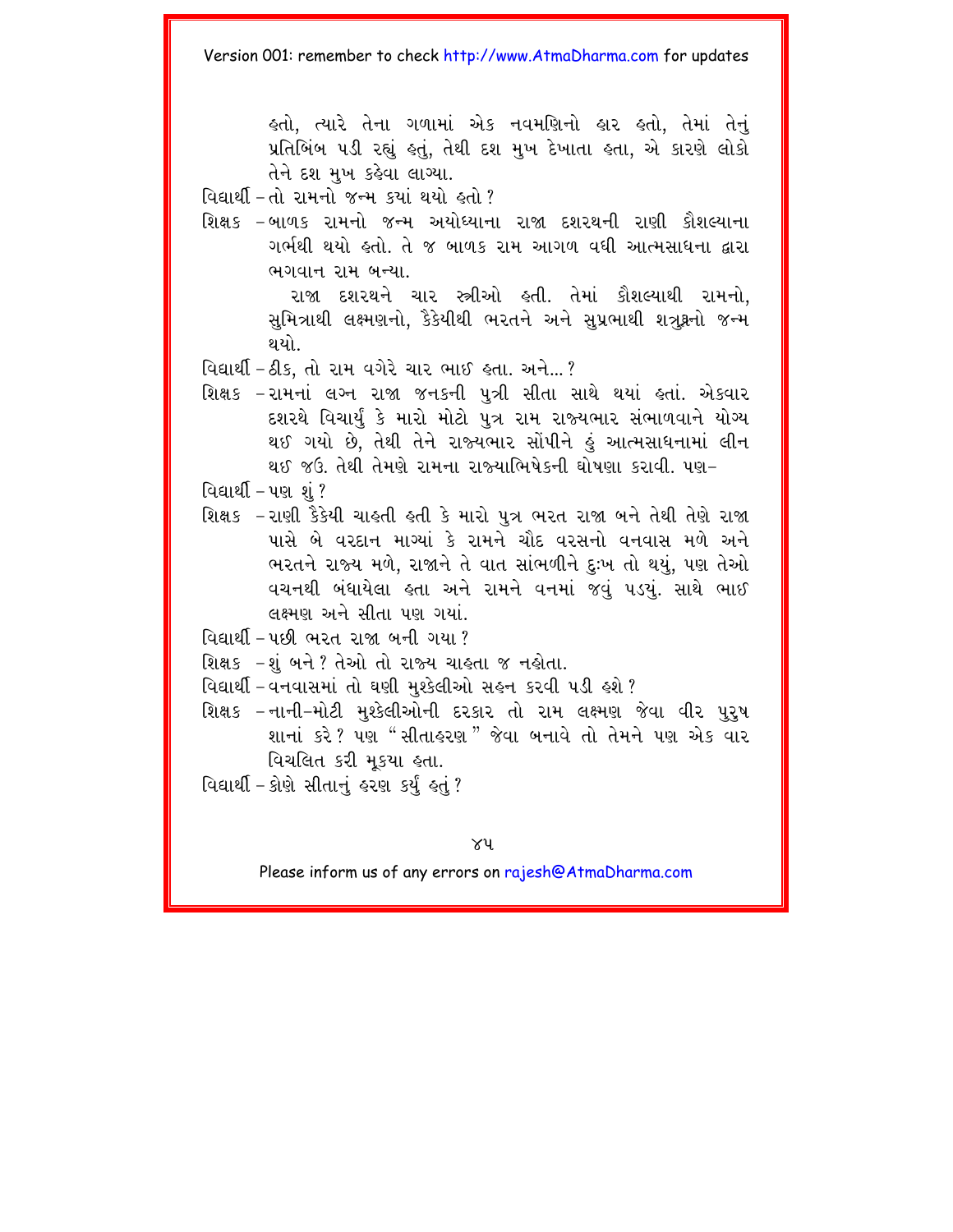હતો, ત્યારે તેના ગળામાં એક નવમણિનો હાર હતો, તેમાં તેનું પ્રતિબિંબ પડી રહ્યું હતું, તેથી દશ મુખ દેખાતા હતા, એ કારણે લોકો તેને દશ મુખ કહેવા લાગ્યા.

વિદ્યાર્થી – તો રામનો જન્મ ક્યાં થયો હતો ?

શિક્ષક – બાળક રામનો જન્મ અયોધ્યાના રાજા દશરથની રાણી કૌશલ્યાના ગર્ભથી થયો હતો. તે જ બાળક રામ આગળ વધી આત્મસાધના દ્વારા ભગવાન રામ બન્યા.

રાજા દશરથને ચાર સ્ત્રીઓ હતી. તેમાં કૌશલ્યાથી રામનો, સુમિત્રાથી લક્ષ્મણનો, કૈકેયીથી ભરતને અને સુપ્રભાથી શત્રુઘ્નનો જન્મ થયો.

વિદ્યાર્થી – ઠીક, તો રામ વગેરે ચાર ભાઈ હતા. અને... ?

શિક્ષક – રામનાં લગ્ન રાજા જનકની પુત્રી સીતા સાથે થયાં હતાં. એકવાર દશરથે વિચાર્યું કે મારો મોટો પુત્ર રામ રાજ્યભાર સંભાળવાને યોગ્ય થઈ ગયો છે, તેથી તેને રાજ્યભાર સોંપીને હું આત્મસાધનામાં લીન થઈ જઉં. તેથી તેમણે રામના રાજ્યાભિષેકની ઘોષણા કરાવી. પણ–

વિદ્યાર્થી – પણ શું ?

શિક્ષક – રાણી કૈકેયી ચાહતી હતી કે મારો પુત્ર ભરત રાજા બને તેથી તેણે રાજા પાસે બે વરદાન માગ્યાં કે રામને ચૌદ વરસનો વનવાસ મળે અને ભરતને રાજ્ય મળે, રાજાને તે વાત સાંભળીને દુઃખ તો થયું, પણ તેઓ વચનથી બંધાયેલા હતા અને રામને વનમાં જવું પડ્યું. સાથે ભાઈ લક્ષ્મણ અને સીતા પણ ગયાં.

વિદ્યાર્થી – પછી ભરત રાજા બની ગયા ?

શિક્ષક – શું બને ? તેઓ તો રાજ્ય ચાહતા જ નહોતા.

વિદ્યાર્થી – વનવાસમાં તો ઘણી મુશ્કેલીઓ સહન કરવી પડી હશે ?

શિક્ષક – નાની-મોટી મુશ્કેલીઓની દરકાર તો રામ લક્ષ્મણ જેવા વીર પુરુષ શાનાં કરે ? પણ "સીતાહરણ" જેવા બનાવે તો તેમને પણ એક વાર વિચલિત કરી મૂક્યા હતા.

વિદ્યાર્થી – કોણે સીતાનું હરણ કર્યું હતું ?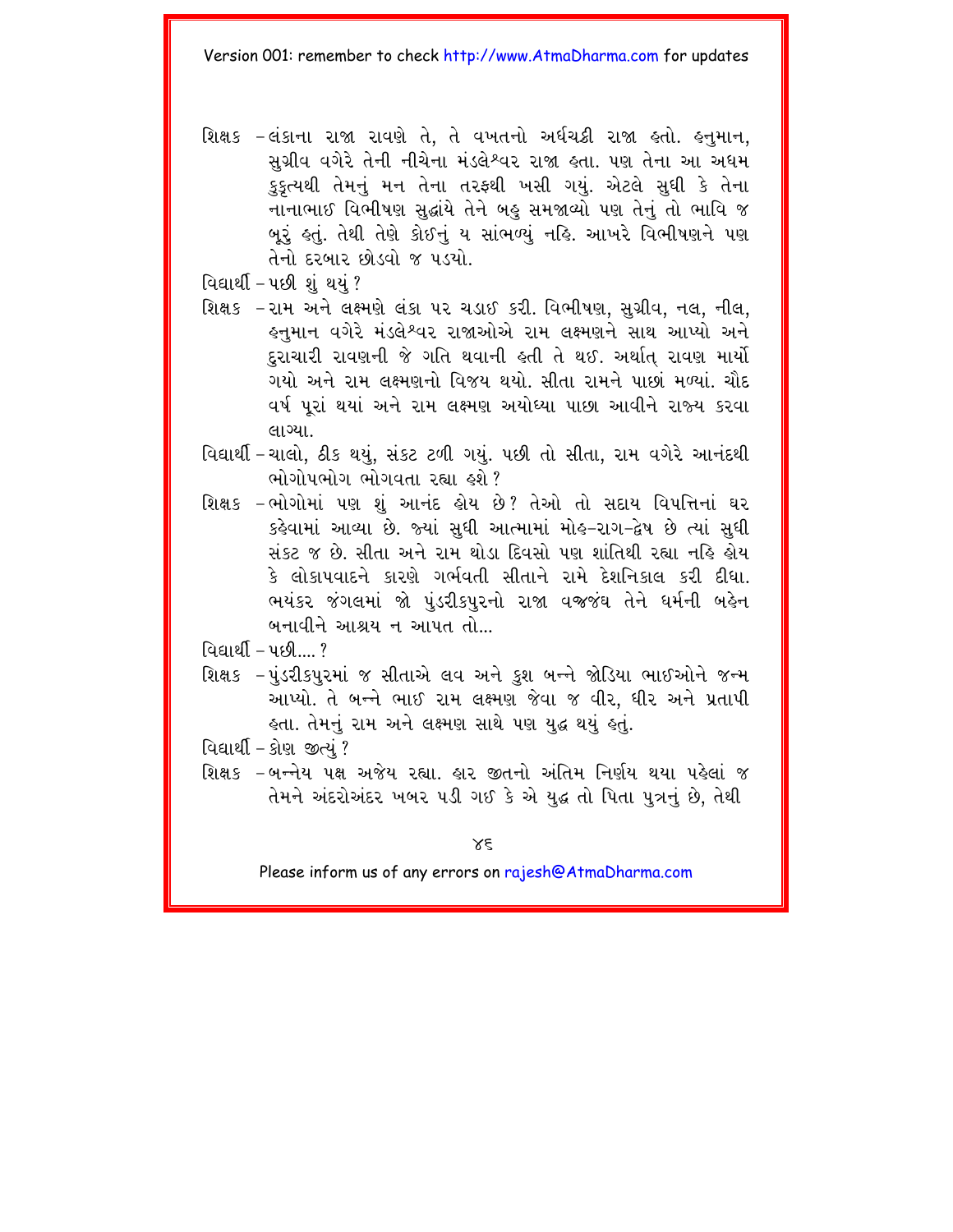શિક્ષક – લંકાના રાજા રાવણે તે, તે વખતનો અર્ધચક્રી રાજા હતો. હનુમાન, સુગ્રીવ વગેરે તેની નીચેના મંડલેશ્વર રાજા હતા. પણ તેના આ અધમ કુકૃત્યથી તેમનું મન તેના તરફથી ખસી ગયું. એટલે સુધી કે તેના નાનાભાઈ વિભીષણ સુદ્ધાંયે તેને બહુ સમજાવ્યો પણ તેનું તો ભાવિ જ બૂરું હતું. તેથી તેણે કોઈનું ય સાંભળ્યું નહિ. આખરે વિભીષણને પણ તેનો દરબાર છોડવો જ પડયો.

વિદ્યાર્થી – પછી શું થયું ?

શિક્ષક – રામ અને લક્ષ્મણે લંકા પર ચડાઈ કરી. વિભીષણ, સુગ્રીવ, નલ, નીલ, હનુમાન વગેરે મંડલેશ્વર રાજાઓએ રામ લક્ષ્મણને સાથ આપ્યો અને દુરાચારી રાવણની જે ગતિ થવાની હતી તે થઈ. અર્થાત્ રાવણ માર્યો ગયો અને રામ લક્ષ્મણનો વિજય થયો. સીતા રામને પાછાં મળ્યાં. ચૌદ વર્ષ પૂરાં થયાં અને રામ લક્ષ્મણ અયોધ્યા પાછા આવીને રાજ્ય કરવા લાગ્યા.

વિદ્યાર્થી – ચાલો, ઠીક થયું, સંકટ ટળી ગયું. પછી તો સીતા, રામ વગેરે આનંદથી ભોગોપભોગ ભોગવતા રહ્યા હશે ?

શિક્ષક – ભોગોમાં પણ શું આનંદ હોય છે? તેઓ તો સદાય વિપત્તિનાં ઘર કહેવામાં આવ્યા છે. જ્યાં સુધી આત્મામાં મોહ-રાગ-દ્વેષ છે ત્યાં સુધી સંકટ જ છે. સીતા અને રામ થોડા દિવસો પણ શાંતિથી રહ્યા નહિ હોય કે લોકાપવાદને કારણે ગર્ભવતી સીતાને રામે દેશનિકાલ કરી દીધા. ભયંકર જંગલમાં જો પુંડરીકપુરનો રાજા વજ્રજંઘ તેને ધર્મની બહેન બનાવીને આશ્રય ન આપત તો...

વિદ્યાર્થી – પછી.... ?

શિક્ષક – પુંડરીકપુરમાં જ સીતાએ લવ અને કુશ બન્ને જોડિયા ભાઈઓને જન્મ આપ્યો. તે બન્ને ભાઈ રામ લક્ષ્મણ જેવા જ વીર, ધીર અને પ્રતાપી હતા. તેમનું રામ અને લક્ષ્મણ સાથે પણ યુદ્ધ થયું હતું.

વિદ્યાર્થી – કોણ જીત્યું ?

શિક્ષક – બન્નેય પક્ષ અજેય રહ્યા. હાર જીતનો અંતિમ નિર્ણય થયા પહેલાં જ તેમને અંદરોઅંદર ખબર પડી ગઈ કે એ યુદ્ધ તો પિતા પુત્રનું છે, તેથી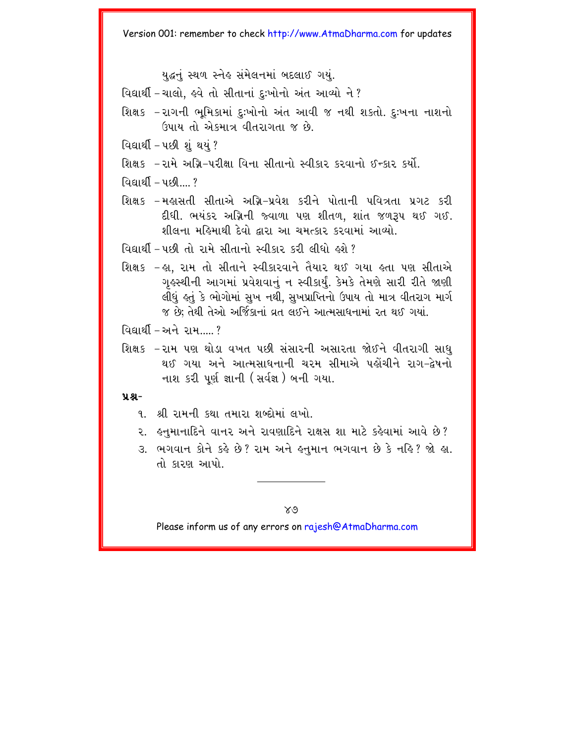યુદ્ધનું સ્થળ સ્નેહ સંમેલનમાં બદલાઈ ગયું.

વિદ્યાર્થી – ચાલો, હવે તો સીતાનાં દુઃખોનો અંત આવ્યો ને ?

શિક્ષક – રાગની ભૂમિકામાં દુઃખોનો અંત આવી જ નથી શકતો. દુઃખના નાશનો ઉપાય તો એકમાત્ર વીતરાગતા જ છે.

વિદ્યાર્થી – પછી શું થયું ?

શિક્ષક – રામે અગ્નિ-પરીક્ષા વિના સીતાનો સ્વીકાર કરવાનો ઈન્કાર કર્યો.

વિદ્યાર્થી – પછી.... ?

શિક્ષક – મહાસતી સીતાએ અગ્નિ-પ્રવેશ કરીને પોતાની પવિત્રતા પ્રગટ કરી દીધી. ભયંકર અગ્નિની જ્વાળા પણ શીતળ, શાંત જળરૂપ થઈ ગઈ. શીલના મહિમાથી દેવો દ્વારા આ ચમત્કાર કરવામાં આવ્યો.

વિદ્યાર્થી – પછી તો રામે સીતાનો સ્વીકાર કરી લીધો હશે ?

શિક્ષક – હા, રામ તો સીતાને સ્વીકારવાને તૈયાર થઈ ગયા હતા પણ સીતાએ ગૃહસ્થીની આગમાં પ્રવેશવાનું ન સ્વીકાર્યું. કેમકે તેમણે સારી રીતે જાણી લીધું હતું કે ભોગોમાં સુખ નથી, સુખપ્રાપ્તિનો ઉપાય તો માત્ર વીતરાગ માર્ગ જ છે; તેથી તેઓ અર્જિકાનાં વ્રત લઈને આત્મસાધનામાં રત થઈ ગયાં.

વિદ્યાર્થી – અને રામ..... ?

શિક્ષક – રામ પણ થોડા વખત પછી સંસારની અસારતા જોઈને વીતરાગી સાધુ થઈ ગયા અને આત્મસાધનાની ચરમ સીમાએ પહોંચીને રાગ-દ્વેષનો નાશ કરી પૂર્ણ જ્ઞાની ( સર્વજ્ઞ ) બની ગયા.

**પ્રશ્ન-**

૧. શ્રી રામની કથા તમારા શબ્દોમાં લખો.

૨. હનુમાનાદિને વાનર અને રાવણાદિને રાક્ષસ શા માટે કહેવામાં આવે છે ?

૩. ભગવાન કોને કહે છે ? રામ અને હનુમાન ભગવાન છે કે નહિ ? જો હા. તો કારણ આપો.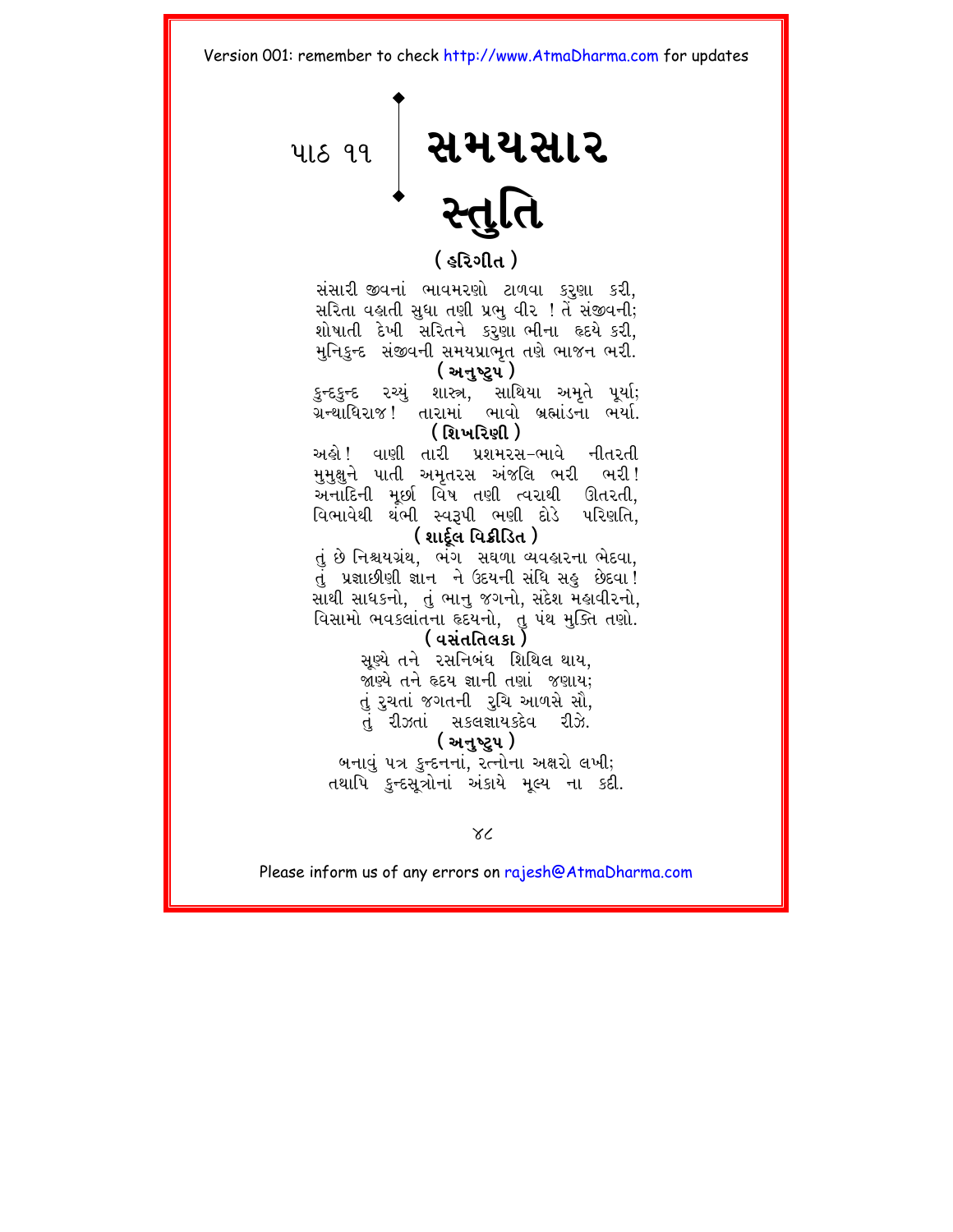પાઠ ૧૧

# સમયસાર સ્તુતિ

**( હરિગીત )**

સંસારી જીવનાં ભાવમરણો ટાળવા કરુણા કરી,
સરિતા વહાતી સુધા તણી પ્રભુ વીર ! તેં સંજીવની;
શોષાતી દેખી સરિતને કરુણા ભીના હૃદયે કરી,
મુનિકુન્દ સંજીવની સમયપ્રાભૃત તણે ભાજન ભરી.

**( અનુષ્ટુપ )**

કુન્દકુન્દ રચ્યું શાસ્ત્ર, સાથિયા અમૃતે પૂર્યા;
ગ્રન્થાધિરાજ ! તારામાં ભાવો બ્રહ્માંડના ભર્યા.

**( શિખરિણી )**

અહો ! વાણી તારી પ્રશમરસ-ભાવે નીતરતી
મુમુક્ષુને પાતી અમૃતરસ અંજલિ ભરી ભરી !
અનાદિની મૂર્છા વિષ તણી ત્વરાથી ઊતરતી,
વિભાવેથી થંભી સ્વરૂપી ભણી દોડે પરિણતિ,

**( શાર્દૂલ વિક્રીડિત )**

તું છે નિશ્ચયગ્રંથ, ભંગ સઘળા વ્યવહારના ભેદવા,
તું પ્રજ્ઞાછીણી જ્ઞાન ને ઉદયની સંધિ સહુ છેદવા !
સાથી સાધકનો, તું ભાનુ જગનો, સંદેશ મહાવીરનો,
વિસામો ભવકલાંતના હૃદયનો, તુ પંથ મુક્તિ તણો.

**( વસંતતિલકા )**

સૂણ્યે તને રસનિબંધ શિથિલ થાય,
જાણ્યે તને હૃદય જ્ઞાની તણાં જણાય;
તું રુચતાં જગતની રુચિ આળસે સૌ,
તું રીઝતાં સકલજ્ઞાયકદેવ રીઝે.

**( અનુષ્ટુપ )**

બનાવું પત્ર કુન્દનનાં, રત્નોના અક્ષરો લખી;
તથાપિ કુન્દસૂત્રોનાં અંકાયે મૂલ્ય ના કદી.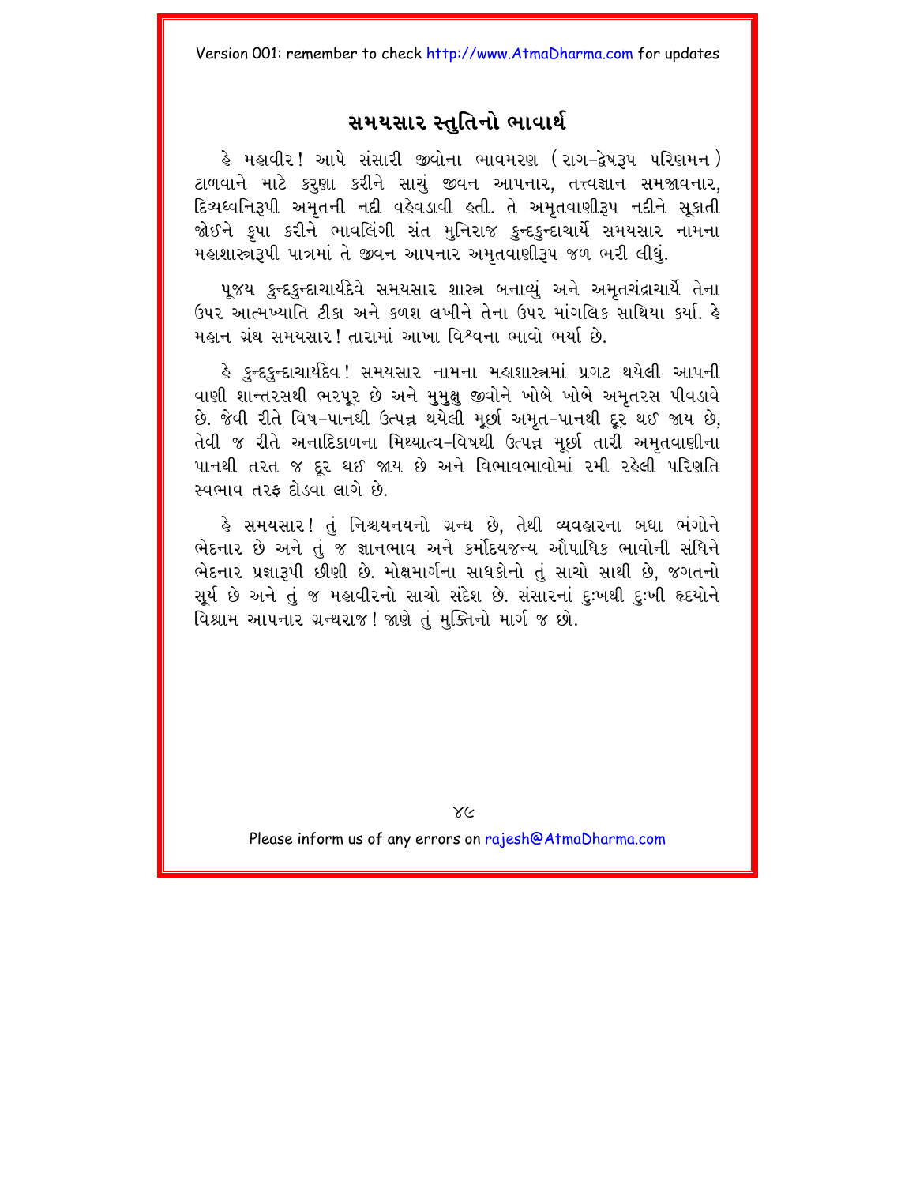# સમયસાર સ્તુતિનો ભાવાર્થ

હે મહાવીર! આપે સંસારી જીવોના ભાવમરણ (રાગ-દ્વેષરૂપ પરિણમન) ટાળવાને માટે કરુણા કરીને સાચું જીવન આપનાર, તત્ત્વજ્ઞાન સમજાવનાર, દિવ્યધ્વનિરૂપી અમૃતની નદી વહેવડાવી હતી. તે અમૃતવાણીરૂપ નદીને સૂકાતી જોઈને કૃપા કરીને ભાવલિંગી સંત મુનિરાજ કુન્દકુન્દાચાર્યે સમયસાર નામના મહાશાસ્ત્રરૂપી પાત્રમાં તે જીવન આપનાર અમૃતવાણીરૂપ જળ ભરી લીધું.

પૂજ્ય કુન્દકુન્દાચાર્યદેવે સમયસાર શાસ્ત્ર બનાવ્યું અને અમૃતચંદ્રાચાર્યે તેના ઉપર આત્મખ્યાતિ ટીકા અને કળશ લખીને તેના ઉપર માંગલિક સાથિયા કર્યા. હે મહાન ગ્રંથ સમયસાર! તારામાં આખા વિશ્વના ભાવો ભર્યા છે.

હે કુન્દકુન્દાચાર્યદેવ! સમયસાર નામના મહાશાસ્ત્રમાં પ્રગટ થયેલી આપની વાણી શાન્તરસથી ભરપૂર છે અને મુમુક્ષુ જીવોને ખોબે ખોબે અમૃતરસ પીવડાવે છે. જેવી રીતે વિષ-પાનથી ઉત્પન્ન થયેલી મૂર્છા અમૃત-પાનથી દૂર થઈ જાય છે, તેવી જ રીતે અનાદિકાળના મિથ્યાત્વ-વિષથી ઉત્પન્ન મૂર્છા તારી અમૃતવાણીના પાનથી તરત જ દૂર થઈ જાય છે અને વિભાવભાવોમાં રમી રહેલી પરિણતિ સ્વભાવ તરફ દોડવા લાગે છે.

હે સમયસાર! તું નિશ્ચયનયનો ગ્રન્થ છે, તેથી વ્યવહારના બધા ભંગોને ભેદનાર છે અને તું જ જ્ઞાનભાવ અને કર્મોદયજન્ય ઔપાધિક ભાવોની સંધિને ભેદનાર પ્રજ્ઞારૂપી છીણી છે. મોક્ષમાર્ગના સાધકોનો તું સાચો સાથી છે, જગતનો સૂર્ય છે અને તું જ મહાવીરનો સાચો સંદેશ છે. સંસારનાં દુઃખથી દુઃખી હૃદયોને વિશ્રામ આપનાર ગ્રન્થરાજ! જાણે તું મુક્તિનો માર્ગ જ છો.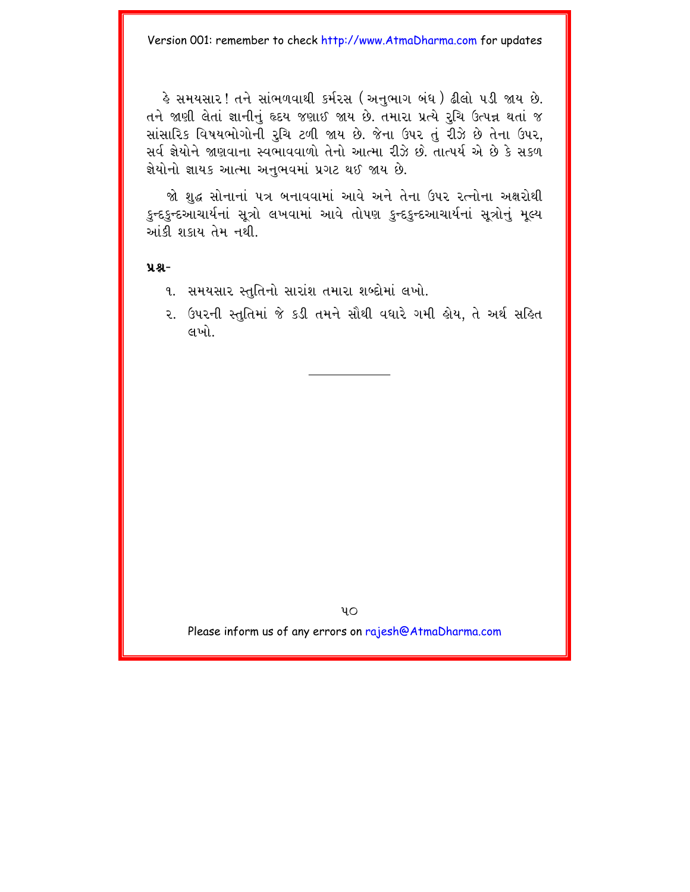હે સમયસાર! તને સાંભળવાથી કર્મરસ (અનુભાગ બંધ) ઢીલો પડી જાય છે. તને જાણી લેતાં જ્ઞાનીનું હૃદય જણાઈ જાય છે. તમારા પ્રત્યે રુચિ ઉત્પન્ન થતાં જ સાંસારિક વિષયભોગોની રુચિ ટળી જાય છે. જેના ઉપર તું રીઝે છે તેના ઉપર, સર્વ જ્ઞેયોને જાણવાના સ્વભાવવાળો તેનો આત્મા રીઝે છે. તાત્પર્ય એ છે કે સકળ જ્ઞેયોનો જ્ઞાયક આત્મા અનુભવમાં પ્રગટ થઈ જાય છે.

જો શુદ્ધ સોનાનાં પત્ર બનાવવામાં આવે અને તેના ઉપર રત્નોના અક્ષરોથી કુન્દકુન્દઆચાર્યનાં સૂત્રો લખવામાં આવે તોપણ કુન્દકુન્દઆચાર્યનાં સૂત્રોનું મૂલ્ય આંકી શકાય તેમ નથી.

**પ્રશ્ન-**

૧. સમયસાર સ્તુતિનો સારાંશ તમારા શબ્દોમાં લખો.

૨. ઉપરની સ્તુતિમાં જે કડી તમને સૌથી વધારે ગમી હોય, તે અર્થ સહિત લખો.

---